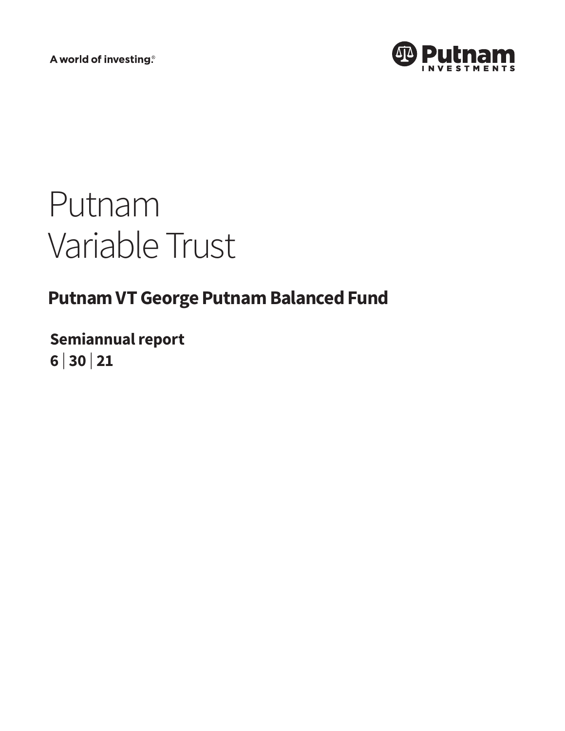A world of investing.®

Putnam Investments

# Putnam Variable Trust

## Putnam VT George Putnam Balanced Fund

**Semiannual report**
**6 | 30 | 21**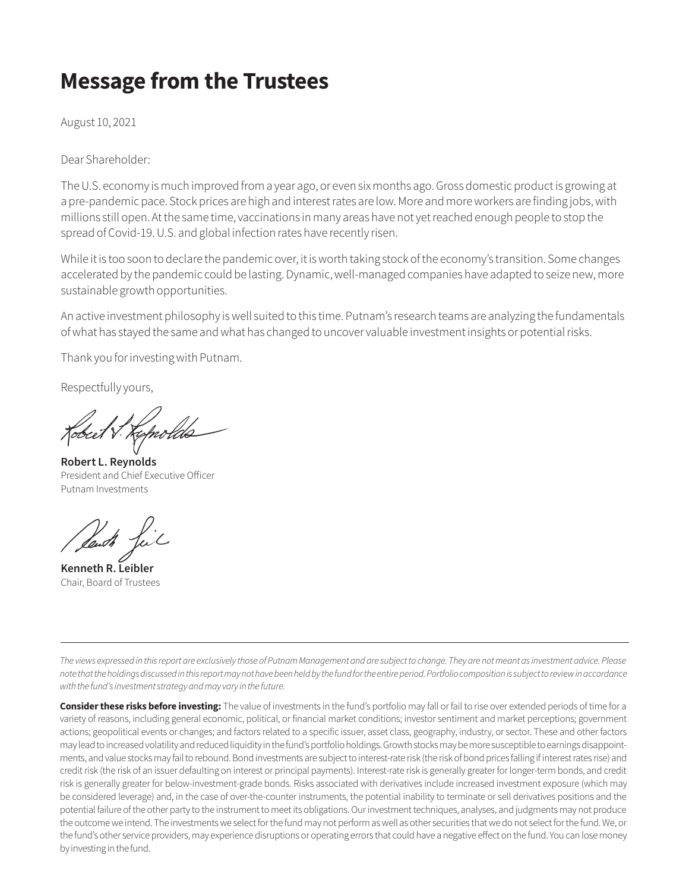# Message from the Trustees

August 10, 2021

Dear Shareholder:

The U.S. economy is much improved from a year ago, or even six months ago. Gross domestic product is growing at a pre-pandemic pace. Stock prices are high and interest rates are low. More and more workers are finding jobs, with millions still open. At the same time, vaccinations in many areas have not yet reached enough people to stop the spread of Covid-19. U.S. and global infection rates have recently risen.

While it is too soon to declare the pandemic over, it is worth taking stock of the economy's transition. Some changes accelerated by the pandemic could be lasting. Dynamic, well-managed companies have adapted to seize new, more sustainable growth opportunities.

An active investment philosophy is well suited to this time. Putnam's research teams are analyzing the fundamentals of what has stayed the same and what has changed to uncover valuable investment insights or potential risks.

Thank you for investing with Putnam.

Respectfully yours,

**Robert L. Reynolds**
President and Chief Executive Officer
Putnam Investments

**Kenneth R. Leibler**
Chair, Board of Trustees

---

*The views expressed in this report are exclusively those of Putnam Management and are subject to change. They are not meant as investment advice. Please note that the holdings discussed in this report may not have been held by the fund for the entire period. Portfolio composition is subject to review in accordance with the fund's investment strategy and may vary in the future.*

**Consider these risks before investing:** The value of investments in the fund's portfolio may fall or fail to rise over extended periods of time for a variety of reasons, including general economic, political, or financial market conditions; investor sentiment and market perceptions; government actions; geopolitical events or changes; and factors related to a specific issuer, asset class, geography, industry, or sector. These and other factors may lead to increased volatility and reduced liquidity in the fund's portfolio holdings. Growth stocks may be more susceptible to earnings disappointments, and value stocks may fail to rebound. Bond investments are subject to interest-rate risk (the risk of bond prices falling if interest rates rise) and credit risk (the risk of an issuer defaulting on interest or principal payments). Interest-rate risk is generally greater for longer-term bonds, and credit risk is generally greater for below-investment-grade bonds. Risks associated with derivatives include increased investment exposure (which may be considered leverage) and, in the case of over-the-counter instruments, the potential inability to terminate or sell derivatives positions and the potential failure of the other party to the instrument to meet its obligations. Our investment techniques, analyses, and judgments may not produce the outcome we intend. The investments we select for the fund may not perform as well as other securities that we do not select for the fund. We, or the fund's other service providers, may experience disruptions or operating errors that could have a negative effect on the fund. You can lose money by investing in the fund.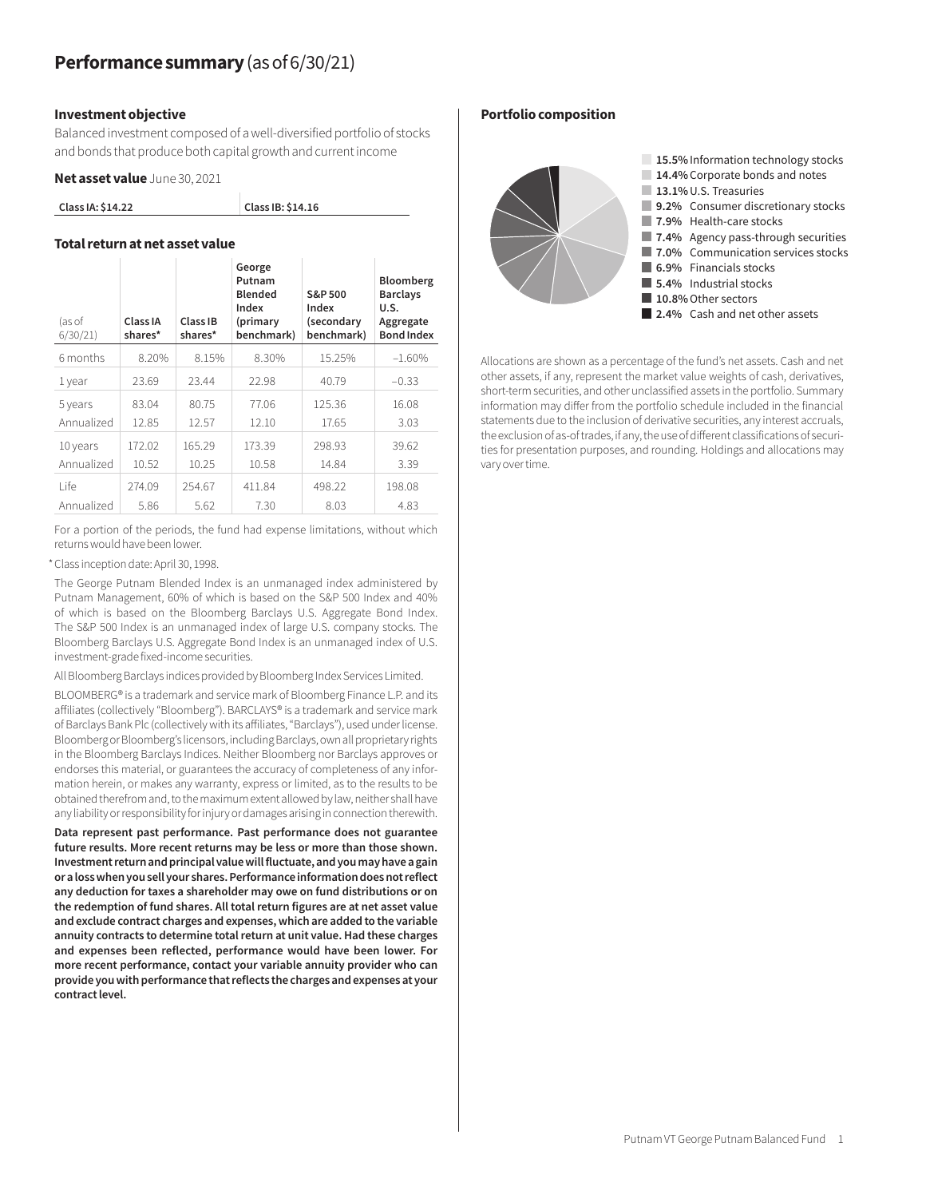# Performance summary (as of 6/30/21)

### Investment objective

Balanced investment composed of a well-diversified portfolio of stocks and bonds that produce both capital growth and current income

### Net asset value June 30, 2021

| Class IA: $14.22 | Class IB: $14.16 |
|---|---|

### Total return at net asset value

| (as of 6/30/21) | Class IA shares* | Class IB shares* | George Putnam Blended Index (primary benchmark) | S&P 500 Index (secondary benchmark) | Bloomberg Barclays U.S. Aggregate Bond Index |
|---|---|---|---|---|---|
| 6 months | 8.20% | 8.15% | 8.30% | 15.25% | –1.60% |
| 1 year | 23.69 | 23.44 | 22.98 | 40.79 | –0.33 |
| 5 years | 83.04 | 80.75 | 77.06 | 125.36 | 16.08 |
| Annualized | 12.85 | 12.57 | 12.10 | 17.65 | 3.03 |
| 10 years | 172.02 | 165.29 | 173.39 | 298.93 | 39.62 |
| Annualized | 10.52 | 10.25 | 10.58 | 14.84 | 3.39 |
| Life | 274.09 | 254.67 | 411.84 | 498.22 | 198.08 |
| Annualized | 5.86 | 5.62 | 7.30 | 8.03 | 4.83 |

For a portion of the periods, the fund had expense limitations, without which returns would have been lower.

\* Class inception date: April 30, 1998.

The George Putnam Blended Index is an unmanaged index administered by Putnam Management, 60% of which is based on the S&P 500 Index and 40% of which is based on the Bloomberg Barclays U.S. Aggregate Bond Index. The S&P 500 Index is an unmanaged index of large U.S. company stocks. The Bloomberg Barclays U.S. Aggregate Bond Index is an unmanaged index of U.S. investment-grade fixed-income securities.

All Bloomberg Barclays indices provided by Bloomberg Index Services Limited.

BLOOMBERG® is a trademark and service mark of Bloomberg Finance L.P. and its affiliates (collectively "Bloomberg"). BARCLAYS® is a trademark and service mark of Barclays Bank Plc (collectively with its affiliates, "Barclays"), used under license. Bloomberg or Bloomberg's licensors, including Barclays, own all proprietary rights in the Bloomberg Barclays Indices. Neither Bloomberg nor Barclays approves or endorses this material, or guarantees the accuracy of completeness of any information herein, or makes any warranty, express or limited, as to the results to be obtained therefrom and, to the maximum extent allowed by law, neither shall have any liability or responsibility for injury or damages arising in connection therewith.

**Data represent past performance. Past performance does not guarantee future results. More recent returns may be less or more than those shown. Investment return and principal value will fluctuate, and you may have a gain or a loss when you sell your shares. Performance information does not reflect any deduction for taxes a shareholder may owe on fund distributions or on the redemption of fund shares. All total return figures are at net asset value and exclude contract charges and expenses, which are added to the variable annuity contracts to determine total return at unit value. Had these charges and expenses been reflected, performance would have been lower. For more recent performance, contact your variable annuity provider who can provide you with performance that reflects the charges and expenses at your contract level.**

### Portfolio composition

- **15.5%** Information technology stocks
- **14.4%** Corporate bonds and notes
- **13.1%** U.S. Treasuries
- **9.2%** Consumer discretionary stocks
- **7.9%** Health-care stocks
- **7.4%** Agency pass-through securities
- **7.0%** Communication services stocks
- **6.9%** Financials stocks
- **5.4%** Industrial stocks
- **10.8%** Other sectors
- **2.4%** Cash and net other assets

Allocations are shown as a percentage of the fund's net assets. Cash and net other assets, if any, represent the market value weights of cash, derivatives, short-term securities, and other unclassified assets in the portfolio. Summary information may differ from the portfolio schedule included in the financial statements due to the inclusion of derivative securities, any interest accruals, the exclusion of as-of trades, if any, the use of different classifications of securities for presentation purposes, and rounding. Holdings and allocations may vary over time.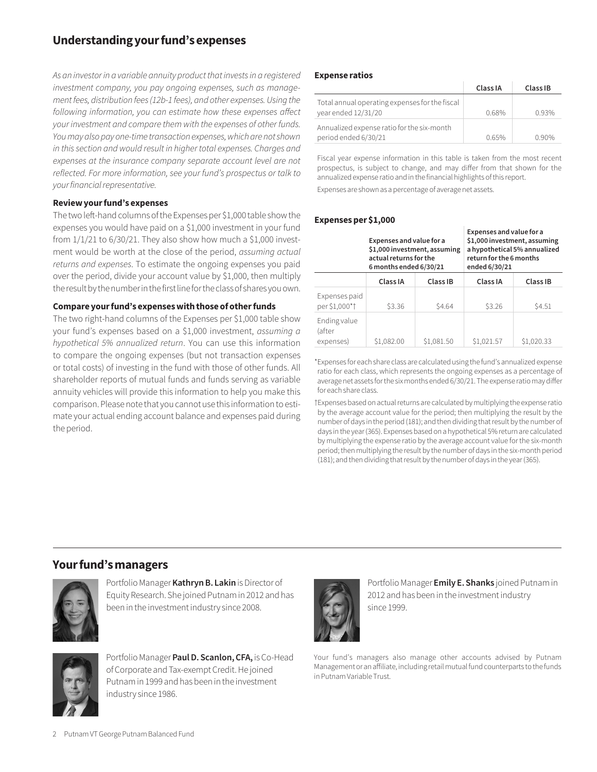## Understanding your fund's expenses

*As an investor in a variable annuity product that invests in a registered investment company, you pay ongoing expenses, such as management fees, distribution fees (12b-1 fees), and other expenses. Using the following information, you can estimate how these expenses affect your investment and compare them with the expenses of other funds. You may also pay one-time transaction expenses, which are not shown in this section and would result in higher total expenses. Charges and expenses at the insurance company separate account level are not reflected. For more information, see your fund's prospectus or talk to your financial representative.*

### Review your fund's expenses

The two left-hand columns of the Expenses per $1,000 table show the expenses you would have paid on a $1,000 investment in your fund from 1/1/21 to 6/30/21. They also show how much a $1,000 investment would be worth at the close of the period, *assuming actual returns and expenses*. To estimate the ongoing expenses you paid over the period, divide your account value by $1,000, then multiply the result by the number in the first line for the class of shares you own.

### Compare your fund's expenses with those of other funds

The two right-hand columns of the Expenses per $1,000 table show your fund's expenses based on a $1,000 investment, *assuming a hypothetical 5% annualized return*. You can use this information to compare the ongoing expenses (but not transaction expenses or total costs) of investing in the fund with those of other funds. All shareholder reports of mutual funds and funds serving as variable annuity vehicles will provide this information to help you make this comparison. Please note that you cannot use this information to estimate your actual ending account balance and expenses paid during the period.

### Expense ratios

| | Class IA | Class IB |
|---|---|---|
| Total annual operating expenses for the fiscal year ended 12/31/20 | 0.68% | 0.93% |
| Annualized expense ratio for the six-month period ended 6/30/21 | 0.65% | 0.90% |

Fiscal year expense information in this table is taken from the most recent prospectus, is subject to change, and may differ from that shown for the annualized expense ratio and in the financial highlights of this report.

Expenses are shown as a percentage of average net assets.

### Expenses per $1,000

| | Expenses and value for a $1,000 investment, assuming actual returns for the 6 months ended 6/30/21 | | Expenses and value for a $1,000 investment, assuming a hypothetical 5% annualized return for the 6 months ended 6/30/21 | |
|---|---|---|---|---|
| | Class IA | Class IB | Class IA | Class IB |
| Expenses paid per $1,000*† | $3.36 | $4.64 | $3.26 | $4.51 |
| Ending value (after expenses) | $1,082.00 | $1,081.50 | $1,021.57 | $1,020.33 |

*Expenses for each share class are calculated using the fund's annualized expense ratio for each class, which represents the ongoing expenses as a percentage of average net assets for the six months ended 6/30/21. The expense ratio may differ for each share class.

†Expenses based on actual returns are calculated by multiplying the expense ratio by the average account value for the period; then multiplying the result by the number of days in the period (181); and then dividing that result by the number of days in the year (365). Expenses based on a hypothetical 5% return are calculated by multiplying the expense ratio by the average account value for the six-month period; then multiplying the result by the number of days in the six-month period (181); and then dividing that result by the number of days in the year (365).

## Your fund's managers

Portfolio Manager **Kathryn B. Lakin** is Director of Equity Research. She joined Putnam in 2012 and has been in the investment industry since 2008.

Portfolio Manager **Paul D. Scanlon, CFA,** is Co-Head of Corporate and Tax-exempt Credit. He joined Putnam in 1999 and has been in the investment industry since 1986.

Portfolio Manager **Emily E. Shanks** joined Putnam in 2012 and has been in the investment industry since 1999.

Your fund's managers also manage other accounts advised by Putnam Management or an affiliate, including retail mutual fund counterparts to the funds in Putnam Variable Trust.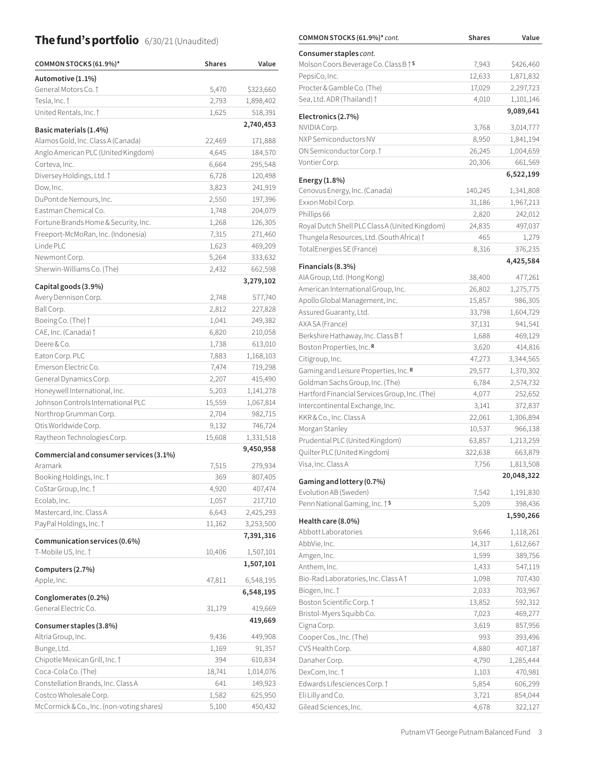## The fund's portfolio 6/30/21 (Unaudited)

| COMMON STOCKS (61.9%)* | Shares | Value |
|---|---|---|
| **Automotive (1.1%)** | | |
| General Motors Co. † | 5,470 | $323,660 |
| Tesla, Inc. † | 2,793 | 1,898,402 |
| United Rentals, Inc. † | 1,625 | 518,391 |
| | | **2,740,453** |
| **Basic materials (1.4%)** | | |
| Alamos Gold, Inc. Class A (Canada) | 22,469 | 171,888 |
| Anglo American PLC (United Kingdom) | 4,645 | 184,570 |
| Corteva, Inc. | 6,664 | 295,548 |
| Diversey Holdings, Ltd. † | 6,728 | 120,498 |
| Dow, Inc. | 3,823 | 241,919 |
| DuPont de Nemours, Inc. | 2,550 | 197,396 |
| Eastman Chemical Co. | 1,748 | 204,079 |
| Fortune Brands Home & Security, Inc. | 1,268 | 126,305 |
| Freeport-McMoRan, Inc. (Indonesia) | 7,315 | 271,460 |
| Linde PLC | 1,623 | 469,209 |
| Newmont Corp. | 5,264 | 333,632 |
| Sherwin-Williams Co. (The) | 2,432 | 662,598 |
| | | **3,279,102** |
| **Capital goods (3.9%)** | | |
| Avery Dennison Corp. | 2,748 | 577,740 |
| Ball Corp. | 2,812 | 227,828 |
| Boeing Co. (The) † | 1,041 | 249,382 |
| CAE, Inc. (Canada) † | 6,820 | 210,058 |
| Deere & Co. | 1,738 | 613,010 |
| Eaton Corp. PLC | 7,883 | 1,168,103 |
| Emerson Electric Co. | 7,474 | 719,298 |
| General Dynamics Corp. | 2,207 | 415,490 |
| Honeywell International, Inc. | 5,203 | 1,141,278 |
| Johnson Controls International PLC | 15,559 | 1,067,814 |
| Northrop Grumman Corp. | 2,704 | 982,715 |
| Otis Worldwide Corp. | 9,132 | 746,724 |
| Raytheon Technologies Corp. | 15,608 | 1,331,518 |
| | | **9,450,958** |
| **Commercial and consumer services (3.1%)** | | |
| Aramark | 7,515 | 279,934 |
| Booking Holdings, Inc. † | 369 | 807,405 |
| CoStar Group, Inc. † | 4,920 | 407,474 |
| Ecolab, Inc. | 1,057 | 217,710 |
| Mastercard, Inc. Class A | 6,643 | 2,425,293 |
| PayPal Holdings, Inc. † | 11,162 | 3,253,500 |
| | | **7,391,316** |
| **Communication services (0.6%)** | | |
| T-Mobile US, Inc. † | 10,406 | 1,507,101 |
| | | **1,507,101** |
| **Computers (2.7%)** | | |
| Apple, Inc. | 47,811 | 6,548,195 |
| | | **6,548,195** |
| **Conglomerates (0.2%)** | | |
| General Electric Co. | 31,179 | 419,669 |
| | | **419,669** |
| **Consumer staples (3.8%)** | | |
| Altria Group, Inc. | 9,436 | 449,908 |
| Bunge, Ltd. | 1,169 | 91,357 |
| Chipotle Mexican Grill, Inc. † | 394 | 610,834 |
| Coca-Cola Co. (The) | 18,741 | 1,014,076 |
| Constellation Brands, Inc. Class A | 641 | 149,923 |
| Costco Wholesale Corp. | 1,582 | 625,950 |
| McCormick & Co., Inc. (non-voting shares) | 5,100 | 450,432 |
| Molson Coors Beverage Co. Class B † S | 7,943 | $426,460 |
| PepsiCo, Inc. | 12,633 | 1,871,832 |
| Procter & Gamble Co. (The) | 17,029 | 2,297,723 |
| Sea, Ltd. ADR (Thailand) † | 4,010 | 1,101,146 |
| | | **9,089,641** |
| **Electronics (2.7%)** | | |
| NVIDIA Corp. | 3,768 | 3,014,777 |
| NXP Semiconductors NV | 8,950 | 1,841,194 |
| ON Semiconductor Corp. † | 26,245 | 1,004,659 |
| Vontier Corp. | 20,306 | 661,569 |
| | | **6,522,199** |
| **Energy (1.8%)** | | |
| Cenovus Energy, Inc. (Canada) | 140,245 | 1,341,808 |
| Exxon Mobil Corp. | 31,186 | 1,967,213 |
| Phillips 66 | 2,820 | 242,012 |
| Royal Dutch Shell PLC Class A (United Kingdom) | 24,835 | 497,037 |
| Thungela Resources, Ltd. (South Africa) † | 465 | 1,279 |
| TotalEnergies SE (France) | 8,316 | 376,235 |
| | | **4,425,584** |
| **Financials (8.3%)** | | |
| AIA Group, Ltd. (Hong Kong) | 38,400 | 477,261 |
| American International Group, Inc. | 26,802 | 1,275,775 |
| Apollo Global Management, Inc. | 15,857 | 986,305 |
| Assured Guaranty, Ltd. | 33,798 | 1,604,729 |
| AXA SA (France) | 37,131 | 941,541 |
| Berkshire Hathaway, Inc. Class B † | 1,688 | 469,129 |
| Boston Properties, Inc. R | 3,620 | 414,816 |
| Citigroup, Inc. | 47,273 | 3,344,565 |
| Gaming and Leisure Properties, Inc. R | 29,577 | 1,370,302 |
| Goldman Sachs Group, Inc. (The) | 6,784 | 2,574,732 |
| Hartford Financial Services Group, Inc. (The) | 4,077 | 252,652 |
| Intercontinental Exchange, Inc. | 3,141 | 372,837 |
| KKR & Co., Inc. Class A | 22,061 | 1,306,894 |
| Morgan Stanley | 10,537 | 966,138 |
| Prudential PLC (United Kingdom) | 63,857 | 1,213,259 |
| Quilter PLC (United Kingdom) | 322,638 | 663,879 |
| Visa, Inc. Class A | 7,756 | 1,813,508 |
| | | **20,048,322** |
| **Gaming and lottery (0.7%)** | | |
| Evolution AB (Sweden) | 7,542 | 1,191,830 |
| Penn National Gaming, Inc. † S | 5,209 | 398,436 |
| | | **1,590,266** |
| **Health care (8.0%)** | | |
| Abbott Laboratories | 9,646 | 1,118,261 |
| AbbVie, Inc. | 14,317 | 1,612,667 |
| Amgen, Inc. | 1,599 | 389,756 |
| Anthem, Inc. | 1,433 | 547,119 |
| Bio-Rad Laboratories, Inc. Class A † | 1,098 | 707,430 |
| Biogen, Inc. † | 2,033 | 703,967 |
| Boston Scientific Corp. † | 13,852 | 592,312 |
| Bristol-Myers Squibb Co. | 7,023 | 469,277 |
| Cigna Corp. | 3,619 | 857,956 |
| Cooper Cos., Inc. (The) | 993 | 393,496 |
| CVS Health Corp. | 4,880 | 407,187 |
| Danaher Corp. | 4,790 | 1,285,444 |
| DexCom, Inc. † | 1,103 | 470,981 |
| Edwards Lifesciences Corp. † | 5,854 | 606,299 |
| Eli Lilly and Co. | 3,721 | 854,044 |
| Gilead Sciences, Inc. | 4,678 | 322,127 |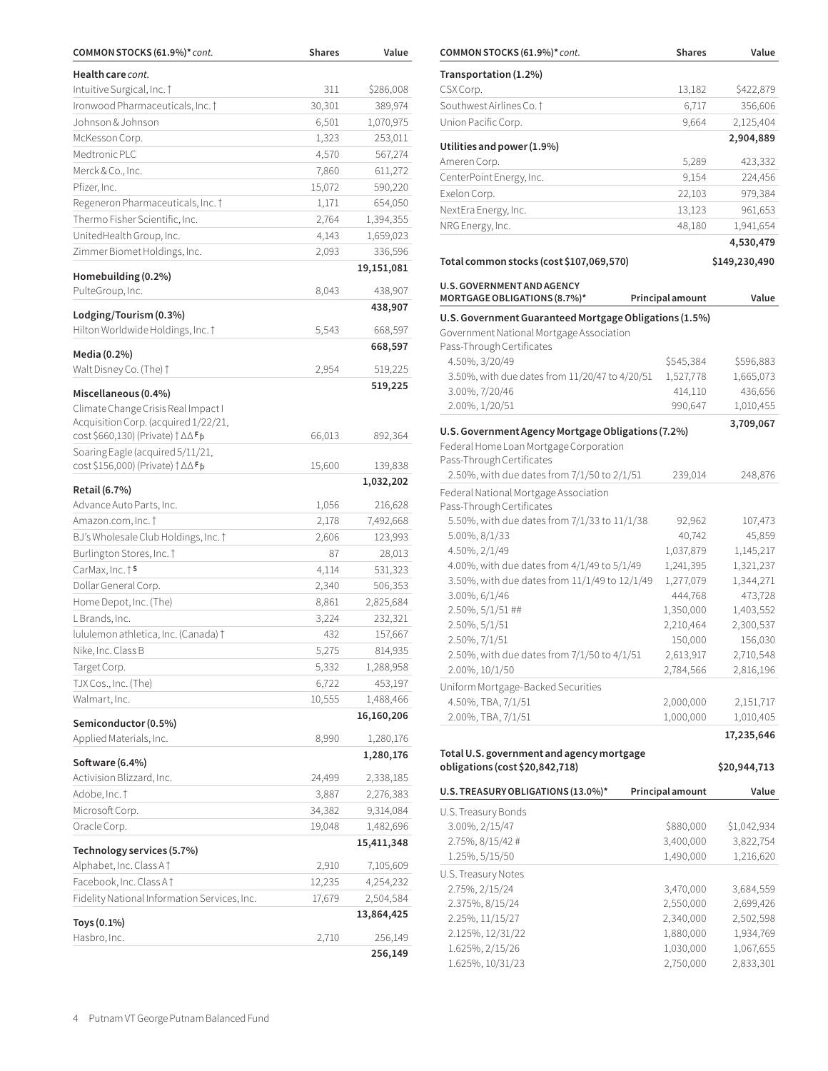| COMMON STOCKS (61.9%)* *cont.* | Shares | Value |
|---|---|---|
| **Health care** *cont.* | | |
| Intuitive Surgical, Inc. † | 311 | $286,008 |
| Ironwood Pharmaceuticals, Inc. † | 30,301 | 389,974 |
| Johnson & Johnson | 6,501 | 1,070,975 |
| McKesson Corp. | 1,323 | 253,011 |
| Medtronic PLC | 4,570 | 567,274 |
| Merck & Co., Inc. | 7,860 | 611,272 |
| Pfizer, Inc. | 15,072 | 590,220 |
| Regeneron Pharmaceuticals, Inc. † | 1,171 | 654,050 |
| Thermo Fisher Scientific, Inc. | 2,764 | 1,394,355 |
| UnitedHealth Group, Inc. | 4,143 | 1,659,023 |
| Zimmer Biomet Holdings, Inc. | 2,093 | 336,596 |
| | | **19,151,081** |
| **Homebuilding (0.2%)** | | |
| PulteGroup, Inc. | 8,043 | 438,907 |
| | | **438,907** |
| **Lodging/Tourism (0.3%)** | | |
| Hilton Worldwide Holdings, Inc. † | 5,543 | 668,597 |
| | | **668,597** |
| **Media (0.2%)** | | |
| Walt Disney Co. (The) † | 2,954 | 519,225 |
| | | **519,225** |
| **Miscellaneous (0.4%)** | | |
| Climate Change Crisis Real Impact I Acquisition Corp. (acquired 1/22/21, cost $660,130) (Private) † ΔΔ F ϸ | 66,013 | 892,364 |
| Soaring Eagle (acquired 5/11/21, cost $156,000) (Private) † ΔΔ F ϸ | 15,600 | 139,838 |
| | | **1,032,202** |
| **Retail (6.7%)** | | |
| Advance Auto Parts, Inc. | 1,056 | 216,628 |
| Amazon.com, Inc. † | 2,178 | 7,492,668 |
| BJ's Wholesale Club Holdings, Inc. † | 2,606 | 123,993 |
| Burlington Stores, Inc. † | 87 | 28,013 |
| CarMax, Inc. † S | 4,114 | 531,323 |
| Dollar General Corp. | 2,340 | 506,353 |
| Home Depot, Inc. (The) | 8,861 | 2,825,684 |
| L Brands, Inc. | 3,224 | 232,321 |
| lululemon athletica, Inc. (Canada) † | 432 | 157,667 |
| Nike, Inc. Class B | 5,275 | 814,935 |
| Target Corp. | 5,332 | 1,288,958 |
| TJX Cos., Inc. (The) | 6,722 | 453,197 |
| Walmart, Inc. | 10,555 | 1,488,466 |
| | | **16,160,206** |
| **Semiconductor (0.5%)** | | |
| Applied Materials, Inc. | 8,990 | 1,280,176 |
| | | **1,280,176** |
| **Software (6.4%)** | | |
| Activision Blizzard, Inc. | 24,499 | 2,338,185 |
| Adobe, Inc. † | 3,887 | 2,276,383 |
| Microsoft Corp. | 34,382 | 9,314,084 |
| Oracle Corp. | 19,048 | 1,482,696 |
| | | **15,411,348** |
| **Technology services (5.7%)** | | |
| Alphabet, Inc. Class A † | 2,910 | 7,105,609 |
| Facebook, Inc. Class A † | 12,235 | 4,254,232 |
| Fidelity National Information Services, Inc. | 17,679 | 2,504,584 |
| | | **13,864,425** |
| **Toys (0.1%)** | | |
| Hasbro, Inc. | 2,710 | 256,149 |
| | | **256,149** |
| **Transportation (1.2%)** | | |
| CSX Corp. | 13,182 | $422,879 |
| Southwest Airlines Co. † | 6,717 | 356,606 |
| Union Pacific Corp. | 9,664 | 2,125,404 |
| | | **2,904,889** |
| **Utilities and power (1.9%)** | | |
| Ameren Corp. | 5,289 | 423,332 |
| CenterPoint Energy, Inc. | 9,154 | 224,456 |
| Exelon Corp. | 22,103 | 979,384 |
| NextEra Energy, Inc. | 13,123 | 961,653 |
| NRG Energy, Inc. | 48,180 | 1,941,654 |
| | | **4,530,479** |
| **Total common stocks (cost $107,069,570)** | | **$149,230,490** |

| U.S. GOVERNMENT AND AGENCY MORTGAGE OBLIGATIONS (8.7%)* | Principal amount | Value |
|---|---|---|
| **U.S. Government Guaranteed Mortgage Obligations (1.5%)** | | |
| Government National Mortgage Association Pass-Through Certificates | | |
| 4.50%, 3/20/49 | $545,384 | $596,883 |
| 3.50%, with due dates from 11/20/47 to 4/20/51 | 1,527,778 | 1,665,073 |
| 3.00%, 7/20/46 | 414,110 | 436,656 |
| 2.00%, 1/20/51 | 990,647 | 1,010,455 |
| | | **3,709,067** |
| **U.S. Government Agency Mortgage Obligations (7.2%)** | | |
| Federal Home Loan Mortgage Corporation Pass-Through Certificates | | |
| 2.50%, with due dates from 7/1/50 to 2/1/51 | 239,014 | 248,876 |
| Federal National Mortgage Association Pass-Through Certificates | | |
| 5.50%, with due dates from 7/1/33 to 11/1/38 | 92,962 | 107,473 |
| 5.00%, 8/1/33 | 40,742 | 45,859 |
| 4.50%, 2/1/49 | 1,037,879 | 1,145,217 |
| 4.00%, with due dates from 4/1/49 to 5/1/49 | 1,241,395 | 1,321,237 |
| 3.50%, with due dates from 11/1/49 to 12/1/49 | 1,277,079 | 1,344,271 |
| 3.00%, 6/1/46 | 444,768 | 473,728 |
| 2.50%, 5/1/51 ## | 1,350,000 | 1,403,552 |
| 2.50%, 5/1/51 | 2,210,464 | 2,300,537 |
| 2.50%, 7/1/51 | 150,000 | 156,030 |
| 2.50%, with due dates from 7/1/50 to 4/1/51 | 2,613,917 | 2,710,548 |
| 2.00%, 10/1/50 | 2,784,566 | 2,816,196 |
| Uniform Mortgage-Backed Securities | | |
| 4.50%, TBA, 7/1/51 | 2,000,000 | 2,151,717 |
| 2.00%, TBA, 7/1/51 | 1,000,000 | 1,010,405 |
| | | **17,235,646** |
| **Total U.S. government and agency mortgage obligations (cost $20,842,718)** | | **$20,944,713** |

| U.S. TREASURY OBLIGATIONS (13.0%)* | Principal amount | Value |
|---|---|---|
| U.S. Treasury Bonds | | |
| 3.00%, 2/15/47 | $880,000 | $1,042,934 |
| 2.75%, 8/15/42 # | 3,400,000 | 3,822,754 |
| 1.25%, 5/15/50 | 1,490,000 | 1,216,620 |
| U.S. Treasury Notes | | |
| 2.75%, 2/15/24 | 3,470,000 | 3,684,559 |
| 2.375%, 8/15/24 | 2,550,000 | 2,699,426 |
| 2.25%, 11/15/27 | 2,340,000 | 2,502,598 |
| 2.125%, 12/31/22 | 1,880,000 | 1,934,769 |
| 1.625%, 2/15/26 | 1,030,000 | 1,067,655 |
| 1.625%, 10/31/23 | 2,750,000 | 2,833,301 |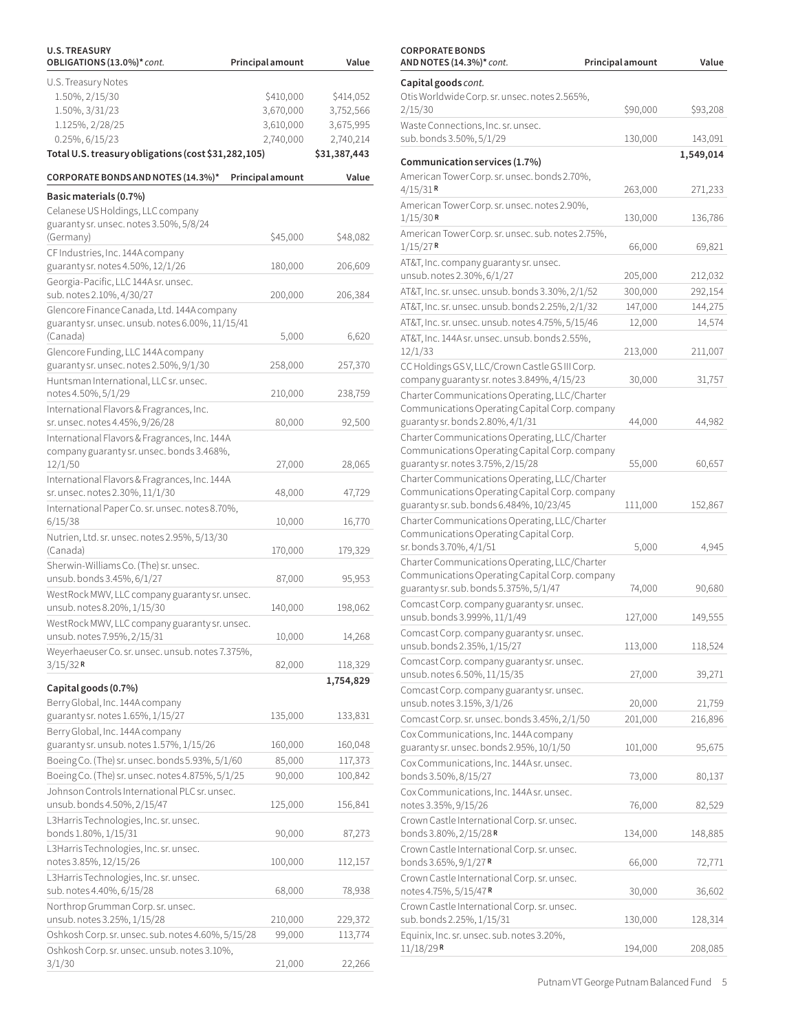| U.S. TREASURY OBLIGATIONS (13.0%)* *cont.* | Principal amount | Value |
|---|---|---|
| U.S. Treasury Notes | | |
| 1.50%, 2/15/30 | $410,000 | $414,052 |
| 1.50%, 3/31/23 | 3,670,000 | 3,752,566 |
| 1.125%, 2/28/25 | 3,610,000 | 3,675,995 |
| 0.25%, 6/15/23 | 2,740,000 | 2,740,214 |
| **Total U.S. treasury obligations (cost $31,282,105)** | | **$31,387,443** |

| CORPORATE BONDS AND NOTES (14.3%)* | Principal amount | Value |
|---|---|---|
| **Basic materials (0.7%)** | | |
| Celanese US Holdings, LLC company guaranty sr. unsec. notes 3.50%, 5/8/24 (Germany) | $45,000 | $48,082 |
| CF Industries, Inc. 144A company guaranty sr. notes 4.50%, 12/1/26 | 180,000 | 206,609 |
| Georgia-Pacific, LLC 144A sr. unsec. sub. notes 2.10%, 4/30/27 | 200,000 | 206,384 |
| Glencore Finance Canada, Ltd. 144A company guaranty sr. unsec. unsub. notes 6.00%, 11/15/41 (Canada) | 5,000 | 6,620 |
| Glencore Funding, LLC 144A company guaranty sr. unsec. notes 2.50%, 9/1/30 | 258,000 | 257,370 |
| Huntsman International, LLC sr. unsec. notes 4.50%, 5/1/29 | 210,000 | 238,759 |
| International Flavors & Fragrances, Inc. sr. unsec. notes 4.45%, 9/26/28 | 80,000 | 92,500 |
| International Flavors & Fragrances, Inc. 144A company guaranty sr. unsec. bonds 3.468%, 12/1/50 | 27,000 | 28,065 |
| International Flavors & Fragrances, Inc. 144A sr. unsec. notes 2.30%, 11/1/30 | 48,000 | 47,729 |
| International Paper Co. sr. unsec. notes 8.70%, 6/15/38 | 10,000 | 16,770 |
| Nutrien, Ltd. sr. unsec. notes 2.95%, 5/13/30 (Canada) | 170,000 | 179,329 |
| Sherwin-Williams Co. (The) sr. unsec. unsub. bonds 3.45%, 6/1/27 | 87,000 | 95,953 |
| WestRock MWV, LLC company guaranty sr. unsec. unsub. notes 8.20%, 1/15/30 | 140,000 | 198,062 |
| WestRock MWV, LLC company guaranty sr. unsec. unsub. notes 7.95%, 2/15/31 | 10,000 | 14,268 |
| Weyerhaeuser Co. sr. unsec. unsub. notes 7.375%, 3/15/32 **R** | 82,000 | 118,329 |
| | | **1,754,829** |
| **Capital goods (0.7%)** | | |
| Berry Global, Inc. 144A company guaranty sr. notes 1.65%, 1/15/27 | 135,000 | 133,831 |
| Berry Global, Inc. 144A company guaranty sr. unsub. notes 1.57%, 1/15/26 | 160,000 | 160,048 |
| Boeing Co. (The) sr. unsec. bonds 5.93%, 5/1/60 | 85,000 | 117,373 |
| Boeing Co. (The) sr. unsec. notes 4.875%, 5/1/25 | 90,000 | 100,842 |
| Johnson Controls International PLC sr. unsec. unsub. bonds 4.50%, 2/15/47 | 125,000 | 156,841 |
| L3Harris Technologies, Inc. sr. unsec. bonds 1.80%, 1/15/31 | 90,000 | 87,273 |
| L3Harris Technologies, Inc. sr. unsec. notes 3.85%, 12/15/26 | 100,000 | 112,157 |
| L3Harris Technologies, Inc. sr. unsec. sub. notes 4.40%, 6/15/28 | 68,000 | 78,938 |
| Northrop Grumman Corp. sr. unsec. unsub. notes 3.25%, 1/15/28 | 210,000 | 229,372 |
| Oshkosh Corp. sr. unsec. sub. notes 4.60%, 5/15/28 | 99,000 | 113,774 |
| Oshkosh Corp. sr. unsec. unsub. notes 3.10%, 3/1/30 | 21,000 | 22,266 |

| CORPORATE BONDS AND NOTES (14.3%)* *cont.* | Principal amount | Value |
|---|---|---|
| **Capital goods** *cont.* | | |
| Otis Worldwide Corp. sr. unsec. notes 2.565%, 2/15/30 | $90,000 | $93,208 |
| Waste Connections, Inc. sr. unsec. sub. bonds 3.50%, 5/1/29 | 130,000 | 143,091 |
| | | **1,549,014** |
| **Communication services (1.7%)** | | |
| American Tower Corp. sr. unsec. bonds 2.70%, 4/15/31 **R** | 263,000 | 271,233 |
| American Tower Corp. sr. unsec. notes 2.90%, 1/15/30 **R** | 130,000 | 136,786 |
| American Tower Corp. sr. unsec. sub. notes 2.75%, 1/15/27 **R** | 66,000 | 69,821 |
| AT&T, Inc. company guaranty sr. unsec. unsub. notes 2.30%, 6/1/27 | 205,000 | 212,032 |
| AT&T, Inc. sr. unsec. unsub. bonds 3.30%, 2/1/52 | 300,000 | 292,154 |
| AT&T, Inc. sr. unsec. unsub. bonds 2.25%, 2/1/32 | 147,000 | 144,275 |
| AT&T, Inc. sr. unsec. unsub. notes 4.75%, 5/15/46 | 12,000 | 14,574 |
| AT&T, Inc. 144A sr. unsec. unsub. bonds 2.55%, 12/1/33 | 213,000 | 211,007 |
| CC Holdings GS V, LLC/Crown Castle GS III Corp. company guaranty sr. notes 3.849%, 4/15/23 | 30,000 | 31,757 |
| Charter Communications Operating, LLC/Charter Communications Operating Capital Corp. company guaranty sr. bonds 2.80%, 4/1/31 | 44,000 | 44,982 |
| Charter Communications Operating, LLC/Charter Communications Operating Capital Corp. company guaranty sr. notes 3.75%, 2/15/28 | 55,000 | 60,657 |
| Charter Communications Operating, LLC/Charter Communications Operating Capital Corp. company guaranty sr. sub. bonds 6.484%, 10/23/45 | 111,000 | 152,867 |
| Charter Communications Operating, LLC/Charter Communications Operating Capital Corp. sr. bonds 3.70%, 4/1/51 | 5,000 | 4,945 |
| Charter Communications Operating, LLC/Charter Communications Operating Capital Corp. company guaranty sr. sub. bonds 5.375%, 5/1/47 | 74,000 | 90,680 |
| Comcast Corp. company guaranty sr. unsec. unsub. bonds 3.999%, 11/1/49 | 127,000 | 149,555 |
| Comcast Corp. company guaranty sr. unsec. unsub. bonds 2.35%, 1/15/27 | 113,000 | 118,524 |
| Comcast Corp. company guaranty sr. unsec. unsub. notes 6.50%, 11/15/35 | 27,000 | 39,271 |
| Comcast Corp. company guaranty sr. unsec. unsub. notes 3.15%, 3/1/26 | 20,000 | 21,759 |
| Comcast Corp. sr. unsec. bonds 3.45%, 2/1/50 | 201,000 | 216,896 |
| Cox Communications, Inc. 144A company guaranty sr. unsec. bonds 2.95%, 10/1/50 | 101,000 | 95,675 |
| Cox Communications, Inc. 144A sr. unsec. bonds 3.50%, 8/15/27 | 73,000 | 80,137 |
| Cox Communications, Inc. 144A sr. unsec. notes 3.35%, 9/15/26 | 76,000 | 82,529 |
| Crown Castle International Corp. sr. unsec. bonds 3.80%, 2/15/28 **R** | 134,000 | 148,885 |
| Crown Castle International Corp. sr. unsec. bonds 3.65%, 9/1/27 **R** | 66,000 | 72,771 |
| Crown Castle International Corp. sr. unsec. notes 4.75%, 5/15/47 **R** | 30,000 | 36,602 |
| Crown Castle International Corp. sr. unsec. sub. bonds 2.25%, 1/15/31 | 130,000 | 128,314 |
| Equinix, Inc. sr. unsec. sub. notes 3.20%, 11/18/29 **R** | 194,000 | 208,085 |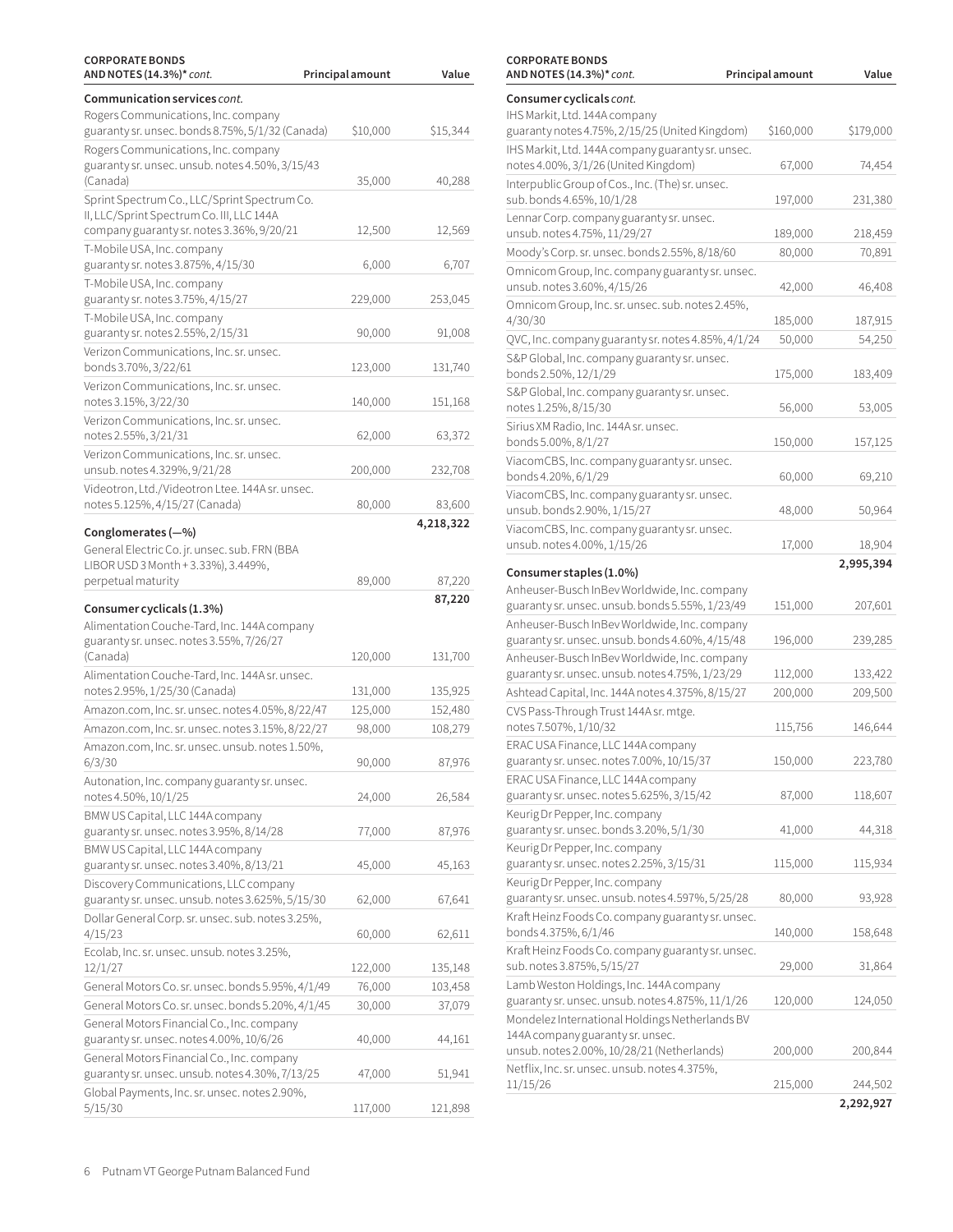| CORPORATE BONDS AND NOTES (14.3%)* *cont.* | Principal amount | Value |
|---|---|---|
| **Communication services** *cont.* | | |
| Rogers Communications, Inc. company guaranty sr. unsec. bonds 8.75%, 5/1/32 (Canada) | $10,000 | $15,344 |
| Rogers Communications, Inc. company guaranty sr. unsec. unsub. notes 4.50%, 3/15/43 (Canada) | 35,000 | 40,288 |
| Sprint Spectrum Co., LLC/Sprint Spectrum Co. II, LLC/Sprint Spectrum Co. III, LLC 144A company guaranty sr. notes 3.36%, 9/20/21 | 12,500 | 12,569 |
| T-Mobile USA, Inc. company guaranty sr. notes 3.875%, 4/15/30 | 6,000 | 6,707 |
| T-Mobile USA, Inc. company guaranty sr. notes 3.75%, 4/15/27 | 229,000 | 253,045 |
| T-Mobile USA, Inc. company guaranty sr. notes 2.55%, 2/15/31 | 90,000 | 91,008 |
| Verizon Communications, Inc. sr. unsec. bonds 3.70%, 3/22/61 | 123,000 | 131,740 |
| Verizon Communications, Inc. sr. unsec. notes 3.15%, 3/22/30 | 140,000 | 151,168 |
| Verizon Communications, Inc. sr. unsec. notes 2.55%, 3/21/31 | 62,000 | 63,372 |
| Verizon Communications, Inc. sr. unsec. unsub. notes 4.329%, 9/21/28 | 200,000 | 232,708 |
| Videotron, Ltd./Videotron Ltee. 144A sr. unsec. notes 5.125%, 4/15/27 (Canada) | 80,000 | 83,600 |
| | | **4,218,322** |
| **Conglomerates (—%)** | | |
| General Electric Co. jr. unsec. sub. FRN (BBA LIBOR USD 3 Month + 3.33%), 3.449%, perpetual maturity | 89,000 | 87,220 |
| | | **87,220** |
| **Consumer cyclicals (1.3%)** | | |
| Alimentation Couche-Tard, Inc. 144A company guaranty sr. unsec. notes 3.55%, 7/26/27 (Canada) | 120,000 | 131,700 |
| Alimentation Couche-Tard, Inc. 144A sr. unsec. notes 2.95%, 1/25/30 (Canada) | 131,000 | 135,925 |
| Amazon.com, Inc. sr. unsec. notes 4.05%, 8/22/47 | 125,000 | 152,480 |
| Amazon.com, Inc. sr. unsec. notes 3.15%, 8/22/27 | 98,000 | 108,279 |
| Amazon.com, Inc. sr. unsec. unsub. notes 1.50%, 6/3/30 | 90,000 | 87,976 |
| Autonation, Inc. company guaranty sr. unsec. notes 4.50%, 10/1/25 | 24,000 | 26,584 |
| BMW US Capital, LLC 144A company guaranty sr. unsec. notes 3.95%, 8/14/28 | 77,000 | 87,976 |
| BMW US Capital, LLC 144A company guaranty sr. unsec. notes 3.40%, 8/13/21 | 45,000 | 45,163 |
| Discovery Communications, LLC company guaranty sr. unsec. unsub. notes 3.625%, 5/15/30 | 62,000 | 67,641 |
| Dollar General Corp. sr. unsec. sub. notes 3.25%, 4/15/23 | 60,000 | 62,611 |
| Ecolab, Inc. sr. unsec. unsub. notes 3.25%, 12/1/27 | 122,000 | 135,148 |
| General Motors Co. sr. unsec. bonds 5.95%, 4/1/49 | 76,000 | 103,458 |
| General Motors Co. sr. unsec. bonds 5.20%, 4/1/45 | 30,000 | 37,079 |
| General Motors Financial Co., Inc. company guaranty sr. unsec. notes 4.00%, 10/6/26 | 40,000 | 44,161 |
| General Motors Financial Co., Inc. company guaranty sr. unsec. unsub. notes 4.30%, 7/13/25 | 47,000 | 51,941 |
| Global Payments, Inc. sr. unsec. notes 2.90%, 5/15/30 | 117,000 | 121,898 |
| IHS Markit, Ltd. 144A company guaranty notes 4.75%, 2/15/25 (United Kingdom) | $160,000 | $179,000 |
| IHS Markit, Ltd. 144A company guaranty sr. unsec. notes 4.00%, 3/1/26 (United Kingdom) | 67,000 | 74,454 |
| Interpublic Group of Cos., Inc. (The) sr. unsec. sub. bonds 4.65%, 10/1/28 | 197,000 | 231,380 |
| Lennar Corp. company guaranty sr. unsec. unsub. notes 4.75%, 11/29/27 | 189,000 | 218,459 |
| Moody's Corp. sr. unsec. bonds 2.55%, 8/18/60 | 80,000 | 70,891 |
| Omnicom Group, Inc. company guaranty sr. unsec. unsub. notes 3.60%, 4/15/26 | 42,000 | 46,408 |
| Omnicom Group, Inc. sr. unsec. sub. notes 2.45%, 4/30/30 | 185,000 | 187,915 |
| QVC, Inc. company guaranty sr. notes 4.85%, 4/1/24 | 50,000 | 54,250 |
| S&P Global, Inc. company guaranty sr. unsec. bonds 2.50%, 12/1/29 | 175,000 | 183,409 |
| S&P Global, Inc. company guaranty sr. unsec. notes 1.25%, 8/15/30 | 56,000 | 53,005 |
| Sirius XM Radio, Inc. 144A sr. unsec. bonds 5.00%, 8/1/27 | 150,000 | 157,125 |
| ViacomCBS, Inc. company guaranty sr. unsec. bonds 4.20%, 6/1/29 | 60,000 | 69,210 |
| ViacomCBS, Inc. company guaranty sr. unsec. unsub. bonds 2.90%, 1/15/27 | 48,000 | 50,964 |
| ViacomCBS, Inc. company guaranty sr. unsec. unsub. notes 4.00%, 1/15/26 | 17,000 | 18,904 |
| | | **2,995,394** |
| **Consumer staples (1.0%)** | | |
| Anheuser-Busch InBev Worldwide, Inc. company guaranty sr. unsec. unsub. bonds 5.55%, 1/23/49 | 151,000 | 207,601 |
| Anheuser-Busch InBev Worldwide, Inc. company guaranty sr. unsec. unsub. bonds 4.60%, 4/15/48 | 196,000 | 239,285 |
| Anheuser-Busch InBev Worldwide, Inc. company guaranty sr. unsec. unsub. notes 4.75%, 1/23/29 | 112,000 | 133,422 |
| Ashtead Capital, Inc. 144A notes 4.375%, 8/15/27 | 200,000 | 209,500 |
| CVS Pass-Through Trust 144A sr. mtge. notes 7.507%, 1/10/32 | 115,756 | 146,644 |
| ERAC USA Finance, LLC 144A company guaranty sr. unsec. notes 7.00%, 10/15/37 | 150,000 | 223,780 |
| ERAC USA Finance, LLC 144A company guaranty sr. unsec. notes 5.625%, 3/15/42 | 87,000 | 118,607 |
| Keurig Dr Pepper, Inc. company guaranty sr. unsec. bonds 3.20%, 5/1/30 | 41,000 | 44,318 |
| Keurig Dr Pepper, Inc. company guaranty sr. unsec. notes 2.25%, 3/15/31 | 115,000 | 115,934 |
| Keurig Dr Pepper, Inc. company guaranty sr. unsec. unsub. notes 4.597%, 5/25/28 | 80,000 | 93,928 |
| Kraft Heinz Foods Co. company guaranty sr. unsec. bonds 4.375%, 6/1/46 | 140,000 | 158,648 |
| Kraft Heinz Foods Co. company guaranty sr. unsec. sub. notes 3.875%, 5/15/27 | 29,000 | 31,864 |
| Lamb Weston Holdings, Inc. 144A company guaranty sr. unsec. unsub. notes 4.875%, 11/1/26 | 120,000 | 124,050 |
| Mondelez International Holdings Netherlands BV 144A company guaranty sr. unsec. unsub. notes 2.00%, 10/28/21 (Netherlands) | 200,000 | 200,844 |
| Netflix, Inc. sr. unsec. unsub. notes 4.375%, 11/15/26 | 215,000 | 244,502 |
| | | **2,292,927** |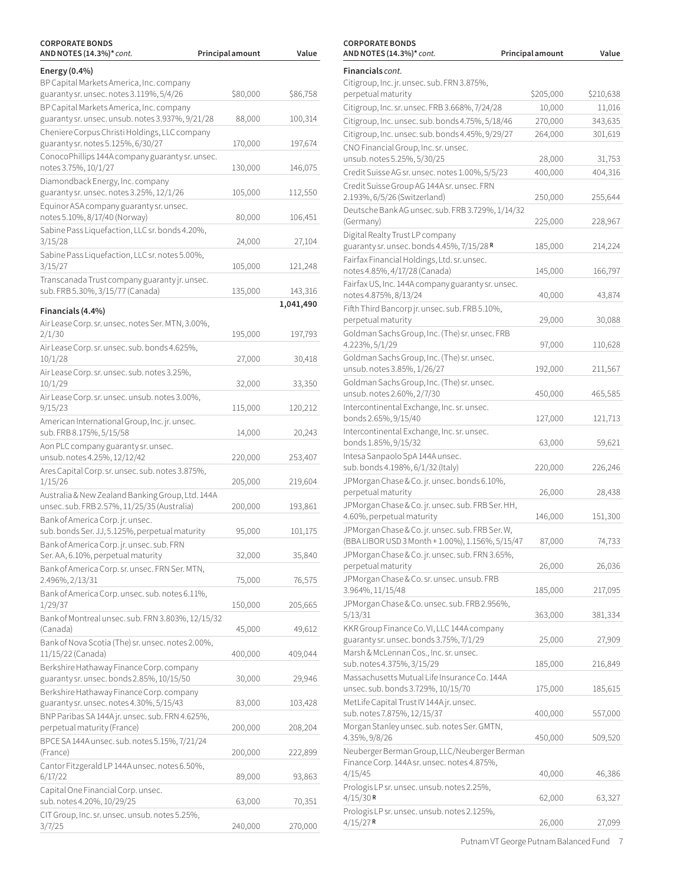| CORPORATE BONDS AND NOTES (14.3%)* *cont.* | Principal amount | Value |
|---|---|---|
| **Energy (0.4%)** | | |
| BP Capital Markets America, Inc. company guaranty sr. unsec. notes 3.119%, 5/4/26 | $80,000 | $86,758 |
| BP Capital Markets America, Inc. company guaranty sr. unsec. unsub. notes 3.937%, 9/21/28 | 88,000 | 100,314 |
| Cheniere Corpus Christi Holdings, LLC company guaranty sr. notes 5.125%, 6/30/27 | 170,000 | 197,674 |
| ConocoPhillips 144A company guaranty sr. unsec. notes 3.75%, 10/1/27 | 130,000 | 146,075 |
| Diamondback Energy, Inc. company guaranty sr. unsec. notes 3.25%, 12/1/26 | 105,000 | 112,550 |
| Equinor ASA company guaranty sr. unsec. notes 5.10%, 8/17/40 (Norway) | 80,000 | 106,451 |
| Sabine Pass Liquefaction, LLC sr. bonds 4.20%, 3/15/28 | 24,000 | 27,104 |
| Sabine Pass Liquefaction, LLC sr. notes 5.00%, 3/15/27 | 105,000 | 121,248 |
| Transcanada Trust company guaranty jr. unsec. sub. FRB 5.30%, 3/15/77 (Canada) | 135,000 | 143,316 |
| | | **1,041,490** |
| **Financials (4.4%)** | | |
| Air Lease Corp. sr. unsec. notes Ser. MTN, 3.00%, 2/1/30 | 195,000 | 197,793 |
| Air Lease Corp. sr. unsec. sub. bonds 4.625%, 10/1/28 | 27,000 | 30,418 |
| Air Lease Corp. sr. unsec. sub. notes 3.25%, 10/1/29 | 32,000 | 33,350 |
| Air Lease Corp. sr. unsec. unsub. notes 3.00%, 9/15/23 | 115,000 | 120,212 |
| American International Group, Inc. jr. unsec. sub. FRB 8.175%, 5/15/58 | 14,000 | 20,243 |
| Aon PLC company guaranty sr. unsec. unsub. notes 4.25%, 12/12/42 | 220,000 | 253,407 |
| Ares Capital Corp. sr. unsec. sub. notes 3.875%, 1/15/26 | 205,000 | 219,604 |
| Australia & New Zealand Banking Group, Ltd. 144A unsec. sub. FRB 2.57%, 11/25/35 (Australia) | 200,000 | 193,861 |
| Bank of America Corp. jr. unsec. sub. bonds Ser. JJ, 5.125%, perpetual maturity | 95,000 | 101,175 |
| Bank of America Corp. jr. unsec. sub. FRN Ser. AA, 6.10%, perpetual maturity | 32,000 | 35,840 |
| Bank of America Corp. sr. unsec. FRN Ser. MTN, 2.496%, 2/13/31 | 75,000 | 76,575 |
| Bank of America Corp. unsec. sub. notes 6.11%, 1/29/37 | 150,000 | 205,665 |
| Bank of Montreal unsec. sub. FRN 3.803%, 12/15/32 (Canada) | 45,000 | 49,612 |
| Bank of Nova Scotia (The) sr. unsec. notes 2.00%, 11/15/22 (Canada) | 400,000 | 409,044 |
| Berkshire Hathaway Finance Corp. company guaranty sr. unsec. bonds 2.85%, 10/15/50 | 30,000 | 29,946 |
| Berkshire Hathaway Finance Corp. company guaranty sr. unsec. notes 4.30%, 5/15/43 | 83,000 | 103,428 |
| BNP Paribas SA 144A jr. unsec. sub. FRN 4.625%, perpetual maturity (France) | 200,000 | 208,204 |
| BPCE SA 144A unsec. sub. notes 5.15%, 7/21/24 (France) | 200,000 | 222,899 |
| Cantor Fitzgerald LP 144A unsec. notes 6.50%, 6/17/22 | 89,000 | 93,863 |
| Capital One Financial Corp. unsec. sub. notes 4.20%, 10/29/25 | 63,000 | 70,351 |
| CIT Group, Inc. sr. unsec. unsub. notes 5.25%, 3/7/25 | 240,000 | 270,000 |
| **Financials** *cont.* | | |
| Citigroup, Inc. jr. unsec. sub. FRN 3.875%, perpetual maturity | $205,000 | $210,638 |
| Citigroup, Inc. sr. unsec. FRB 3.668%, 7/24/28 | 10,000 | 11,016 |
| Citigroup, Inc. unsec. sub. bonds 4.75%, 5/18/46 | 270,000 | 343,635 |
| Citigroup, Inc. unsec. sub. bonds 4.45%, 9/29/27 | 264,000 | 301,619 |
| CNO Financial Group, Inc. sr. unsec. unsub. notes 5.25%, 5/30/25 | 28,000 | 31,753 |
| Credit Suisse AG sr. unsec. notes 1.00%, 5/5/23 | 400,000 | 404,316 |
| Credit Suisse Group AG 144A sr. unsec. FRN 2.193%, 6/5/26 (Switzerland) | 250,000 | 255,644 |
| Deutsche Bank AG unsec. sub. FRB 3.729%, 1/14/32 (Germany) | 225,000 | 228,967 |
| Digital Realty Trust LP company guaranty sr. unsec. bonds 4.45%, 7/15/28 **R** | 185,000 | 214,224 |
| Fairfax Financial Holdings, Ltd. sr. unsec. notes 4.85%, 4/17/28 (Canada) | 145,000 | 166,797 |
| Fairfax US, Inc. 144A company guaranty sr. unsec. notes 4.875%, 8/13/24 | 40,000 | 43,874 |
| Fifth Third Bancorp jr. unsec. sub. FRB 5.10%, perpetual maturity | 29,000 | 30,088 |
| Goldman Sachs Group, Inc. (The) sr. unsec. FRB 4.223%, 5/1/29 | 97,000 | 110,628 |
| Goldman Sachs Group, Inc. (The) sr. unsec. unsub. notes 3.85%, 1/26/27 | 192,000 | 211,567 |
| Goldman Sachs Group, Inc. (The) sr. unsec. unsub. notes 2.60%, 2/7/30 | 450,000 | 465,585 |
| Intercontinental Exchange, Inc. sr. unsec. bonds 2.65%, 9/15/40 | 127,000 | 121,713 |
| Intercontinental Exchange, Inc. sr. unsec. bonds 1.85%, 9/15/32 | 63,000 | 59,621 |
| Intesa Sanpaolo SpA 144A unsec. sub. bonds 4.198%, 6/1/32 (Italy) | 220,000 | 226,246 |
| JPMorgan Chase & Co. jr. unsec. bonds 6.10%, perpetual maturity | 26,000 | 28,438 |
| JPMorgan Chase & Co. jr. unsec. sub. FRB Ser. HH, 4.60%, perpetual maturity | 146,000 | 151,300 |
| JPMorgan Chase & Co. jr. unsec. sub. FRB Ser. W, (BBA LIBOR USD 3 Month + 1.00%), 1.156%, 5/15/47 | 87,000 | 74,733 |
| JPMorgan Chase & Co. jr. unsec. sub. FRN 3.65%, perpetual maturity | 26,000 | 26,036 |
| JPMorgan Chase & Co. sr. unsec. unsub. FRB 3.964%, 11/15/48 | 185,000 | 217,095 |
| JPMorgan Chase & Co. unsec. sub. FRB 2.956%, 5/13/31 | 363,000 | 381,334 |
| KKR Group Finance Co. VI, LLC 144A company guaranty sr. unsec. bonds 3.75%, 7/1/29 | 25,000 | 27,909 |
| Marsh & McLennan Cos., Inc. sr. unsec. sub. notes 4.375%, 3/15/29 | 185,000 | 216,849 |
| Massachusetts Mutual Life Insurance Co. 144A unsec. sub. bonds 3.729%, 10/15/70 | 175,000 | 185,615 |
| MetLife Capital Trust IV 144A jr. unsec. sub. notes 7.875%, 12/15/37 | 400,000 | 557,000 |
| Morgan Stanley unsec. sub. notes Ser. GMTN, 4.35%, 9/8/26 | 450,000 | 509,520 |
| Neuberger Berman Group, LLC/Neuberger Berman Finance Corp. 144A sr. unsec. notes 4.875%, 4/15/45 | 40,000 | 46,386 |
| Prologis LP sr. unsec. unsub. notes 2.25%, 4/15/30 **R** | 62,000 | 63,327 |
| Prologis LP sr. unsec. unsub. notes 2.125%, 4/15/27 **R** | 26,000 | 27,099 |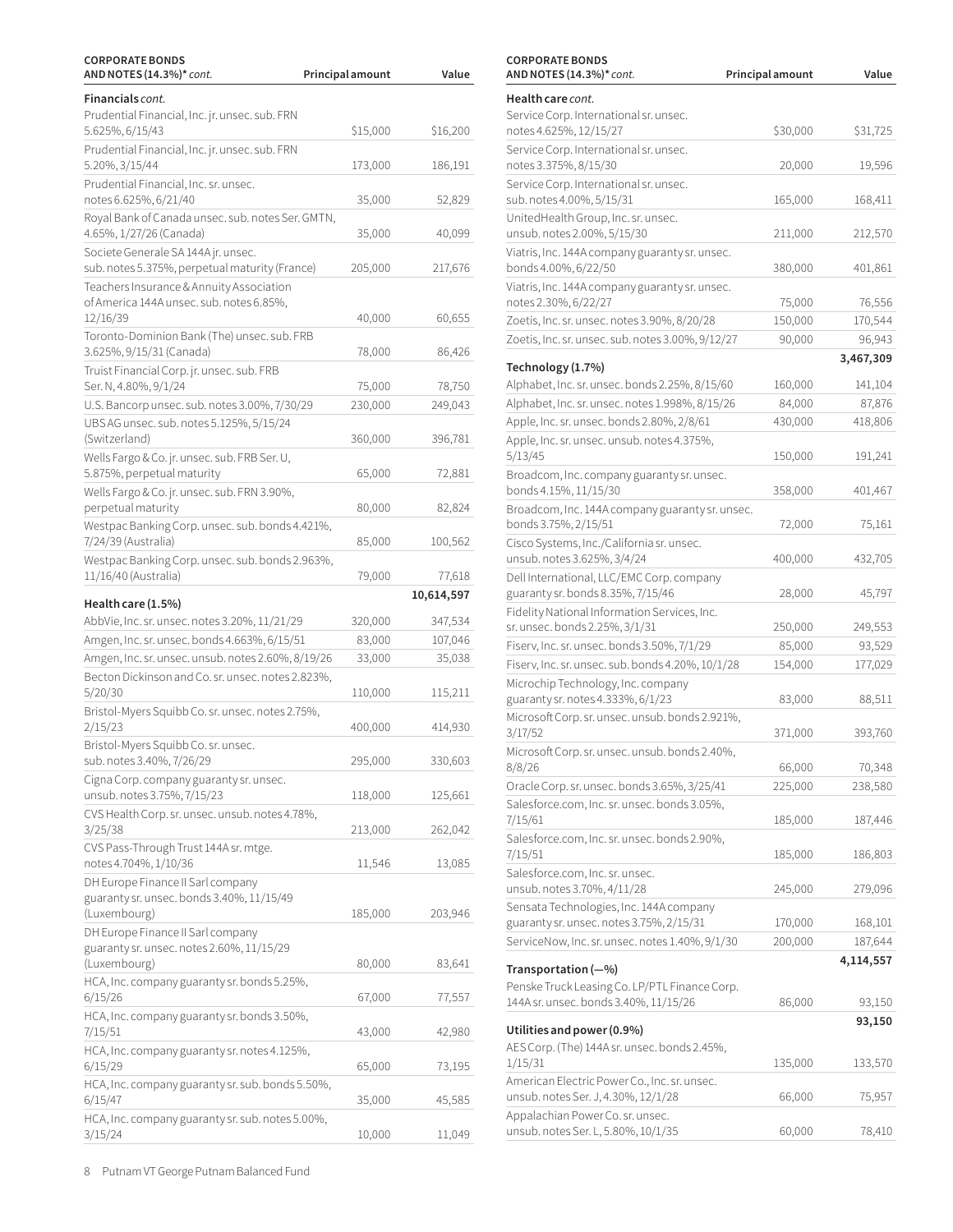| CORPORATE BONDS AND NOTES (14.3%)* *cont.* | Principal amount | Value |
|---|---|---|
| **Financials** *cont.* | | |
| Prudential Financial, Inc. jr. unsec. sub. FRN 5.625%, 6/15/43 | $15,000 | $16,200 |
| Prudential Financial, Inc. jr. unsec. sub. FRN 5.20%, 3/15/44 | 173,000 | 186,191 |
| Prudential Financial, Inc. sr. unsec. notes 6.625%, 6/21/40 | 35,000 | 52,829 |
| Royal Bank of Canada unsec. sub. notes Ser. GMTN, 4.65%, 1/27/26 (Canada) | 35,000 | 40,099 |
| Societe Generale SA 144A jr. unsec. sub. notes 5.375%, perpetual maturity (France) | 205,000 | 217,676 |
| Teachers Insurance & Annuity Association of America 144A unsec. sub. notes 6.85%, 12/16/39 | 40,000 | 60,655 |
| Toronto-Dominion Bank (The) unsec. sub. FRB 3.625%, 9/15/31 (Canada) | 78,000 | 86,426 |
| Truist Financial Corp. jr. unsec. sub. FRB Ser. N, 4.80%, 9/1/24 | 75,000 | 78,750 |
| U.S. Bancorp unsec. sub. notes 3.00%, 7/30/29 | 230,000 | 249,043 |
| UBS AG unsec. sub. notes 5.125%, 5/15/24 (Switzerland) | 360,000 | 396,781 |
| Wells Fargo & Co. jr. unsec. sub. FRB Ser. U, 5.875%, perpetual maturity | 65,000 | 72,881 |
| Wells Fargo & Co. jr. unsec. sub. FRN 3.90%, perpetual maturity | 80,000 | 82,824 |
| Westpac Banking Corp. unsec. sub. bonds 4.421%, 7/24/39 (Australia) | 85,000 | 100,562 |
| Westpac Banking Corp. unsec. sub. bonds 2.963%, 11/16/40 (Australia) | 79,000 | 77,618 |
| | | **10,614,597** |
| **Health care (1.5%)** | | |
| AbbVie, Inc. sr. unsec. notes 3.20%, 11/21/29 | 320,000 | 347,534 |
| Amgen, Inc. sr. unsec. bonds 4.663%, 6/15/51 | 83,000 | 107,046 |
| Amgen, Inc. sr. unsec. unsub. notes 2.60%, 8/19/26 | 33,000 | 35,038 |
| Becton Dickinson and Co. sr. unsec. notes 2.823%, 5/20/30 | 110,000 | 115,211 |
| Bristol-Myers Squibb Co. sr. unsec. notes 2.75%, 2/15/23 | 400,000 | 414,930 |
| Bristol-Myers Squibb Co. sr. unsec. sub. notes 3.40%, 7/26/29 | 295,000 | 330,603 |
| Cigna Corp. company guaranty sr. unsec. unsub. notes 3.75%, 7/15/23 | 118,000 | 125,661 |
| CVS Health Corp. sr. unsec. unsub. notes 4.78%, 3/25/38 | 213,000 | 262,042 |
| CVS Pass-Through Trust 144A sr. mtge. notes 4.704%, 1/10/36 | 11,546 | 13,085 |
| DH Europe Finance II Sarl company guaranty sr. unsec. bonds 3.40%, 11/15/49 (Luxembourg) | 185,000 | 203,946 |
| DH Europe Finance II Sarl company guaranty sr. unsec. notes 2.60%, 11/15/29 (Luxembourg) | 80,000 | 83,641 |
| HCA, Inc. company guaranty sr. bonds 5.25%, 6/15/26 | 67,000 | 77,557 |
| HCA, Inc. company guaranty sr. bonds 3.50%, 7/15/51 | 43,000 | 42,980 |
| HCA, Inc. company guaranty sr. notes 4.125%, 6/15/29 | 65,000 | 73,195 |
| HCA, Inc. company guaranty sr. sub. bonds 5.50%, 6/15/47 | 35,000 | 45,585 |
| HCA, Inc. company guaranty sr. sub. notes 5.00%, 3/15/24 | 10,000 | 11,049 |
| Service Corp. International sr. unsec. notes 4.625%, 12/15/27 | $30,000 | $31,725 |
| Service Corp. International sr. unsec. notes 3.375%, 8/15/30 | 20,000 | 19,596 |
| Service Corp. International sr. unsec. sub. notes 4.00%, 5/15/31 | 165,000 | 168,411 |
| UnitedHealth Group, Inc. sr. unsec. unsub. notes 2.00%, 5/15/30 | 211,000 | 212,570 |
| Viatris, Inc. 144A company guaranty sr. unsec. bonds 4.00%, 6/22/50 | 380,000 | 401,861 |
| Viatris, Inc. 144A company guaranty sr. unsec. notes 2.30%, 6/22/27 | 75,000 | 76,556 |
| Zoetis, Inc. sr. unsec. notes 3.90%, 8/20/28 | 150,000 | 170,544 |
| Zoetis, Inc. sr. unsec. sub. notes 3.00%, 9/12/27 | 90,000 | 96,943 |
| | | **3,467,309** |
| **Technology (1.7%)** | | |
| Alphabet, Inc. sr. unsec. bonds 2.25%, 8/15/60 | 160,000 | 141,104 |
| Alphabet, Inc. sr. unsec. notes 1.998%, 8/15/26 | 84,000 | 87,876 |
| Apple, Inc. sr. unsec. bonds 2.80%, 2/8/61 | 430,000 | 418,806 |
| Apple, Inc. sr. unsec. unsub. notes 4.375%, 5/13/45 | 150,000 | 191,241 |
| Broadcom, Inc. company guaranty sr. unsec. bonds 4.15%, 11/15/30 | 358,000 | 401,467 |
| Broadcom, Inc. 144A company guaranty sr. unsec. bonds 3.75%, 2/15/51 | 72,000 | 75,161 |
| Cisco Systems, Inc./California sr. unsec. unsub. notes 3.625%, 3/4/24 | 400,000 | 432,705 |
| Dell International, LLC/EMC Corp. company guaranty sr. bonds 8.35%, 7/15/46 | 28,000 | 45,797 |
| Fidelity National Information Services, Inc. sr. unsec. bonds 2.25%, 3/1/31 | 250,000 | 249,553 |
| Fiserv, Inc. sr. unsec. bonds 3.50%, 7/1/29 | 85,000 | 93,529 |
| Fiserv, Inc. sr. unsec. sub. bonds 4.20%, 10/1/28 | 154,000 | 177,029 |
| Microchip Technology, Inc. company guaranty sr. notes 4.333%, 6/1/23 | 83,000 | 88,511 |
| Microsoft Corp. sr. unsec. unsub. bonds 2.921%, 3/17/52 | 371,000 | 393,760 |
| Microsoft Corp. sr. unsec. unsub. bonds 2.40%, 8/8/26 | 66,000 | 70,348 |
| Oracle Corp. sr. unsec. bonds 3.65%, 3/25/41 | 225,000 | 238,580 |
| Salesforce.com, Inc. sr. unsec. bonds 3.05%, 7/15/61 | 185,000 | 187,446 |
| Salesforce.com, Inc. sr. unsec. bonds 2.90%, 7/15/51 | 185,000 | 186,803 |
| Salesforce.com, Inc. sr. unsec. unsub. notes 3.70%, 4/11/28 | 245,000 | 279,096 |
| Sensata Technologies, Inc. 144A company guaranty sr. unsec. notes 3.75%, 2/15/31 | 170,000 | 168,101 |
| ServiceNow, Inc. sr. unsec. notes 1.40%, 9/1/30 | 200,000 | 187,644 |
| | | **4,114,557** |
| **Transportation (—%)** | | |
| Penske Truck Leasing Co. LP/PTL Finance Corp. 144A sr. unsec. bonds 3.40%, 11/15/26 | 86,000 | 93,150 |
| | | **93,150** |
| **Utilities and power (0.9%)** | | |
| AES Corp. (The) 144A sr. unsec. bonds 2.45%, 1/15/31 | 135,000 | 133,570 |
| American Electric Power Co., Inc. sr. unsec. unsub. notes Ser. J, 4.30%, 12/1/28 | 66,000 | 75,957 |
| Appalachian Power Co. sr. unsec. unsub. notes Ser. L, 5.80%, 10/1/35 | 60,000 | 78,410 |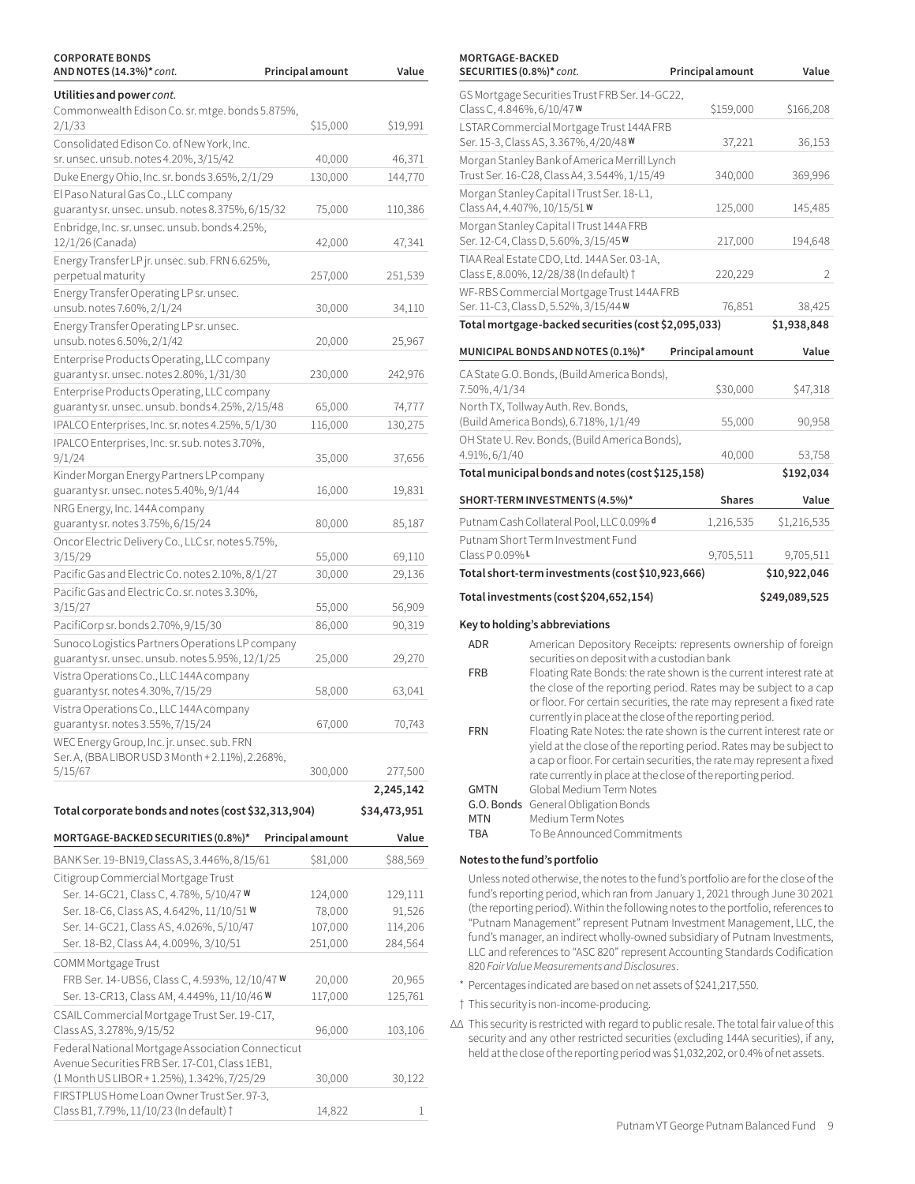| CORPORATE BONDS AND NOTES (14.3%)* *cont.* | Principal amount | Value |
|---|---|---|
| **Utilities and power** *cont.* | | |
| Commonwealth Edison Co. sr. mtge. bonds 5.875%, 2/1/33 | $15,000 | $19,991 |
| Consolidated Edison Co. of New York, Inc. sr. unsec. unsub. notes 4.20%, 3/15/42 | 40,000 | 46,371 |
| Duke Energy Ohio, Inc. sr. bonds 3.65%, 2/1/29 | 130,000 | 144,770 |
| El Paso Natural Gas Co., LLC company guaranty sr. unsec. unsub. notes 8.375%, 6/15/32 | 75,000 | 110,386 |
| Enbridge, Inc. sr. unsec. unsub. bonds 4.25%, 12/1/26 (Canada) | 42,000 | 47,341 |
| Energy Transfer LP jr. unsec. sub. FRN 6.625%, perpetual maturity | 257,000 | 251,539 |
| Energy Transfer Operating LP sr. unsec. unsub. notes 7.60%, 2/1/24 | 30,000 | 34,110 |
| Energy Transfer Operating LP sr. unsec. unsub. notes 6.50%, 2/1/42 | 20,000 | 25,967 |
| Enterprise Products Operating, LLC company guaranty sr. unsec. notes 2.80%, 1/31/30 | 230,000 | 242,976 |
| Enterprise Products Operating, LLC company guaranty sr. unsec. unsub. bonds 4.25%, 2/15/48 | 65,000 | 74,777 |
| IPALCO Enterprises, Inc. sr. notes 4.25%, 5/1/30 | 116,000 | 130,275 |
| IPALCO Enterprises, Inc. sr. sub. notes 3.70%, 9/1/24 | 35,000 | 37,656 |
| Kinder Morgan Energy Partners LP company guaranty sr. unsec. notes 5.40%, 9/1/44 | 16,000 | 19,831 |
| NRG Energy, Inc. 144A company guaranty sr. notes 3.75%, 6/15/24 | 80,000 | 85,187 |
| Oncor Electric Delivery Co., LLC sr. notes 5.75%, 3/15/29 | 55,000 | 69,110 |
| Pacific Gas and Electric Co. notes 2.10%, 8/1/27 | 30,000 | 29,136 |
| Pacific Gas and Electric Co. sr. notes 3.30%, 3/15/27 | 55,000 | 56,909 |
| PacifiCorp sr. bonds 2.70%, 9/15/30 | 86,000 | 90,319 |
| Sunoco Logistics Partners Operations LP company guaranty sr. unsec. unsub. notes 5.95%, 12/1/25 | 25,000 | 29,270 |
| Vistra Operations Co., LLC 144A company guaranty sr. notes 4.30%, 7/15/29 | 58,000 | 63,041 |
| Vistra Operations Co., LLC 144A company guaranty sr. notes 3.55%, 7/15/24 | 67,000 | 70,743 |
| WEC Energy Group, Inc. jr. unsec. sub. FRN Ser. A, (BBA LIBOR USD 3 Month + 2.11%), 2.268%, 5/15/67 | 300,000 | 277,500 |
| | | **2,245,142** |
| **Total corporate bonds and notes (cost $32,313,904)** | | **$34,473,951** |

| MORTGAGE-BACKED SECURITIES (0.8%)* | Principal amount | Value |
|---|---|---|
| BANK Ser. 19-BN19, Class AS, 3.446%, 8/15/61 | $81,000 | $88,569 |
| Citigroup Commercial Mortgage Trust | | |
| Ser. 14-GC21, Class C, 4.78%, 5/10/47 **W** | 124,000 | 129,111 |
| Ser. 18-C6, Class AS, 4.642%, 11/10/51 **W** | 78,000 | 91,526 |
| Ser. 14-GC21, Class AS, 4.026%, 5/10/47 | 107,000 | 114,206 |
| Ser. 18-B2, Class A4, 4.009%, 3/10/51 | 251,000 | 284,564 |
| COMM Mortgage Trust | | |
| FRB Ser. 14-UBS6, Class C, 4.593%, 12/10/47 **W** | 20,000 | 20,965 |
| Ser. 13-CR13, Class AM, 4.449%, 11/10/46 **W** | 117,000 | 125,761 |
| CSAIL Commercial Mortgage Trust Ser. 19-C17, Class AS, 3.278%, 9/15/52 | 96,000 | 103,106 |
| Federal National Mortgage Association Connecticut Avenue Securities FRB Ser. 17-C01, Class 1EB1, (1 Month US LIBOR + 1.25%), 1.342%, 7/25/29 | 30,000 | 30,122 |
| FIRSTPLUS Home Loan Owner Trust Ser. 97-3, Class B1, 7.79%, 11/10/23 (In default) † | 14,822 | 1 |
| GS Mortgage Securities Trust FRB Ser. 14-GC22, Class C, 4.846%, 6/10/47 **W** | $159,000 | $166,208 |
| LSTAR Commercial Mortgage Trust 144A FRB Ser. 15-3, Class AS, 3.367%, 4/20/48 **W** | 37,221 | 36,153 |
| Morgan Stanley Bank of America Merrill Lynch Trust Ser. 16-C28, Class A4, 3.544%, 1/15/49 | 340,000 | 369,996 |
| Morgan Stanley Capital I Trust Ser. 18-L1, Class A4, 4.407%, 10/15/51 **W** | 125,000 | 145,485 |
| Morgan Stanley Capital I Trust 144A FRB Ser. 12-C4, Class D, 5.60%, 3/15/45 **W** | 217,000 | 194,648 |
| TIAA Real Estate CDO, Ltd. 144A Ser. 03-1A, Class E, 8.00%, 12/28/38 (In default) † | 220,229 | 2 |
| WF-RBS Commercial Mortgage Trust 144A FRB Ser. 11-C3, Class D, 5.52%, 3/15/44 **W** | 76,851 | 38,425 |
| **Total mortgage-backed securities (cost $2,095,033)** | | **$1,938,848** |

| MUNICIPAL BONDS AND NOTES (0.1%)* | Principal amount | Value |
|---|---|---|
| CA State G.O. Bonds, (Build America Bonds), 7.50%, 4/1/34 | $30,000 | $47,318 |
| North TX, Tollway Auth. Rev. Bonds, (Build America Bonds), 6.718%, 1/1/49 | 55,000 | 90,958 |
| OH State U. Rev. Bonds, (Build America Bonds), 4.91%, 6/1/40 | 40,000 | 53,758 |
| **Total municipal bonds and notes (cost $125,158)** | | **$192,034** |

| SHORT-TERM INVESTMENTS (4.5%)* | Shares | Value |
|---|---|---|
| Putnam Cash Collateral Pool, LLC 0.09% **d** | 1,216,535 | $1,216,535 |
| Putnam Short Term Investment Fund Class P 0.09% **L** | 9,705,511 | 9,705,511 |
| **Total short-term investments (cost $10,923,666)** | | **$10,922,046** |
| **Total investments (cost $204,652,154)** | | **$249,089,525** |

### Key to holding's abbreviations

| | |
|---|---|
| ADR | American Depository Receipts: represents ownership of foreign securities on deposit with a custodian bank |
| FRB | Floating Rate Bonds: the rate shown is the current interest rate at the close of the reporting period. Rates may be subject to a cap or floor. For certain securities, the rate may represent a fixed rate currently in place at the close of the reporting period. |
| FRN | Floating Rate Notes: the rate shown is the current interest rate or yield at the close of the reporting period. Rates may be subject to a cap or floor. For certain securities, the rate may represent a fixed rate currently in place at the close of the reporting period. |
| GMTN | Global Medium Term Notes |
| G.O. Bonds | General Obligation Bonds |
| MTN | Medium Term Notes |
| TBA | To Be Announced Commitments |

### Notes to the fund's portfolio

Unless noted otherwise, the notes to the fund's portfolio are for the close of the fund's reporting period, which ran from January 1, 2021 through June 30 2021 (the reporting period). Within the following notes to the portfolio, references to "Putnam Management" represent Putnam Investment Management, LLC, the fund's manager, an indirect wholly-owned subsidiary of Putnam Investments, LLC and references to "ASC 820" represent Accounting Standards Codification 820 *Fair Value Measurements and Disclosures*.

\* Percentages indicated are based on net assets of $241,217,550.

† This security is non-income-producing.

ΔΔ This security is restricted with regard to public resale. The total fair value of this security and any other restricted securities (excluding 144A securities), if any, held at the close of the reporting period was $1,032,202, or 0.4% of net assets.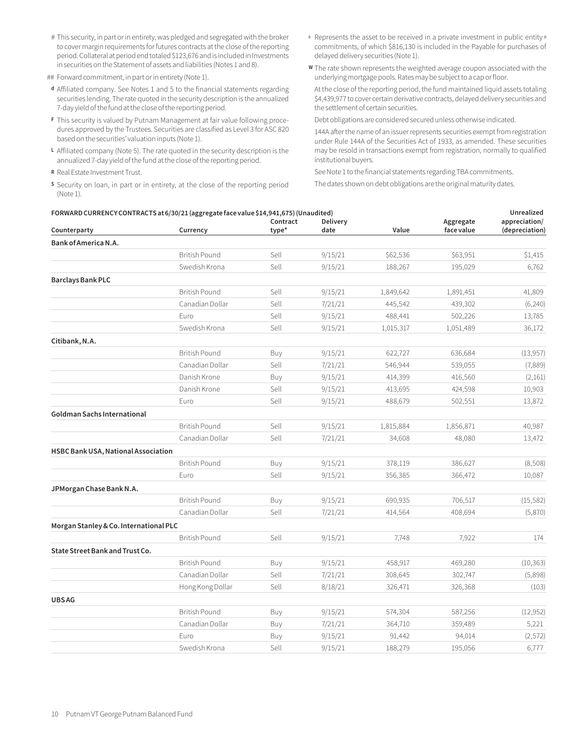# This security, in part or in entirety, was pledged and segregated with the broker to cover margin requirements for futures contracts at the close of the reporting period. Collateral at period end totaled $123,676 and is included in Investments in securities on the Statement of assets and liabilities (Notes 1 and 8).

## Forward commitment, in part or in entirety (Note 1).

d Affiliated company. See Notes 1 and 5 to the financial statements regarding securities lending. The rate quoted in the security description is the annualized 7-day yield of the fund at the close of the reporting period.

F This security is valued by Putnam Management at fair value following procedures approved by the Trustees. Securities are classified as Level 3 for ASC 820 based on the securities' valuation inputs (Note 1).

L Affiliated company (Note 5). The rate quoted in the security description is the annualized 7-day yield of the fund at the close of the reporting period.

R Real Estate Investment Trust.

S Security on loan, in part or in entirety, at the close of the reporting period (Note 1).

Þ Represents the asset to be received in a private investment in public entity Þ commitments, of which $816,130 is included in the Payable for purchases of delayed delivery securities (Note 1).

W The rate shown represents the weighted average coupon associated with the underlying mortgage pools. Rates may be subject to a cap or floor.

At the close of the reporting period, the fund maintained liquid assets totaling $4,439,977 to cover certain derivative contracts, delayed delivery securities and the settlement of certain securities.

Debt obligations are considered secured unless otherwise indicated.

144A after the name of an issuer represents securities exempt from registration under Rule 144A of the Securities Act of 1933, as amended. These securities may be resold in transactions exempt from registration, normally to qualified institutional buyers.

See Note 1 to the financial statements regarding TBA commitments.

The dates shown on debt obligations are the original maturity dates.

**FORWARD CURRENCY CONTRACTS at 6/30/21 (aggregate face value $14,941,675) (Unaudited)**

| Counterparty | Currency | Contract type* | Delivery date | Value | Aggregate face value | Unrealized appreciation/ (depreciation) |
|---|---|---|---|---|---|---|
| **Bank of America N.A.** | | | | | | |
| | British Pound | Sell | 9/15/21 | $62,536 | $63,951 | $1,415 |
| | Swedish Krona | Sell | 9/15/21 | 188,267 | 195,029 | 6,762 |
| **Barclays Bank PLC** | | | | | | |
| | British Pound | Sell | 9/15/21 | 1,849,642 | 1,891,451 | 41,809 |
| | Canadian Dollar | Sell | 7/21/21 | 445,542 | 439,302 | (6,240) |
| | Euro | Sell | 9/15/21 | 488,441 | 502,226 | 13,785 |
| | Swedish Krona | Sell | 9/15/21 | 1,015,317 | 1,051,489 | 36,172 |
| **Citibank, N.A.** | | | | | | |
| | British Pound | Buy | 9/15/21 | 622,727 | 636,684 | (13,957) |
| | Canadian Dollar | Sell | 7/21/21 | 546,944 | 539,055 | (7,889) |
| | Danish Krone | Buy | 9/15/21 | 414,399 | 416,560 | (2,161) |
| | Danish Krone | Sell | 9/15/21 | 413,695 | 424,598 | 10,903 |
| | Euro | Sell | 9/15/21 | 488,679 | 502,551 | 13,872 |
| **Goldman Sachs International** | | | | | | |
| | British Pound | Sell | 9/15/21 | 1,815,884 | 1,856,871 | 40,987 |
| | Canadian Dollar | Sell | 7/21/21 | 34,608 | 48,080 | 13,472 |
| **HSBC Bank USA, National Association** | | | | | | |
| | British Pound | Buy | 9/15/21 | 378,119 | 386,627 | (8,508) |
| | Euro | Sell | 9/15/21 | 356,385 | 366,472 | 10,087 |
| **JPMorgan Chase Bank N.A.** | | | | | | |
| | British Pound | Buy | 9/15/21 | 690,935 | 706,517 | (15,582) |
| | Canadian Dollar | Sell | 7/21/21 | 414,564 | 408,694 | (5,870) |
| **Morgan Stanley & Co. International PLC** | | | | | | |
| | British Pound | Sell | 9/15/21 | 7,748 | 7,922 | 174 |
| **State Street Bank and Trust Co.** | | | | | | |
| | British Pound | Buy | 9/15/21 | 458,917 | 469,280 | (10,363) |
| | Canadian Dollar | Sell | 7/21/21 | 308,645 | 302,747 | (5,898) |
| | Hong Kong Dollar | Sell | 8/18/21 | 326,471 | 326,368 | (103) |
| **UBS AG** | | | | | | |
| | British Pound | Buy | 9/15/21 | 574,304 | 587,256 | (12,952) |
| | Canadian Dollar | Buy | 7/21/21 | 364,710 | 359,489 | 5,221 |
| | Euro | Buy | 9/15/21 | 91,442 | 94,014 | (2,572) |
| | Swedish Krona | Sell | 9/15/21 | 188,279 | 195,056 | 6,777 |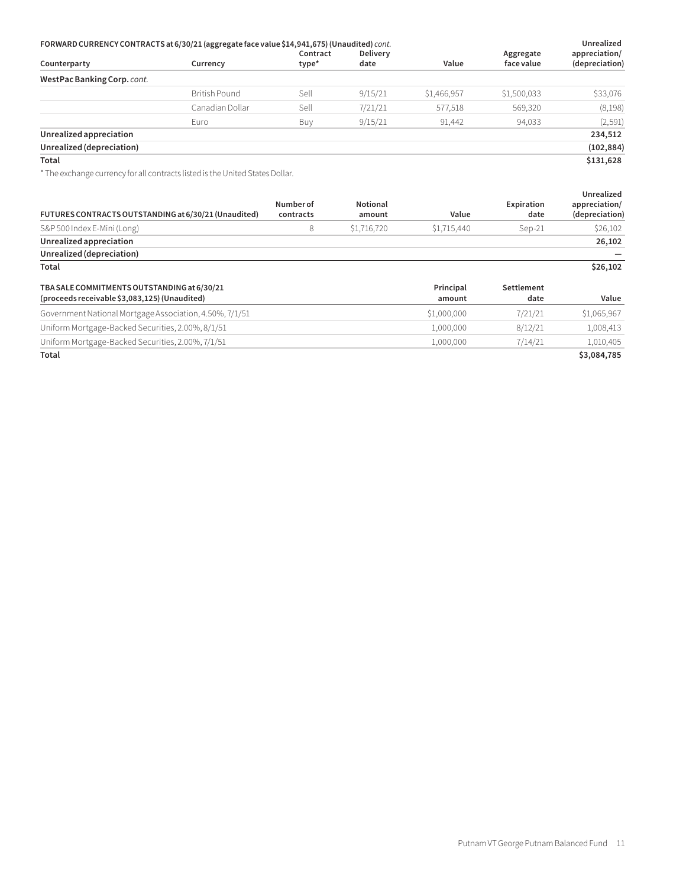**FORWARD CURRENCY CONTRACTS at 6/30/21 (aggregate face value $14,941,675) (Unaudited)** *cont.*

| Counterparty | Currency | Contract type* | Delivery date | Value | Aggregate face value | Unrealized appreciation/ (depreciation) |
|---|---|---|---|---|---|---|
| **WestPac Banking Corp.** *cont.* | | | | | | |
| | British Pound | Sell | 9/15/21 | $1,466,957 | $1,500,033 | $33,076 |
| | Canadian Dollar | Sell | 7/21/21 | 577,518 | 569,320 | (8,198) |
| | Euro | Buy | 9/15/21 | 91,442 | 94,033 | (2,591) |
| **Unrealized appreciation** | | | | | | **234,512** |
| **Unrealized (depreciation)** | | | | | | **(102,884)** |
| **Total** | | | | | | **$131,628** |

* The exchange currency for all contracts listed is the United States Dollar.

| FUTURES CONTRACTS OUTSTANDING at 6/30/21 (Unaudited) | Number of contracts | Notional amount | Value | Expiration date | Unrealized appreciation/ (depreciation) |
|---|---|---|---|---|---|
| S&P 500 Index E-Mini (Long) | 8 | $1,716,720 | $1,715,440 | Sep-21 | $26,102 |
| **Unrealized appreciation** | | | | | **26,102** |
| **Unrealized (depreciation)** | | | | | **—** |
| **Total** | | | | | **$26,102** |

| TBA SALE COMMITMENTS OUTSTANDING at 6/30/21 (proceeds receivable $3,083,125) (Unaudited) | Principal amount | Settlement date | Value |
|---|---|---|---|
| Government National Mortgage Association, 4.50%, 7/1/51 | $1,000,000 | 7/21/21 | $1,065,967 |
| Uniform Mortgage-Backed Securities, 2.00%, 8/1/51 | 1,000,000 | 8/12/21 | 1,008,413 |
| Uniform Mortgage-Backed Securities, 2.00%, 7/1/51 | 1,000,000 | 7/14/21 | 1,010,405 |
| **Total** | | | **$3,084,785** |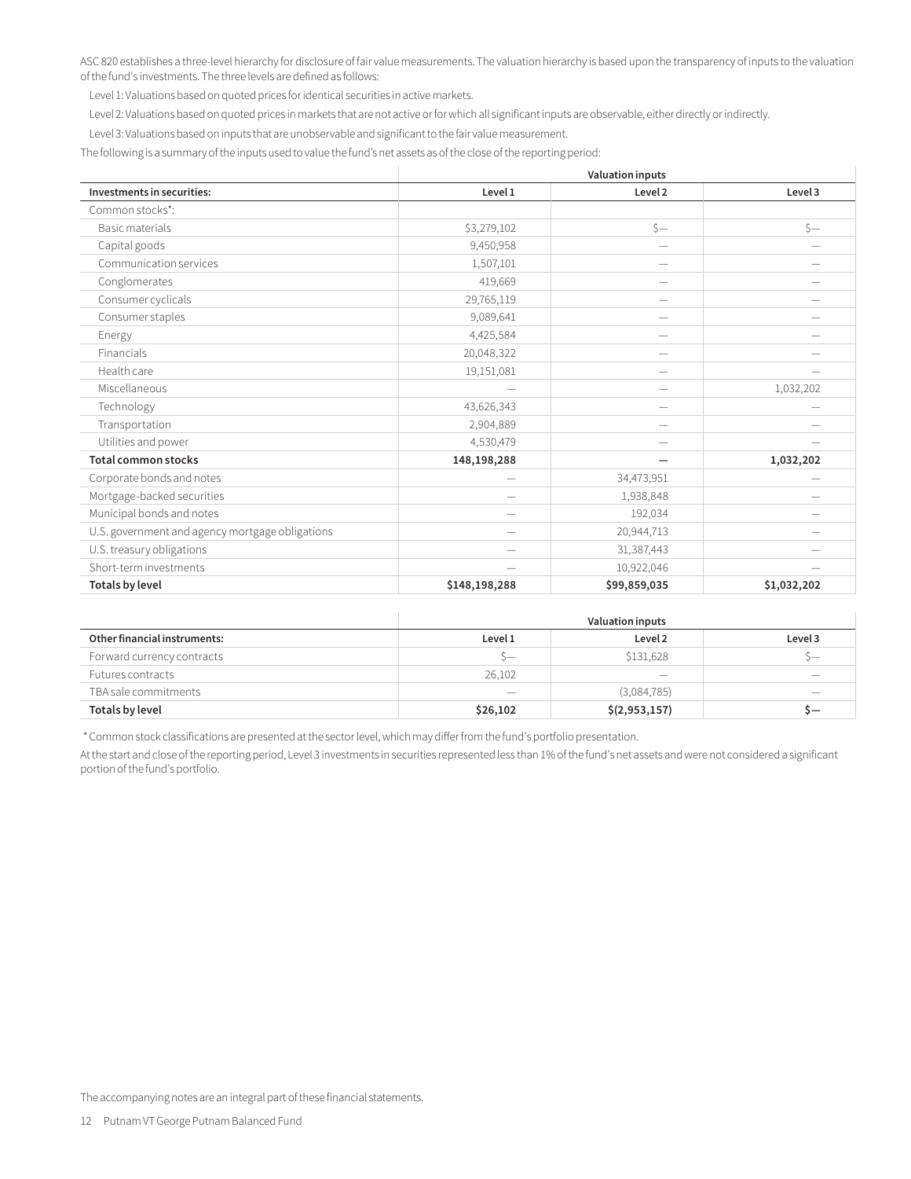ASC 820 establishes a three-level hierarchy for disclosure of fair value measurements. The valuation hierarchy is based upon the transparency of inputs to the valuation of the fund's investments. The three levels are defined as follows:

Level 1: Valuations based on quoted prices for identical securities in active markets.

Level 2: Valuations based on quoted prices in markets that are not active or for which all significant inputs are observable, either directly or indirectly.

Level 3: Valuations based on inputs that are unobservable and significant to the fair value measurement.

The following is a summary of the inputs used to value the fund's net assets as of the close of the reporting period:

| | Valuation inputs | | |
|---|---|---|---|
| **Investments in securities:** | **Level 1** | **Level 2** | **Level 3** |
| Common stocks*: | | | |
| Basic materials | $3,279,102 | $— | $— |
| Capital goods | 9,450,958 | — | — |
| Communication services | 1,507,101 | — | — |
| Conglomerates | 419,669 | — | — |
| Consumer cyclicals | 29,765,119 | — | — |
| Consumer staples | 9,089,641 | — | — |
| Energy | 4,425,584 | — | — |
| Financials | 20,048,322 | — | — |
| Health care | 19,151,081 | — | — |
| Miscellaneous | — | — | 1,032,202 |
| Technology | 43,626,343 | — | — |
| Transportation | 2,904,889 | — | — |
| Utilities and power | 4,530,479 | — | — |
| **Total common stocks** | **148,198,288** | **—** | **1,032,202** |
| Corporate bonds and notes | — | 34,473,951 | — |
| Mortgage-backed securities | — | 1,938,848 | — |
| Municipal bonds and notes | — | 192,034 | — |
| U.S. government and agency mortgage obligations | — | 20,944,713 | — |
| U.S. treasury obligations | — | 31,387,443 | — |
| Short-term investments | — | 10,922,046 | — |
| **Totals by level** | **$148,198,288** | **$99,859,035** | **$1,032,202** |

| | Valuation inputs | | |
|---|---|---|---|
| **Other financial instruments:** | **Level 1** | **Level 2** | **Level 3** |
| Forward currency contracts | $— | $131,628 | $— |
| Futures contracts | 26,102 | — | — |
| TBA sale commitments | — | (3,084,785) | — |
| **Totals by level** | **$26,102** | **$(2,953,157)** | **$—** |

* Common stock classifications are presented at the sector level, which may differ from the fund's portfolio presentation.

At the start and close of the reporting period, Level 3 investments in securities represented less than 1% of the fund's net assets and were not considered a significant portion of the fund's portfolio.

The accompanying notes are an integral part of these financial statements.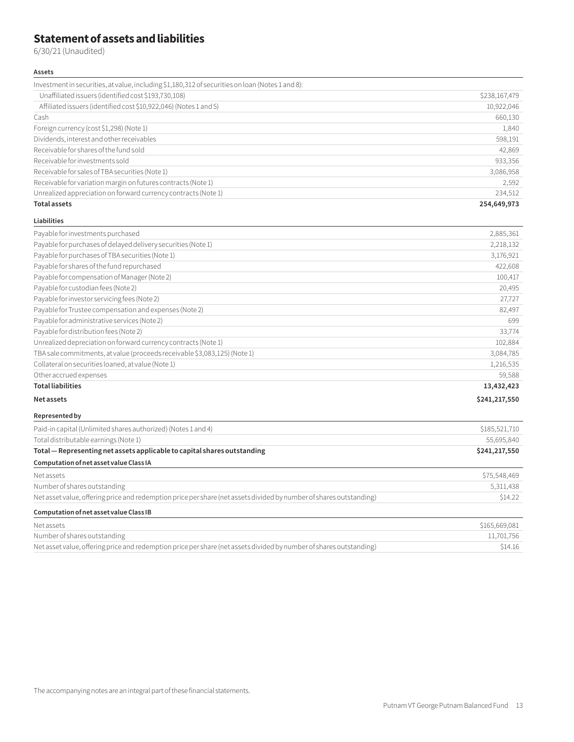# Statement of assets and liabilities

6/30/21 (Unaudited)

| | |
|---|---|
| **Assets** | |
| Investment in securities, at value, including $1,180,312 of securities on loan (Notes 1 and 8): | |
| Unaffiliated issuers (identified cost $193,730,108) | $238,167,479 |
| Affiliated issuers (identified cost $10,922,046) (Notes 1 and 5) | 10,922,046 |
| Cash | 660,130 |
| Foreign currency (cost $1,298) (Note 1) | 1,840 |
| Dividends, interest and other receivables | 598,191 |
| Receivable for shares of the fund sold | 42,869 |
| Receivable for investments sold | 933,356 |
| Receivable for sales of TBA securities (Note 1) | 3,086,958 |
| Receivable for variation margin on futures contracts (Note 1) | 2,592 |
| Unrealized appreciation on forward currency contracts (Note 1) | 234,512 |
| **Total assets** | **254,649,973** |
| **Liabilities** | |
| Payable for investments purchased | 2,885,361 |
| Payable for purchases of delayed delivery securities (Note 1) | 2,218,132 |
| Payable for purchases of TBA securities (Note 1) | 3,176,921 |
| Payable for shares of the fund repurchased | 422,608 |
| Payable for compensation of Manager (Note 2) | 100,417 |
| Payable for custodian fees (Note 2) | 20,495 |
| Payable for investor servicing fees (Note 2) | 27,727 |
| Payable for Trustee compensation and expenses (Note 2) | 82,497 |
| Payable for administrative services (Note 2) | 699 |
| Payable for distribution fees (Note 2) | 33,774 |
| Unrealized depreciation on forward currency contracts (Note 1) | 102,884 |
| TBA sale commitments, at value (proceeds receivable $3,083,125) (Note 1) | 3,084,785 |
| Collateral on securities loaned, at value (Note 1) | 1,216,535 |
| Other accrued expenses | 59,588 |
| **Total liabilities** | **13,432,423** |
| **Net assets** | **$241,217,550** |
| **Represented by** | |
| Paid-in capital (Unlimited shares authorized) (Notes 1 and 4) | $185,521,710 |
| Total distributable earnings (Note 1) | 55,695,840 |
| **Total — Representing net assets applicable to capital shares outstanding** | **$241,217,550** |
| **Computation of net asset value Class IA** | |
| Net assets | $75,548,469 |
| Number of shares outstanding | 5,311,438 |
| Net asset value, offering price and redemption price per share (net assets divided by number of shares outstanding) | $14.22 |
| **Computation of net asset value Class IB** | |
| Net assets | $165,669,081 |
| Number of shares outstanding | 11,701,756 |
| Net asset value, offering price and redemption price per share (net assets divided by number of shares outstanding) | $14.16 |

The accompanying notes are an integral part of these financial statements.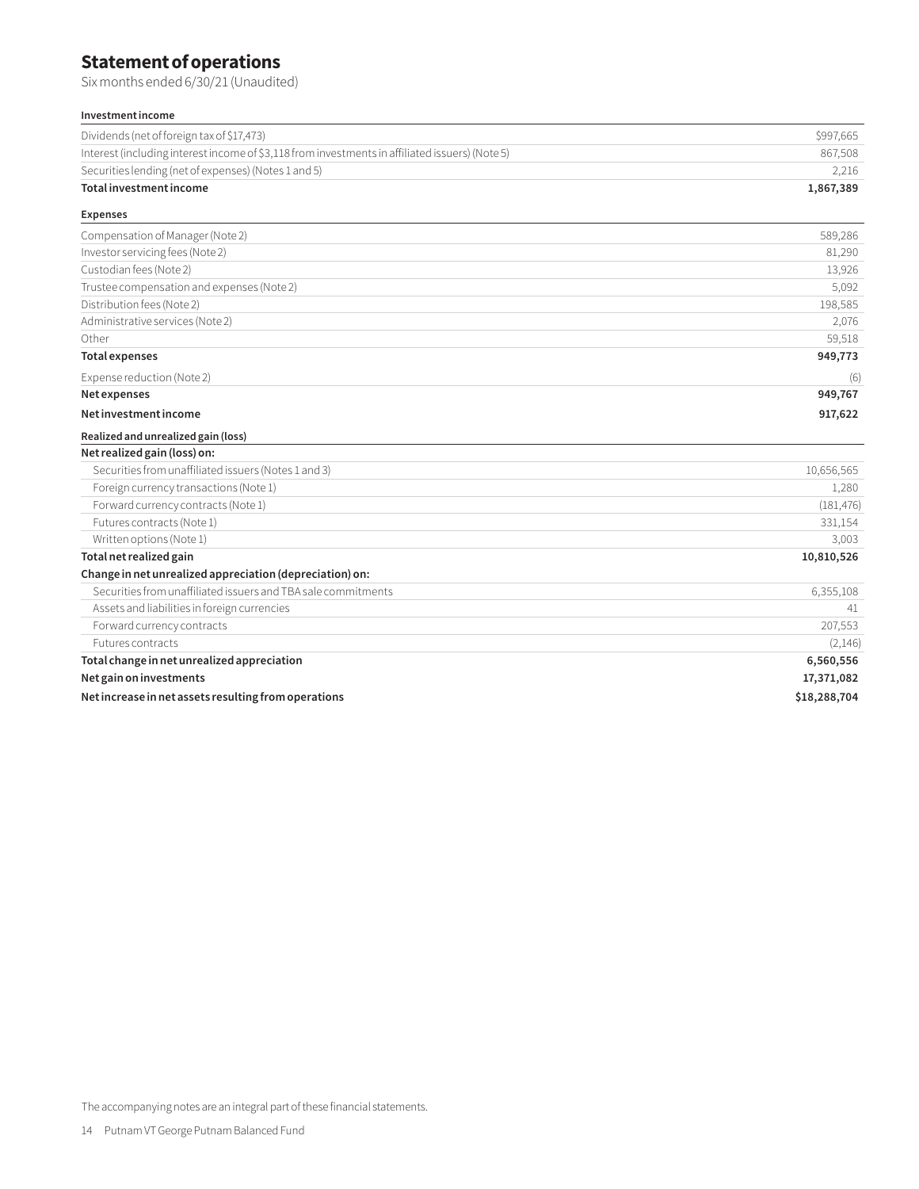# Statement of operations

Six months ended 6/30/21 (Unaudited)

| | |
|---|---|
| **Investment income** | |
| Dividends (net of foreign tax of $17,473) | $997,665 |
| Interest (including interest income of $3,118 from investments in affiliated issuers) (Note 5) | 867,508 |
| Securities lending (net of expenses) (Notes 1 and 5) | 2,216 |
| **Total investment income** | **1,867,389** |
| **Expenses** | |
| Compensation of Manager (Note 2) | 589,286 |
| Investor servicing fees (Note 2) | 81,290 |
| Custodian fees (Note 2) | 13,926 |
| Trustee compensation and expenses (Note 2) | 5,092 |
| Distribution fees (Note 2) | 198,585 |
| Administrative services (Note 2) | 2,076 |
| Other | 59,518 |
| **Total expenses** | **949,773** |
| Expense reduction (Note 2) | (6) |
| **Net expenses** | **949,767** |
| **Net investment income** | **917,622** |
| **Realized and unrealized gain (loss)** | |
| **Net realized gain (loss) on:** | |
| Securities from unaffiliated issuers (Notes 1 and 3) | 10,656,565 |
| Foreign currency transactions (Note 1) | 1,280 |
| Forward currency contracts (Note 1) | (181,476) |
| Futures contracts (Note 1) | 331,154 |
| Written options (Note 1) | 3,003 |
| **Total net realized gain** | **10,810,526** |
| **Change in net unrealized appreciation (depreciation) on:** | |
| Securities from unaffiliated issuers and TBA sale commitments | 6,355,108 |
| Assets and liabilities in foreign currencies | 41 |
| Forward currency contracts | 207,553 |
| Futures contracts | (2,146) |
| **Total change in net unrealized appreciation** | **6,560,556** |
| **Net gain on investments** | **17,371,082** |
| **Net increase in net assets resulting from operations** | **$18,288,704** |

The accompanying notes are an integral part of these financial statements.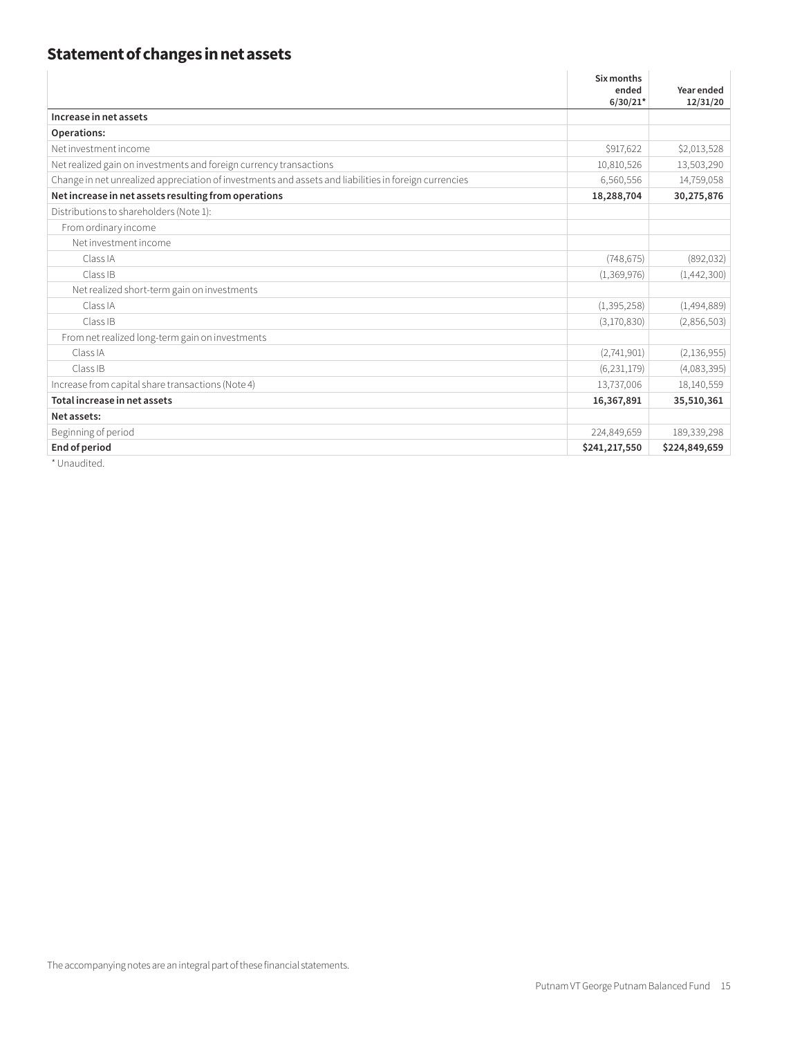## Statement of changes in net assets

| | Six months ended 6/30/21* | Year ended 12/31/20 |
|---|---|---|
| **Increase in net assets** | | |
| **Operations:** | | |
| Net investment income | $917,622 | $2,013,528 |
| Net realized gain on investments and foreign currency transactions | 10,810,526 | 13,503,290 |
| Change in net unrealized appreciation of investments and assets and liabilities in foreign currencies | 6,560,556 | 14,759,058 |
| **Net increase in net assets resulting from operations** | **18,288,704** | **30,275,876** |
| Distributions to shareholders (Note 1): | | |
| From ordinary income | | |
| Net investment income | | |
| Class IA | (748,675) | (892,032) |
| Class IB | (1,369,976) | (1,442,300) |
| Net realized short-term gain on investments | | |
| Class IA | (1,395,258) | (1,494,889) |
| Class IB | (3,170,830) | (2,856,503) |
| From net realized long-term gain on investments | | |
| Class IA | (2,741,901) | (2,136,955) |
| Class IB | (6,231,179) | (4,083,395) |
| Increase from capital share transactions (Note 4) | 13,737,006 | 18,140,559 |
| **Total increase in net assets** | **16,367,891** | **35,510,361** |
| **Net assets:** | | |
| Beginning of period | 224,849,659 | 189,339,298 |
| **End of period** | **$241,217,550** | **$224,849,659** |

* Unaudited.

The accompanying notes are an integral part of these financial statements.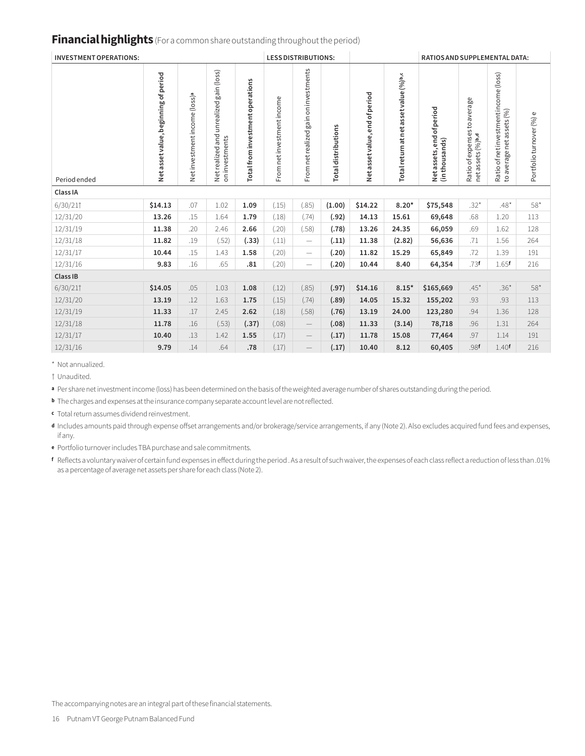## Financial highlights (For a common share outstanding throughout the period)

| INVESTMENT OPERATIONS: | | | | | LESS DISTRIBUTIONS: | | | | | RATIOS AND SUPPLEMENTAL DATA: | | | |
|---|---|---|---|---|---|---|---|---|---|---|---|---|---|
| Period ended | Net asset value, beginning of period | Net investment income (loss)[a] | Net realized and unrealized gain (loss) on investments | Total from investment operations | From net investment income | From net realized gain on investments | Total distributions | Net asset value, end of period | Total return at net asset value (%)[b,c] | Net assets, end of period (in thousands) | Ratio of expenses to average net assets (%)[b,d] | Ratio of net investment income (loss) to average net assets (%) | Portfolio turnover (%) [e] |
| **Class IA** | | | | | | | | | | | | | |
| 6/30/21† | **$14.13** | .07 | 1.02 | **1.09** | (.15) | (.85) | **(1.00)** | **$14.22** | **8.20*** | **$75,548** | .32* | .48* | 58* |
| 12/31/20 | **13.26** | .15 | 1.64 | **1.79** | (.18) | (.74) | **(.92)** | **14.13** | **15.61** | **69,648** | .68 | 1.20 | 113 |
| 12/31/19 | **11.38** | .20 | 2.46 | **2.66** | (.20) | (.58) | **(.78)** | **13.26** | **24.35** | **66,059** | .69 | 1.62 | 128 |
| 12/31/18 | **11.82** | .19 | (.52) | **(.33)** | (.11) | — | **(.11)** | **11.38** | **(2.82)** | **56,636** | .71 | 1.56 | 264 |
| 12/31/17 | **10.44** | .15 | 1.43 | **1.58** | (.20) | — | **(.20)** | **11.82** | **15.29** | **65,849** | .72 | 1.39 | 191 |
| 12/31/16 | **9.83** | .16 | .65 | **.81** | (.20) | — | **(.20)** | **10.44** | **8.40** | **64,354** | .73[f] | 1.65[f] | 216 |
| **Class IB** | | | | | | | | | | | | | |
| 6/30/21† | **$14.05** | .05 | 1.03 | **1.08** | (.12) | (.85) | **(.97)** | **$14.16** | **8.15*** | **$165,669** | .45* | .36* | 58* |
| 12/31/20 | **13.19** | .12 | 1.63 | **1.75** | (.15) | (.74) | **(.89)** | **14.05** | **15.32** | **155,202** | .93 | .93 | 113 |
| 12/31/19 | **11.33** | .17 | 2.45 | **2.62** | (.18) | (.58) | **(.76)** | **13.19** | **24.00** | **123,280** | .94 | 1.36 | 128 |
| 12/31/18 | **11.78** | .16 | (.53) | **(.37)** | (.08) | — | **(.08)** | **11.33** | **(3.14)** | **78,718** | .96 | 1.31 | 264 |
| 12/31/17 | **10.40** | .13 | 1.42 | **1.55** | (.17) | — | **(.17)** | **11.78** | **15.08** | **77,464** | .97 | 1.14 | 191 |
| 12/31/16 | **9.79** | .14 | .64 | **.78** | (.17) | — | **(.17)** | **10.40** | **8.12** | **60,405** | .98[f] | 1.40[f] | 216 |

\* Not annualized.

† Unaudited.

[a] Per share net investment income (loss) has been determined on the basis of the weighted average number of shares outstanding during the period.

[b] The charges and expenses at the insurance company separate account level are not reflected.

[c] Total return assumes dividend reinvestment.

[d] Includes amounts paid through expense offset arrangements and/or brokerage/service arrangements, if any (Note 2). Also excludes acquired fund fees and expenses, if any.

[e] Portfolio turnover includes TBA purchase and sale commitments.

[f] Reflects a voluntary waiver of certain fund expenses in effect during the period . As a result of such waiver, the expenses of each class reflect a reduction of less than .01% as a percentage of average net assets per share for each class (Note 2).

The accompanying notes are an integral part of these financial statements.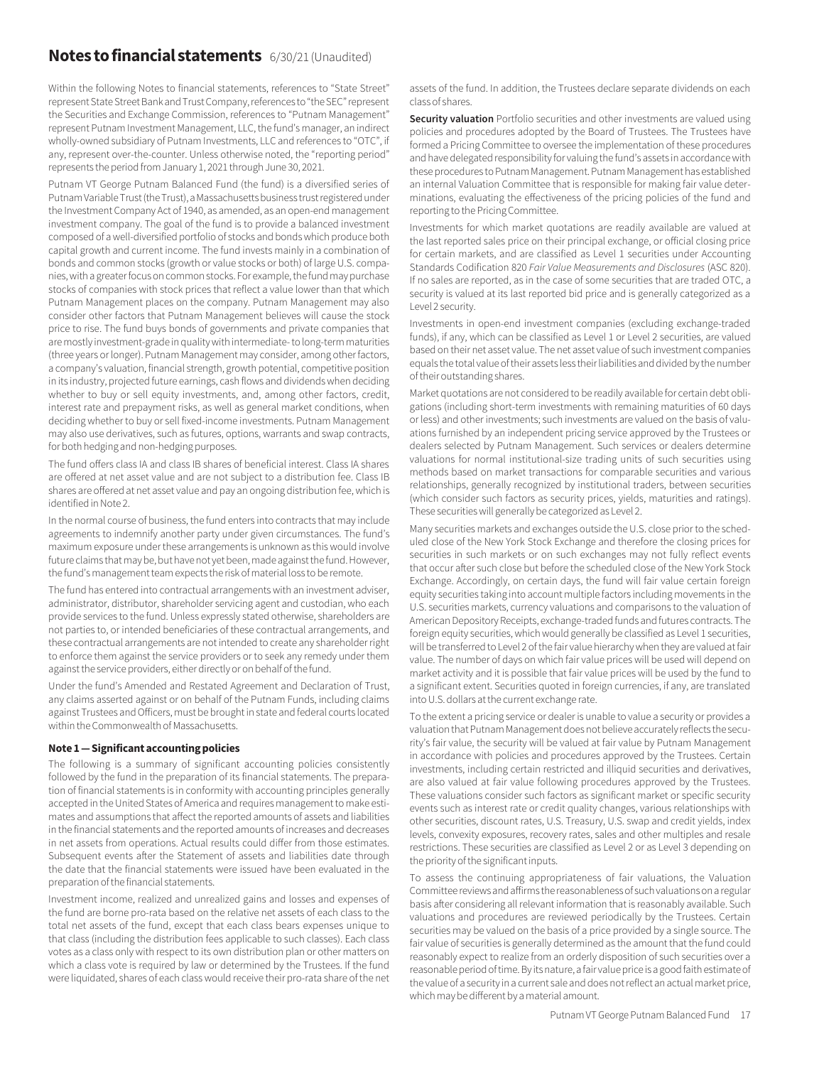# Notes to financial statements 6/30/21 (Unaudited)

Within the following Notes to financial statements, references to "State Street" represent State Street Bank and Trust Company, references to "the SEC" represent the Securities and Exchange Commission, references to "Putnam Management" represent Putnam Investment Management, LLC, the fund's manager, an indirect wholly-owned subsidiary of Putnam Investments, LLC and references to "OTC", if any, represent over-the-counter. Unless otherwise noted, the "reporting period" represents the period from January 1, 2021 through June 30, 2021.

Putnam VT George Putnam Balanced Fund (the fund) is a diversified series of Putnam Variable Trust (the Trust), a Massachusetts business trust registered under the Investment Company Act of 1940, as amended, as an open-end management investment company. The goal of the fund is to provide a balanced investment composed of a well-diversified portfolio of stocks and bonds which produce both capital growth and current income. The fund invests mainly in a combination of bonds and common stocks (growth or value stocks or both) of large U.S. companies, with a greater focus on common stocks. For example, the fund may purchase stocks of companies with stock prices that reflect a value lower than that which Putnam Management places on the company. Putnam Management may also consider other factors that Putnam Management believes will cause the stock price to rise. The fund buys bonds of governments and private companies that are mostly investment-grade in quality with intermediate- to long-term maturities (three years or longer). Putnam Management may consider, among other factors, a company's valuation, financial strength, growth potential, competitive position in its industry, projected future earnings, cash flows and dividends when deciding whether to buy or sell equity investments, and, among other factors, credit, interest rate and prepayment risks, as well as general market conditions, when deciding whether to buy or sell fixed-income investments. Putnam Management may also use derivatives, such as futures, options, warrants and swap contracts, for both hedging and non-hedging purposes.

The fund offers class IA and class IB shares of beneficial interest. Class IA shares are offered at net asset value and are not subject to a distribution fee. Class IB shares are offered at net asset value and pay an ongoing distribution fee, which is identified in Note 2.

In the normal course of business, the fund enters into contracts that may include agreements to indemnify another party under given circumstances. The fund's maximum exposure under these arrangements is unknown as this would involve future claims that may be, but have not yet been, made against the fund. However, the fund's management team expects the risk of material loss to be remote.

The fund has entered into contractual arrangements with an investment adviser, administrator, distributor, shareholder servicing agent and custodian, who each provide services to the fund. Unless expressly stated otherwise, shareholders are not parties to, or intended beneficiaries of these contractual arrangements, and these contractual arrangements are not intended to create any shareholder right to enforce them against the service providers or to seek any remedy under them against the service providers, either directly or on behalf of the fund.

Under the fund's Amended and Restated Agreement and Declaration of Trust, any claims asserted against or on behalf of the Putnam Funds, including claims against Trustees and Officers, must be brought in state and federal courts located within the Commonwealth of Massachusetts.

### Note 1 — Significant accounting policies

The following is a summary of significant accounting policies consistently followed by the fund in the preparation of its financial statements. The preparation of financial statements is in conformity with accounting principles generally accepted in the United States of America and requires management to make estimates and assumptions that affect the reported amounts of assets and liabilities in the financial statements and the reported amounts of increases and decreases in net assets from operations. Actual results could differ from those estimates. Subsequent events after the Statement of assets and liabilities date through the date that the financial statements were issued have been evaluated in the preparation of the financial statements.

Investment income, realized and unrealized gains and losses and expenses of the fund are borne pro-rata based on the relative net assets of each class to the total net assets of the fund, except that each class bears expenses unique to that class (including the distribution fees applicable to such classes). Each class votes as a class only with respect to its own distribution plan or other matters on which a class vote is required by law or determined by the Trustees. If the fund were liquidated, shares of each class would receive their pro-rata share of the net assets of the fund. In addition, the Trustees declare separate dividends on each class of shares.

**Security valuation** Portfolio securities and other investments are valued using policies and procedures adopted by the Board of Trustees. The Trustees have formed a Pricing Committee to oversee the implementation of these procedures and have delegated responsibility for valuing the fund's assets in accordance with these procedures to Putnam Management. Putnam Management has established an internal Valuation Committee that is responsible for making fair value determinations, evaluating the effectiveness of the pricing policies of the fund and reporting to the Pricing Committee.

Investments for which market quotations are readily available are valued at the last reported sales price on their principal exchange, or official closing price for certain markets, and are classified as Level 1 securities under Accounting Standards Codification 820 *Fair Value Measurements and Disclosures* (ASC 820). If no sales are reported, as in the case of some securities that are traded OTC, a security is valued at its last reported bid price and is generally categorized as a Level 2 security.

Investments in open-end investment companies (excluding exchange-traded funds), if any, which can be classified as Level 1 or Level 2 securities, are valued based on their net asset value. The net asset value of such investment companies equals the total value of their assets less their liabilities and divided by the number of their outstanding shares.

Market quotations are not considered to be readily available for certain debt obligations (including short-term investments with remaining maturities of 60 days or less) and other investments; such investments are valued on the basis of valuations furnished by an independent pricing service approved by the Trustees or dealers selected by Putnam Management. Such services or dealers determine valuations for normal institutional-size trading units of such securities using methods based on market transactions for comparable securities and various relationships, generally recognized by institutional traders, between securities (which consider such factors as security prices, yields, maturities and ratings). These securities will generally be categorized as Level 2.

Many securities markets and exchanges outside the U.S. close prior to the scheduled close of the New York Stock Exchange and therefore the closing prices for securities in such markets or on such exchanges may not fully reflect events that occur after such close but before the scheduled close of the New York Stock Exchange. Accordingly, on certain days, the fund will fair value certain foreign equity securities taking into account multiple factors including movements in the U.S. securities markets, currency valuations and comparisons to the valuation of American Depository Receipts, exchange-traded funds and futures contracts. The foreign equity securities, which would generally be classified as Level 1 securities, will be transferred to Level 2 of the fair value hierarchy when they are valued at fair value. The number of days on which fair value prices will be used will depend on market activity and it is possible that fair value prices will be used by the fund to a significant extent. Securities quoted in foreign currencies, if any, are translated into U.S. dollars at the current exchange rate.

To the extent a pricing service or dealer is unable to value a security or provides a valuation that Putnam Management does not believe accurately reflects the security's fair value, the security will be valued at fair value by Putnam Management in accordance with policies and procedures approved by the Trustees. Certain investments, including certain restricted and illiquid securities and derivatives, are also valued at fair value following procedures approved by the Trustees. These valuations consider such factors as significant market or specific security events such as interest rate or credit quality changes, various relationships with other securities, discount rates, U.S. Treasury, U.S. swap and credit yields, index levels, convexity exposures, recovery rates, sales and other multiples and resale restrictions. These securities are classified as Level 2 or as Level 3 depending on the priority of the significant inputs.

To assess the continuing appropriateness of fair valuations, the Valuation Committee reviews and affirms the reasonableness of such valuations on a regular basis after considering all relevant information that is reasonably available. Such valuations and procedures are reviewed periodically by the Trustees. Certain securities may be valued on the basis of a price provided by a single source. The fair value of securities is generally determined as the amount that the fund could reasonably expect to realize from an orderly disposition of such securities over a reasonable period of time. By its nature, a fair value price is a good faith estimate of the value of a security in a current sale and does not reflect an actual market price, which may be different by a material amount.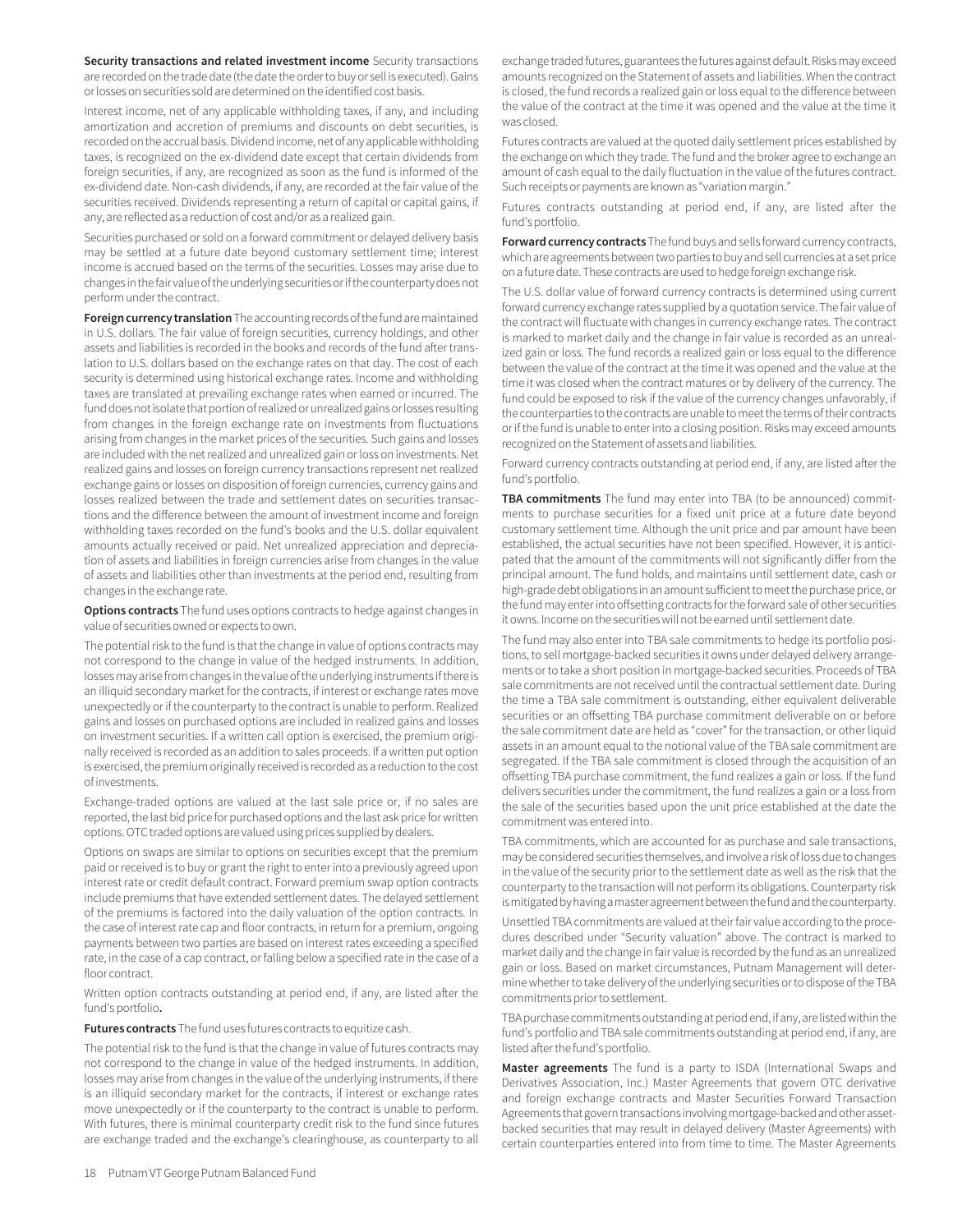**Security transactions and related investment income** Security transactions are recorded on the trade date (the date the order to buy or sell is executed). Gains or losses on securities sold are determined on the identified cost basis.

Interest income, net of any applicable withholding taxes, if any, and including amortization and accretion of premiums and discounts on debt securities, is recorded on the accrual basis. Dividend income, net of any applicable withholding taxes, is recognized on the ex-dividend date except that certain dividends from foreign securities, if any, are recognized as soon as the fund is informed of the ex-dividend date. Non-cash dividends, if any, are recorded at the fair value of the securities received. Dividends representing a return of capital or capital gains, if any, are reflected as a reduction of cost and/or as a realized gain.

Securities purchased or sold on a forward commitment or delayed delivery basis may be settled at a future date beyond customary settlement time; interest income is accrued based on the terms of the securities. Losses may arise due to changes in the fair value of the underlying securities or if the counterparty does not perform under the contract.

**Foreign currency translation** The accounting records of the fund are maintained in U.S. dollars. The fair value of foreign securities, currency holdings, and other assets and liabilities is recorded in the books and records of the fund after translation to U.S. dollars based on the exchange rates on that day. The cost of each security is determined using historical exchange rates. Income and withholding taxes are translated at prevailing exchange rates when earned or incurred. The fund does not isolate that portion of realized or unrealized gains or losses resulting from changes in the foreign exchange rate on investments from fluctuations arising from changes in the market prices of the securities. Such gains and losses are included with the net realized and unrealized gain or loss on investments. Net realized gains and losses on foreign currency transactions represent net realized exchange gains or losses on disposition of foreign currencies, currency gains and losses realized between the trade and settlement dates on securities transactions and the difference between the amount of investment income and foreign withholding taxes recorded on the fund's books and the U.S. dollar equivalent amounts actually received or paid. Net unrealized appreciation and depreciation of assets and liabilities in foreign currencies arise from changes in the value of assets and liabilities other than investments at the period end, resulting from changes in the exchange rate.

**Options contracts** The fund uses options contracts to hedge against changes in value of securities owned or expects to own.

The potential risk to the fund is that the change in value of options contracts may not correspond to the change in value of the hedged instruments. In addition, losses may arise from changes in the value of the underlying instruments if there is an illiquid secondary market for the contracts, if interest or exchange rates move unexpectedly or if the counterparty to the contract is unable to perform. Realized gains and losses on purchased options are included in realized gains and losses on investment securities. If a written call option is exercised, the premium originally received is recorded as an addition to sales proceeds. If a written put option is exercised, the premium originally received is recorded as a reduction to the cost of investments.

Exchange-traded options are valued at the last sale price or, if no sales are reported, the last bid price for purchased options and the last ask price for written options. OTC traded options are valued using prices supplied by dealers.

Options on swaps are similar to options on securities except that the premium paid or received is to buy or grant the right to enter into a previously agreed upon interest rate or credit default contract. Forward premium swap option contracts include premiums that have extended settlement dates. The delayed settlement of the premiums is factored into the daily valuation of the option contracts. In the case of interest rate cap and floor contracts, in return for a premium, ongoing payments between two parties are based on interest rates exceeding a specified rate, in the case of a cap contract, or falling below a specified rate in the case of a floor contract.

Written option contracts outstanding at period end, if any, are listed after the fund's portfolio**.**

**Futures contracts** The fund uses futures contracts to equitize cash.

The potential risk to the fund is that the change in value of futures contracts may not correspond to the change in value of the hedged instruments. In addition, losses may arise from changes in the value of the underlying instruments, if there is an illiquid secondary market for the contracts, if interest or exchange rates move unexpectedly or if the counterparty to the contract is unable to perform. With futures, there is minimal counterparty credit risk to the fund since futures are exchange traded and the exchange's clearinghouse, as counterparty to all exchange traded futures, guarantees the futures against default. Risks may exceed amounts recognized on the Statement of assets and liabilities. When the contract is closed, the fund records a realized gain or loss equal to the difference between the value of the contract at the time it was opened and the value at the time it was closed.

Futures contracts are valued at the quoted daily settlement prices established by the exchange on which they trade. The fund and the broker agree to exchange an amount of cash equal to the daily fluctuation in the value of the futures contract. Such receipts or payments are known as "variation margin."

Futures contracts outstanding at period end, if any, are listed after the fund's portfolio.

**Forward currency contracts** The fund buys and sells forward currency contracts, which are agreements between two parties to buy and sell currencies at a set price on a future date. These contracts are used to hedge foreign exchange risk.

The U.S. dollar value of forward currency contracts is determined using current forward currency exchange rates supplied by a quotation service. The fair value of the contract will fluctuate with changes in currency exchange rates. The contract is marked to market daily and the change in fair value is recorded as an unrealized gain or loss. The fund records a realized gain or loss equal to the difference between the value of the contract at the time it was opened and the value at the time it was closed when the contract matures or by delivery of the currency. The fund could be exposed to risk if the value of the currency changes unfavorably, if the counterparties to the contracts are unable to meet the terms of their contracts or if the fund is unable to enter into a closing position. Risks may exceed amounts recognized on the Statement of assets and liabilities.

Forward currency contracts outstanding at period end, if any, are listed after the fund's portfolio.

**TBA commitments** The fund may enter into TBA (to be announced) commitments to purchase securities for a fixed unit price at a future date beyond customary settlement time. Although the unit price and par amount have been established, the actual securities have not been specified. However, it is anticipated that the amount of the commitments will not significantly differ from the principal amount. The fund holds, and maintains until settlement date, cash or high-grade debt obligations in an amount sufficient to meet the purchase price, or the fund may enter into offsetting contracts for the forward sale of other securities it owns. Income on the securities will not be earned until settlement date.

The fund may also enter into TBA sale commitments to hedge its portfolio positions, to sell mortgage-backed securities it owns under delayed delivery arrangements or to take a short position in mortgage-backed securities. Proceeds of TBA sale commitments are not received until the contractual settlement date. During the time a TBA sale commitment is outstanding, either equivalent deliverable securities or an offsetting TBA purchase commitment deliverable on or before the sale commitment date are held as "cover" for the transaction, or other liquid assets in an amount equal to the notional value of the TBA sale commitment are segregated. If the TBA sale commitment is closed through the acquisition of an offsetting TBA purchase commitment, the fund realizes a gain or loss. If the fund delivers securities under the commitment, the fund realizes a gain or a loss from the sale of the securities based upon the unit price established at the date the commitment was entered into.

TBA commitments, which are accounted for as purchase and sale transactions, may be considered securities themselves, and involve a risk of loss due to changes in the value of the security prior to the settlement date as well as the risk that the counterparty to the transaction will not perform its obligations. Counterparty risk is mitigated by having a master agreement between the fund and the counterparty.

Unsettled TBA commitments are valued at their fair value according to the procedures described under "Security valuation" above. The contract is marked to market daily and the change in fair value is recorded by the fund as an unrealized gain or loss. Based on market circumstances, Putnam Management will determine whether to take delivery of the underlying securities or to dispose of the TBA commitments prior to settlement.

TBA purchase commitments outstanding at period end, if any, are listed within the fund's portfolio and TBA sale commitments outstanding at period end, if any, are listed after the fund's portfolio.

**Master agreements** The fund is a party to ISDA (International Swaps and Derivatives Association, Inc.) Master Agreements that govern OTC derivative and foreign exchange contracts and Master Securities Forward Transaction Agreements that govern transactions involving mortgage-backed and other asset-backed securities that may result in delayed delivery (Master Agreements) with certain counterparties entered into from time to time. The Master Agreements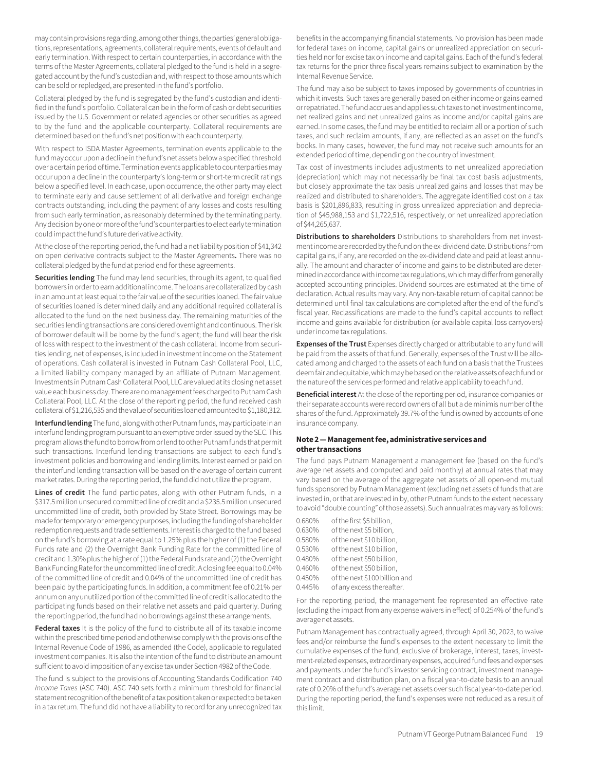may contain provisions regarding, among other things, the parties' general obligations, representations, agreements, collateral requirements, events of default and early termination. With respect to certain counterparties, in accordance with the terms of the Master Agreements, collateral pledged to the fund is held in a segregated account by the fund's custodian and, with respect to those amounts which can be sold or repledged, are presented in the fund's portfolio.

Collateral pledged by the fund is segregated by the fund's custodian and identified in the fund's portfolio. Collateral can be in the form of cash or debt securities issued by the U.S. Government or related agencies or other securities as agreed to by the fund and the applicable counterparty. Collateral requirements are determined based on the fund's net position with each counterparty.

With respect to ISDA Master Agreements, termination events applicable to the fund may occur upon a decline in the fund's net assets below a specified threshold over a certain period of time. Termination events applicable to counterparties may occur upon a decline in the counterparty's long-term or short-term credit ratings below a specified level. In each case, upon occurrence, the other party may elect to terminate early and cause settlement of all derivative and foreign exchange contracts outstanding, including the payment of any losses and costs resulting from such early termination, as reasonably determined by the terminating party. Any decision by one or more of the fund's counterparties to elect early termination could impact the fund's future derivative activity.

At the close of the reporting period, the fund had a net liability position of $41,342 on open derivative contracts subject to the Master Agreements**.** There was no collateral pledged by the fund at period end for these agreements.

**Securities lending** The fund may lend securities, through its agent, to qualified borrowers in order to earn additional income. The loans are collateralized by cash in an amount at least equal to the fair value of the securities loaned. The fair value of securities loaned is determined daily and any additional required collateral is allocated to the fund on the next business day. The remaining maturities of the securities lending transactions are considered overnight and continuous. The risk of borrower default will be borne by the fund's agent; the fund will bear the risk of loss with respect to the investment of the cash collateral. Income from securities lending, net of expenses, is included in investment income on the Statement of operations. Cash collateral is invested in Putnam Cash Collateral Pool, LLC, a limited liability company managed by an affiliate of Putnam Management. Investments in Putnam Cash Collateral Pool, LLC are valued at its closing net asset value each business day. There are no management fees charged to Putnam Cash Collateral Pool, LLC. At the close of the reporting period, the fund received cash collateral of $1,216,535 and the value of securities loaned amounted to $1,180,312.

**Interfund lending** The fund, along with other Putnam funds, may participate in an interfund lending program pursuant to an exemptive order issued by the SEC. This program allows the fund to borrow from or lend to other Putnam funds that permit such transactions. Interfund lending transactions are subject to each fund's investment policies and borrowing and lending limits. Interest earned or paid on the interfund lending transaction will be based on the average of certain current market rates. During the reporting period, the fund did not utilize the program.

**Lines of credit** The fund participates, along with other Putnam funds, in a $317.5 million unsecured committed line of credit and a $235.5 million unsecured uncommitted line of credit, both provided by State Street. Borrowings may be made for temporary or emergency purposes, including the funding of shareholder redemption requests and trade settlements. Interest is charged to the fund based on the fund's borrowing at a rate equal to 1.25% plus the higher of (1) the Federal Funds rate and (2) the Overnight Bank Funding Rate for the committed line of credit and 1.30% plus the higher of (1) the Federal Funds rate and (2) the Overnight Bank Funding Rate for the uncommitted line of credit. A closing fee equal to 0.04% of the committed line of credit and 0.04% of the uncommitted line of credit has been paid by the participating funds. In addition, a commitment fee of 0.21% per annum on any unutilized portion of the committed line of credit is allocated to the participating funds based on their relative net assets and paid quarterly. During the reporting period, the fund had no borrowings against these arrangements.

**Federal taxes** It is the policy of the fund to distribute all of its taxable income within the prescribed time period and otherwise comply with the provisions of the Internal Revenue Code of 1986, as amended (the Code), applicable to regulated investment companies. It is also the intention of the fund to distribute an amount sufficient to avoid imposition of any excise tax under Section 4982 of the Code.

The fund is subject to the provisions of Accounting Standards Codification 740 *Income Taxes* (ASC 740). ASC 740 sets forth a minimum threshold for financial statement recognition of the benefit of a tax position taken or expected to be taken in a tax return. The fund did not have a liability to record for any unrecognized tax benefits in the accompanying financial statements. No provision has been made for federal taxes on income, capital gains or unrealized appreciation on securities held nor for excise tax on income and capital gains. Each of the fund's federal tax returns for the prior three fiscal years remains subject to examination by the Internal Revenue Service.

The fund may also be subject to taxes imposed by governments of countries in which it invests. Such taxes are generally based on either income or gains earned or repatriated. The fund accrues and applies such taxes to net investment income, net realized gains and net unrealized gains as income and/or capital gains are earned. In some cases, the fund may be entitled to reclaim all or a portion of such taxes, and such reclaim amounts, if any, are reflected as an asset on the fund's books. In many cases, however, the fund may not receive such amounts for an extended period of time, depending on the country of investment.

Tax cost of investments includes adjustments to net unrealized appreciation (depreciation) which may not necessarily be final tax cost basis adjustments, but closely approximate the tax basis unrealized gains and losses that may be realized and distributed to shareholders. The aggregate identified cost on a tax basis is $201,896,833, resulting in gross unrealized appreciation and depreciation of $45,988,153 and $1,722,516, respectively, or net unrealized appreciation of $44,265,637.

**Distributions to shareholders** Distributions to shareholders from net investment income are recorded by the fund on the ex-dividend date. Distributions from capital gains, if any, are recorded on the ex-dividend date and paid at least annually. The amount and character of income and gains to be distributed are determined in accordance with income tax regulations, which may differ from generally accepted accounting principles. Dividend sources are estimated at the time of declaration. Actual results may vary. Any non-taxable return of capital cannot be determined until final tax calculations are completed after the end of the fund's fiscal year. Reclassifications are made to the fund's capital accounts to reflect income and gains available for distribution (or available capital loss carryovers) under income tax regulations.

**Expenses of the Trust** Expenses directly charged or attributable to any fund will be paid from the assets of that fund. Generally, expenses of the Trust will be allocated among and charged to the assets of each fund on a basis that the Trustees deem fair and equitable, which may be based on the relative assets of each fund or the nature of the services performed and relative applicability to each fund.

**Beneficial interest** At the close of the reporting period, insurance companies or their separate accounts were record owners of all but a de minimis number of the shares of the fund. Approximately 39.7% of the fund is owned by accounts of one insurance company.

#### Note 2 — Management fee, administrative services and other transactions

The fund pays Putnam Management a management fee (based on the fund's average net assets and computed and paid monthly) at annual rates that may vary based on the average of the aggregate net assets of all open-end mutual funds sponsored by Putnam Management (excluding net assets of funds that are invested in, or that are invested in by, other Putnam funds to the extent necessary to avoid "double counting" of those assets). Such annual rates may vary as follows:

| | |
|---|---|
| 0.680% | of the first $5 billion, |
| 0.630% | of the next $5 billion, |
| 0.580% | of the next $10 billion, |
| 0.530% | of the next $10 billion, |
| 0.480% | of the next $50 billion, |
| 0.460% | of the next $50 billion, |
| 0.450% | of the next $100 billion and |
| 0.445% | of any excess thereafter. |

For the reporting period, the management fee represented an effective rate (excluding the impact from any expense waivers in effect) of 0.254% of the fund's average net assets.

Putnam Management has contractually agreed, through April 30, 2023, to waive fees and/or reimburse the fund's expenses to the extent necessary to limit the cumulative expenses of the fund, exclusive of brokerage, interest, taxes, investment-related expenses, extraordinary expenses, acquired fund fees and expenses and payments under the fund's investor servicing contract, investment management contract and distribution plan, on a fiscal year-to-date basis to an annual rate of 0.20% of the fund's average net assets over such fiscal year-to-date period. During the reporting period, the fund's expenses were not reduced as a result of this limit.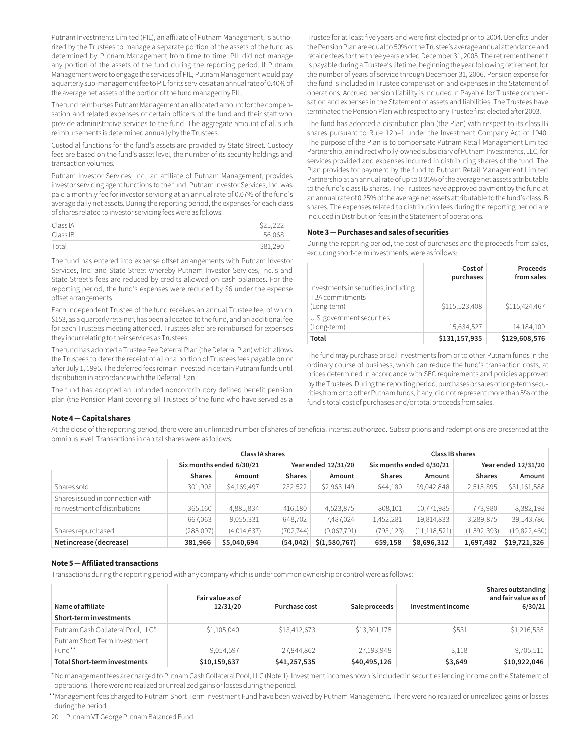Putnam Investments Limited (PIL), an affiliate of Putnam Management, is authorized by the Trustees to manage a separate portion of the assets of the fund as determined by Putnam Management from time to time. PIL did not manage any portion of the assets of the fund during the reporting period. If Putnam Management were to engage the services of PIL, Putnam Management would pay a quarterly sub-management fee to PIL for its services at an annual rate of 0.40% of the average net assets of the portion of the fund managed by PIL.

The fund reimburses Putnam Management an allocated amount for the compensation and related expenses of certain officers of the fund and their staff who provide administrative services to the fund. The aggregate amount of all such reimbursements is determined annually by the Trustees.

Custodial functions for the fund's assets are provided by State Street. Custody fees are based on the fund's asset level, the number of its security holdings and transaction volumes.

Putnam Investor Services, Inc., an affiliate of Putnam Management, provides investor servicing agent functions to the fund. Putnam Investor Services, Inc. was paid a monthly fee for investor servicing at an annual rate of 0.07% of the fund's average daily net assets. During the reporting period, the expenses for each class of shares related to investor servicing fees were as follows:

| | |
|---|---|
| Class IA | $25,222 |
| Class IB | 56,068 |
| Total | $81,290 |

The fund has entered into expense offset arrangements with Putnam Investor Services, Inc. and State Street whereby Putnam Investor Services, Inc.'s and State Street's fees are reduced by credits allowed on cash balances. For the reporting period, the fund's expenses were reduced by $6 under the expense offset arrangements.

Each Independent Trustee of the fund receives an annual Trustee fee, of which $153, as a quarterly retainer, has been allocated to the fund, and an additional fee for each Trustees meeting attended. Trustees also are reimbursed for expenses they incur relating to their services as Trustees.

The fund has adopted a Trustee Fee Deferral Plan (the Deferral Plan) which allows the Trustees to defer the receipt of all or a portion of Trustees fees payable on or after July 1, 1995. The deferred fees remain invested in certain Putnam funds until distribution in accordance with the Deferral Plan.

The fund has adopted an unfunded noncontributory defined benefit pension plan (the Pension Plan) covering all Trustees of the fund who have served as a Trustee for at least five years and were first elected prior to 2004. Benefits under the Pension Plan are equal to 50% of the Trustee's average annual attendance and retainer fees for the three years ended December 31, 2005. The retirement benefit is payable during a Trustee's lifetime, beginning the year following retirement, for the number of years of service through December 31, 2006. Pension expense for the fund is included in Trustee compensation and expenses in the Statement of operations. Accrued pension liability is included in Payable for Trustee compensation and expenses in the Statement of assets and liabilities. The Trustees have terminated the Pension Plan with respect to any Trustee first elected after 2003.

The fund has adopted a distribution plan (the Plan) with respect to its class IB shares pursuant to Rule 12b–1 under the Investment Company Act of 1940. The purpose of the Plan is to compensate Putnam Retail Management Limited Partnership, an indirect wholly-owned subsidiary of Putnam Investments, LLC, for services provided and expenses incurred in distributing shares of the fund. The Plan provides for payment by the fund to Putnam Retail Management Limited Partnership at an annual rate of up to 0.35% of the average net assets attributable to the fund's class IB shares. The Trustees have approved payment by the fund at an annual rate of 0.25% of the average net assets attributable to the fund's class IB shares. The expenses related to distribution fees during the reporting period are included in Distribution fees in the Statement of operations.

### Note 3 — Purchases and sales of securities

During the reporting period, the cost of purchases and the proceeds from sales, excluding short-term investments, were as follows:

| | Cost of purchases | Proceeds from sales |
|---|---|---|
| Investments in securities, including TBA commitments (Long-term) | $115,523,408 | $115,424,467 |
| U.S. government securities (Long-term) | 15,634,527 | 14,184,109 |
| **Total** | **$131,157,935** | **$129,608,576** |

The fund may purchase or sell investments from or to other Putnam funds in the ordinary course of business, which can reduce the fund's transaction costs, at prices determined in accordance with SEC requirements and policies approved by the Trustees. During the reporting period, purchases or sales of long-term securities from or to other Putnam funds, if any, did not represent more than 5% of the fund's total cost of purchases and/or total proceeds from sales.

### Note 4 — Capital shares

At the close of the reporting period, there were an unlimited number of shares of beneficial interest authorized. Subscriptions and redemptions are presented at the omnibus level. Transactions in capital shares were as follows:

| | Class IA shares | | | | Class IB shares | | | |
|---|---|---|---|---|---|---|---|---|
| | Six months ended 6/30/21 | | Year ended 12/31/20 | | Six months ended 6/30/21 | | Year ended 12/31/20 | |
| | Shares | Amount | Shares | Amount | Shares | Amount | Shares | Amount |
| Shares sold | 301,903 | $4,169,497 | 232,522 | $2,963,149 | 644,180 | $9,042,848 | 2,515,895 | $31,161,588 |
| Shares issued in connection with reinvestment of distributions | 365,160 | 4,885,834 | 416,180 | 4,523,875 | 808,101 | 10,771,985 | 773,980 | 8,382,198 |
| | 667,063 | 9,055,331 | 648,702 | 7,487,024 | 1,452,281 | 19,814,833 | 3,289,875 | 39,543,786 |
| Shares repurchased | (285,097) | (4,014,637) | (702,744) | (9,067,791) | (793,123) | (11,118,521) | (1,592,393) | (19,822,460) |
| **Net increase (decrease)** | **381,966** | **$5,040,694** | **(54,042)** | **$(1,580,767)** | **659,158** | **$8,696,312** | **1,697,482** | **$19,721,326** |

### Note 5 — Affiliated transactions

Transactions during the reporting period with any company which is under common ownership or control were as follows:

| Name of affiliate | Fair value as of 12/31/20 | Purchase cost | Sale proceeds | Investment income | Shares outstanding and fair value as of 6/30/21 |
|---|---|---|---|---|---|
| **Short-term investments** | | | | | |
| Putnam Cash Collateral Pool, LLC* | $1,105,040 | $13,412,673 | $13,301,178 | $531 | $1,216,535 |
| Putnam Short Term Investment Fund** | 9,054,597 | 27,844,862 | 27,193,948 | 3,118 | 9,705,511 |
| **Total Short-term investments** | **$10,159,637** | **$41,257,535** | **$40,495,126** | **$3,649** | **$10,922,046** |

\* No management fees are charged to Putnam Cash Collateral Pool, LLC (Note 1). Investment income shown is included in securities lending income on the Statement of operations. There were no realized or unrealized gains or losses during the period.

\*\* Management fees charged to Putnam Short Term Investment Fund have been waived by Putnam Management. There were no realized or unrealized gains or losses during the period.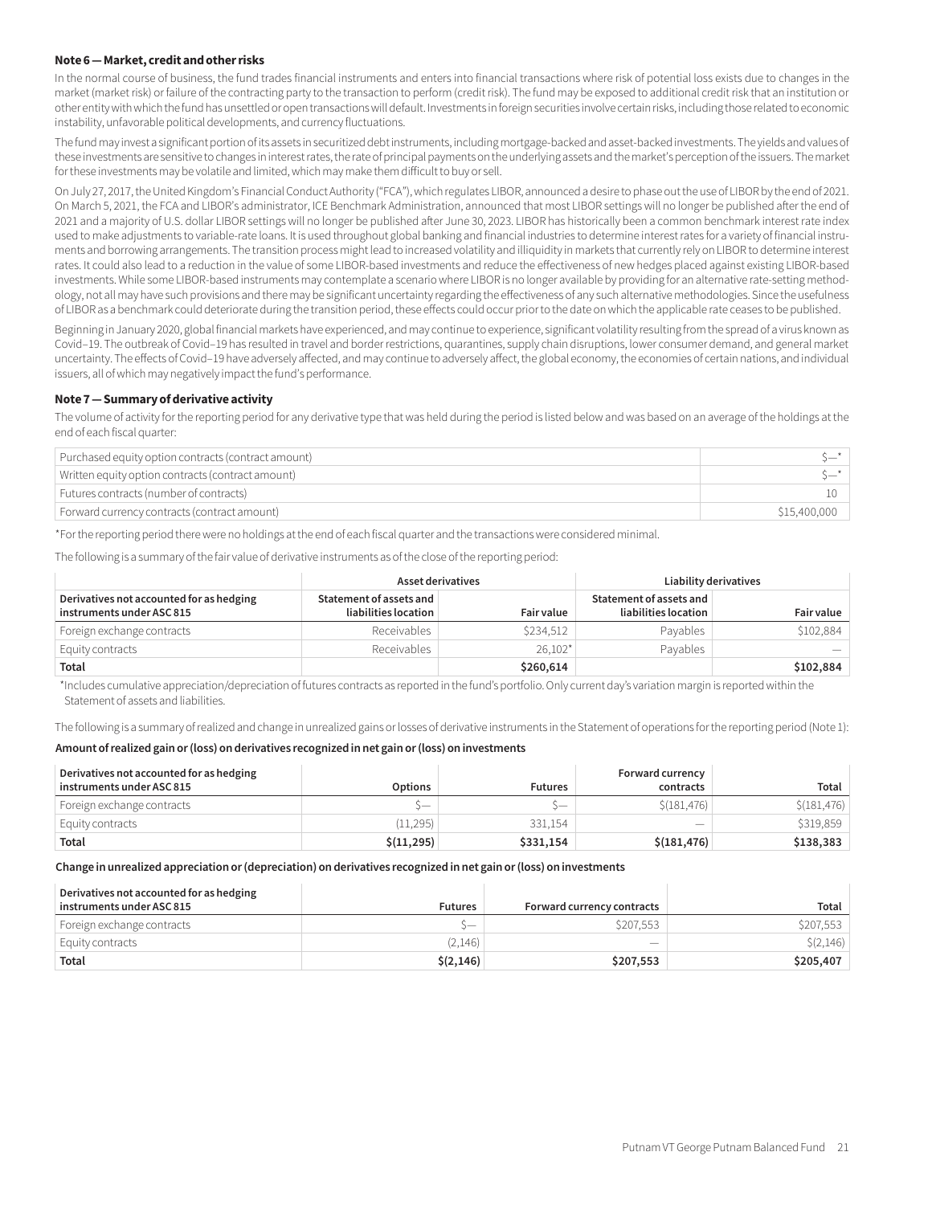### Note 6 — Market, credit and other risks

In the normal course of business, the fund trades financial instruments and enters into financial transactions where risk of potential loss exists due to changes in the market (market risk) or failure of the contracting party to the transaction to perform (credit risk). The fund may be exposed to additional credit risk that an institution or other entity with which the fund has unsettled or open transactions will default. Investments in foreign securities involve certain risks, including those related to economic instability, unfavorable political developments, and currency fluctuations.

The fund may invest a significant portion of its assets in securitized debt instruments, including mortgage-backed and asset-backed investments. The yields and values of these investments are sensitive to changes in interest rates, the rate of principal payments on the underlying assets and the market's perception of the issuers. The market for these investments may be volatile and limited, which may make them difficult to buy or sell.

On July 27, 2017, the United Kingdom's Financial Conduct Authority ("FCA"), which regulates LIBOR, announced a desire to phase out the use of LIBOR by the end of 2021. On March 5, 2021, the FCA and LIBOR's administrator, ICE Benchmark Administration, announced that most LIBOR settings will no longer be published after the end of 2021 and a majority of U.S. dollar LIBOR settings will no longer be published after June 30, 2023. LIBOR has historically been a common benchmark interest rate index used to make adjustments to variable-rate loans. It is used throughout global banking and financial industries to determine interest rates for a variety of financial instruments and borrowing arrangements. The transition process might lead to increased volatility and illiquidity in markets that currently rely on LIBOR to determine interest rates. It could also lead to a reduction in the value of some LIBOR-based investments and reduce the effectiveness of new hedges placed against existing LIBOR-based investments. While some LIBOR-based instruments may contemplate a scenario where LIBOR is no longer available by providing for an alternative rate-setting methodology, not all may have such provisions and there may be significant uncertainty regarding the effectiveness of any such alternative methodologies. Since the usefulness of LIBOR as a benchmark could deteriorate during the transition period, these effects could occur prior to the date on which the applicable rate ceases to be published.

Beginning in January 2020, global financial markets have experienced, and may continue to experience, significant volatility resulting from the spread of a virus known as Covid–19. The outbreak of Covid–19 has resulted in travel and border restrictions, quarantines, supply chain disruptions, lower consumer demand, and general market uncertainty. The effects of Covid–19 have adversely affected, and may continue to adversely affect, the global economy, the economies of certain nations, and individual issuers, all of which may negatively impact the fund's performance.

### Note 7 — Summary of derivative activity

The volume of activity for the reporting period for any derivative type that was held during the period is listed below and was based on an average of the holdings at the end of each fiscal quarter:

| | |
|---|---|
| Purchased equity option contracts (contract amount) | $—* |
| Written equity option contracts (contract amount) | $—* |
| Futures contracts (number of contracts) | 10 |
| Forward currency contracts (contract amount) | $15,400,000 |

*For the reporting period there were no holdings at the end of each fiscal quarter and the transactions were considered minimal.

The following is a summary of the fair value of derivative instruments as of the close of the reporting period:

| | Asset derivatives | | Liability derivatives | |
|---|---|---|---|---|
| **Derivatives not accounted for as hedging instruments under ASC 815** | **Statement of assets and liabilities location** | **Fair value** | **Statement of assets and liabilities location** | **Fair value** |
| Foreign exchange contracts | Receivables | $234,512 | Payables | $102,884 |
| Equity contracts | Receivables | 26,102* | Payables | — |
| **Total** | | **$260,614** | | **$102,884** |

*Includes cumulative appreciation/depreciation of futures contracts as reported in the fund's portfolio. Only current day's variation margin is reported within the Statement of assets and liabilities.

The following is a summary of realized and change in unrealized gains or losses of derivative instruments in the Statement of operations for the reporting period (Note 1):

**Amount of realized gain or (loss) on derivatives recognized in net gain or (loss) on investments**

| Derivatives not accounted for as hedging instruments under ASC 815 | Options | Futures | Forward currency contracts | Total |
|---|---|---|---|---|
| Foreign exchange contracts | $— | $— | $(181,476) | $(181,476) |
| Equity contracts | (11,295) | 331,154 | — | $319,859 |
| **Total** | **$(11,295)** | **$331,154** | **$(181,476)** | **$138,383** |

**Change in unrealized appreciation or (depreciation) on derivatives recognized in net gain or (loss) on investments**

| Derivatives not accounted for as hedging instruments under ASC 815 | Futures | Forward currency contracts | Total |
|---|---|---|---|
| Foreign exchange contracts | $— | $207,553 | $207,553 |
| Equity contracts | (2,146) | — | $(2,146) |
| **Total** | **$(2,146)** | **$207,553** | **$205,407** |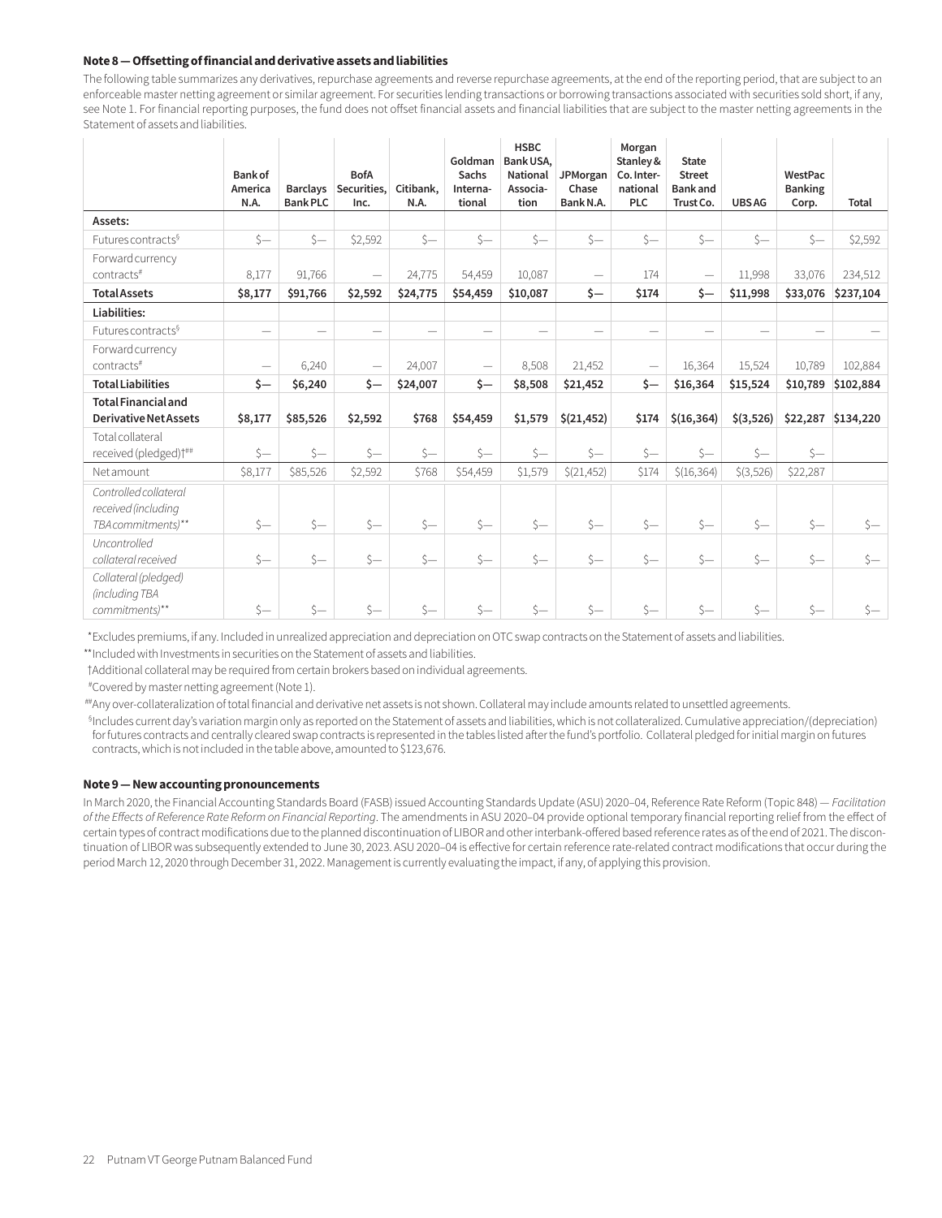#### Note 8 — Offsetting of financial and derivative assets and liabilities

The following table summarizes any derivatives, repurchase agreements and reverse repurchase agreements, at the end of the reporting period, that are subject to an enforceable master netting agreement or similar agreement. For securities lending transactions or borrowing transactions associated with securities sold short, if any, see Note 1. For financial reporting purposes, the fund does not offset financial assets and financial liabilities that are subject to the master netting agreements in the Statement of assets and liabilities.

| | Bank of America N.A. | Barclays Bank PLC | BofA Securities, Inc. | Citibank, N.A. | Goldman Sachs International | HSBC Bank USA, National Association | JPMorgan Chase Bank N.A. | Morgan Stanley & Co. International PLC | State Street Bank and Trust Co. | UBS AG | WestPac Banking Corp. | Total |
|---|---|---|---|---|---|---|---|---|---|---|---|---|
| **Assets:** | | | | | | | | | | | | |
| Futures contracts§ | $— | $— | $2,592 | $— | $— | $— | $— | $— | $— | $— | $— | $2,592 |
| Forward currency contracts# | 8,177 | 91,766 | — | 24,775 | 54,459 | 10,087 | — | 174 | — | 11,998 | 33,076 | 234,512 |
| **Total Assets** | **$8,177** | **$91,766** | **$2,592** | **$24,775** | **$54,459** | **$10,087** | **$—** | **$174** | **$—** | **$11,998** | **$33,076** | **$237,104** |
| **Liabilities:** | | | | | | | | | | | | |
| Futures contracts§ | — | — | — | — | — | — | — | — | — | — | — | — |
| Forward currency contracts# | — | 6,240 | — | 24,007 | — | 8,508 | 21,452 | — | 16,364 | 15,524 | 10,789 | 102,884 |
| **Total Liabilities** | **$—** | **$6,240** | **$—** | **$24,007** | **$—** | **$8,508** | **$21,452** | **$—** | **$16,364** | **$15,524** | **$10,789** | **$102,884** |
| **Total Financial and Derivative Net Assets** | **$8,177** | **$85,526** | **$2,592** | **$768** | **$54,459** | **$1,579** | **$(21,452)** | **$174** | **$(16,364)** | **$(3,526)** | **$22,287** | **$134,220** |
| Total collateral received (pledged)†## | $— | $— | $— | $— | $— | $— | $— | $— | $— | $— | $— | |
| Net amount | $8,177 | $85,526 | $2,592 | $768 | $54,459 | $1,579 | $(21,452) | $174 | $(16,364) | $(3,526) | $22,287 | |
| *Controlled collateral received (including TBA commitments)*** | $— | $— | $— | $— | $— | $— | $— | $— | $— | $— | $— | $— |
| *Uncontrolled collateral received* | $— | $— | $— | $— | $— | $— | $— | $— | $— | $— | $— | $— |
| *Collateral (pledged) (including TBA commitments)*** | $— | $— | $— | $— | $— | $— | $— | $— | $— | $— | $— | $— |

\* Excludes premiums, if any. Included in unrealized appreciation and depreciation on OTC swap contracts on the Statement of assets and liabilities.

** Included with Investments in securities on the Statement of assets and liabilities.

† Additional collateral may be required from certain brokers based on individual agreements.

# Covered by master netting agreement (Note 1).

## Any over-collateralization of total financial and derivative net assets is not shown. Collateral may include amounts related to unsettled agreements.

§ Includes current day's variation margin only as reported on the Statement of assets and liabilities, which is not collateralized. Cumulative appreciation/(depreciation) for futures contracts and centrally cleared swap contracts is represented in the tables listed after the fund's portfolio. Collateral pledged for initial margin on futures contracts, which is not included in the table above, amounted to $123,676.

#### Note 9 — New accounting pronouncements

In March 2020, the Financial Accounting Standards Board (FASB) issued Accounting Standards Update (ASU) 2020–04, Reference Rate Reform (Topic 848) — *Facilitation of the Effects of Reference Rate Reform on Financial Reporting*. The amendments in ASU 2020–04 provide optional temporary financial reporting relief from the effect of certain types of contract modifications due to the planned discontinuation of LIBOR and other interbank-offered based reference rates as of the end of 2021. The discontinuation of LIBOR was subsequently extended to June 30, 2023. ASU 2020–04 is effective for certain reference rate-related contract modifications that occur during the period March 12, 2020 through December 31, 2022. Management is currently evaluating the impact, if any, of applying this provision.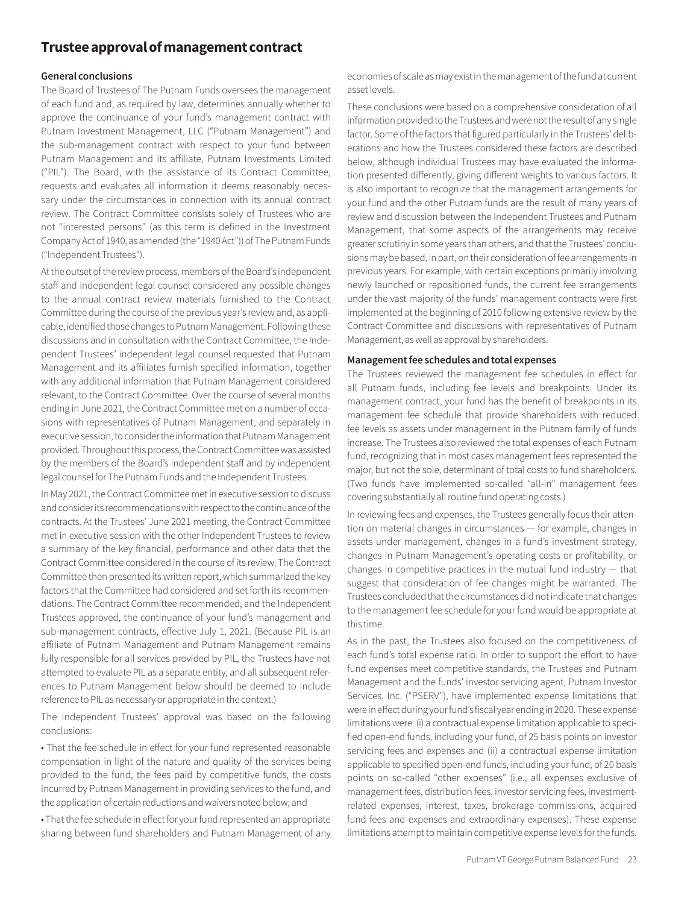## Trustee approval of management contract

### General conclusions

The Board of Trustees of The Putnam Funds oversees the management of each fund and, as required by law, determines annually whether to approve the continuance of your fund's management contract with Putnam Investment Management, LLC ("Putnam Management") and the sub-management contract with respect to your fund between Putnam Management and its affiliate, Putnam Investments Limited ("PIL"). The Board, with the assistance of its Contract Committee, requests and evaluates all information it deems reasonably necessary under the circumstances in connection with its annual contract review. The Contract Committee consists solely of Trustees who are not "interested persons" (as this term is defined in the Investment Company Act of 1940, as amended (the "1940 Act")) of The Putnam Funds ("Independent Trustees").

At the outset of the review process, members of the Board's independent staff and independent legal counsel considered any possible changes to the annual contract review materials furnished to the Contract Committee during the course of the previous year's review and, as applicable, identified those changes to Putnam Management. Following these discussions and in consultation with the Contract Committee, the Independent Trustees' independent legal counsel requested that Putnam Management and its affiliates furnish specified information, together with any additional information that Putnam Management considered relevant, to the Contract Committee. Over the course of several months ending in June 2021, the Contract Committee met on a number of occasions with representatives of Putnam Management, and separately in executive session, to consider the information that Putnam Management provided. Throughout this process, the Contract Committee was assisted by the members of the Board's independent staff and by independent legal counsel for The Putnam Funds and the Independent Trustees.

In May 2021, the Contract Committee met in executive session to discuss and consider its recommendations with respect to the continuance of the contracts. At the Trustees' June 2021 meeting, the Contract Committee met in executive session with the other Independent Trustees to review a summary of the key financial, performance and other data that the Contract Committee considered in the course of its review. The Contract Committee then presented its written report, which summarized the key factors that the Committee had considered and set forth its recommendations. The Contract Committee recommended, and the Independent Trustees approved, the continuance of your fund's management and sub-management contracts, effective July 1, 2021. (Because PIL is an affiliate of Putnam Management and Putnam Management remains fully responsible for all services provided by PIL, the Trustees have not attempted to evaluate PIL as a separate entity, and all subsequent references to Putnam Management below should be deemed to include reference to PIL as necessary or appropriate in the context.)

The Independent Trustees' approval was based on the following conclusions:

- That the fee schedule in effect for your fund represented reasonable compensation in light of the nature and quality of the services being provided to the fund, the fees paid by competitive funds, the costs incurred by Putnam Management in providing services to the fund, and the application of certain reductions and waivers noted below; and
- That the fee schedule in effect for your fund represented an appropriate sharing between fund shareholders and Putnam Management of any economies of scale as may exist in the management of the fund at current asset levels.

These conclusions were based on a comprehensive consideration of all information provided to the Trustees and were not the result of any single factor. Some of the factors that figured particularly in the Trustees' deliberations and how the Trustees considered these factors are described below, although individual Trustees may have evaluated the information presented differently, giving different weights to various factors. It is also important to recognize that the management arrangements for your fund and the other Putnam funds are the result of many years of review and discussion between the Independent Trustees and Putnam Management, that some aspects of the arrangements may receive greater scrutiny in some years than others, and that the Trustees' conclusions may be based, in part, on their consideration of fee arrangements in previous years. For example, with certain exceptions primarily involving newly launched or repositioned funds, the current fee arrangements under the vast majority of the funds' management contracts were first implemented at the beginning of 2010 following extensive review by the Contract Committee and discussions with representatives of Putnam Management, as well as approval by shareholders.

### Management fee schedules and total expenses

The Trustees reviewed the management fee schedules in effect for all Putnam funds, including fee levels and breakpoints. Under its management contract, your fund has the benefit of breakpoints in its management fee schedule that provide shareholders with reduced fee levels as assets under management in the Putnam family of funds increase. The Trustees also reviewed the total expenses of each Putnam fund, recognizing that in most cases management fees represented the major, but not the sole, determinant of total costs to fund shareholders. (Two funds have implemented so-called "all-in" management fees covering substantially all routine fund operating costs.)

In reviewing fees and expenses, the Trustees generally focus their attention on material changes in circumstances — for example, changes in assets under management, changes in a fund's investment strategy, changes in Putnam Management's operating costs or profitability, or changes in competitive practices in the mutual fund industry — that suggest that consideration of fee changes might be warranted. The Trustees concluded that the circumstances did not indicate that changes to the management fee schedule for your fund would be appropriate at this time.

As in the past, the Trustees also focused on the competitiveness of each fund's total expense ratio. In order to support the effort to have fund expenses meet competitive standards, the Trustees and Putnam Management and the funds' investor servicing agent, Putnam Investor Services, Inc. ("PSERV"), have implemented expense limitations that were in effect during your fund's fiscal year ending in 2020. These expense limitations were: (i) a contractual expense limitation applicable to specified open-end funds, including your fund, of 25 basis points on investor servicing fees and expenses and (ii) a contractual expense limitation applicable to specified open-end funds, including your fund, of 20 basis points on so-called "other expenses" (i.e., all expenses exclusive of management fees, distribution fees, investor servicing fees, investment-related expenses, interest, taxes, brokerage commissions, acquired fund fees and expenses and extraordinary expenses). These expense limitations attempt to maintain competitive expense levels for the funds.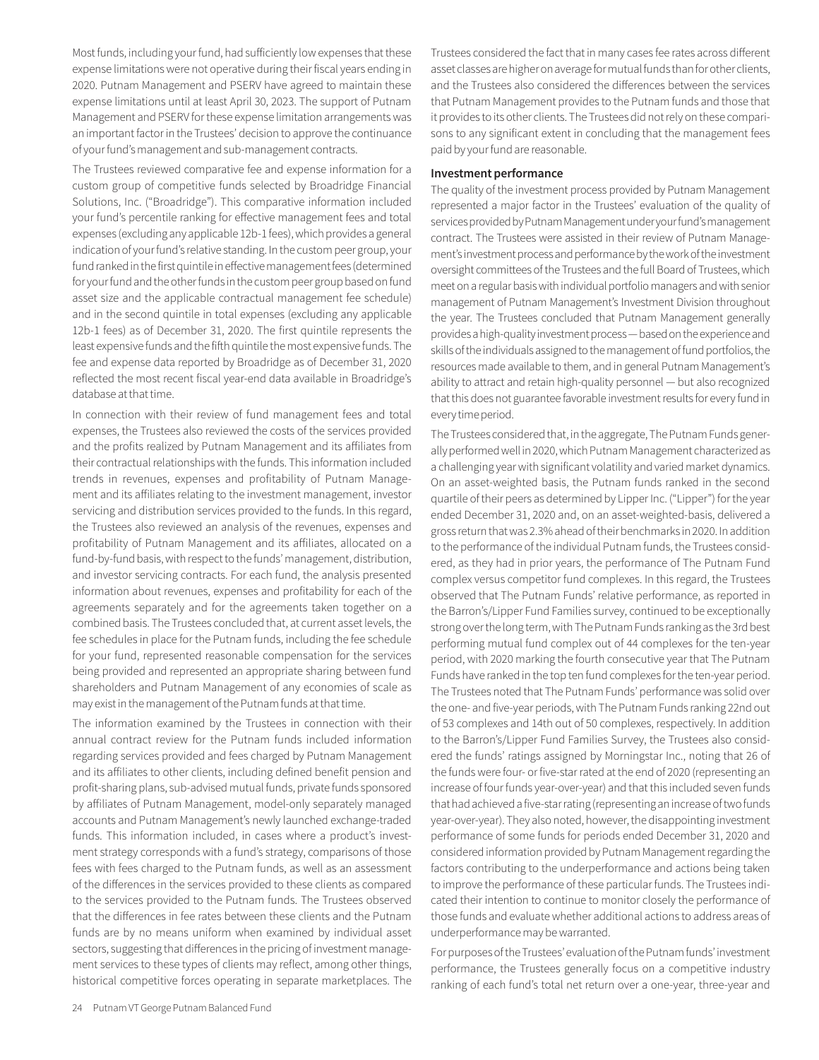Most funds, including your fund, had sufficiently low expenses that these expense limitations were not operative during their fiscal years ending in 2020. Putnam Management and PSERV have agreed to maintain these expense limitations until at least April 30, 2023. The support of Putnam Management and PSERV for these expense limitation arrangements was an important factor in the Trustees' decision to approve the continuance of your fund's management and sub-management contracts.

The Trustees reviewed comparative fee and expense information for a custom group of competitive funds selected by Broadridge Financial Solutions, Inc. ("Broadridge"). This comparative information included your fund's percentile ranking for effective management fees and total expenses (excluding any applicable 12b-1 fees), which provides a general indication of your fund's relative standing. In the custom peer group, your fund ranked in the first quintile in effective management fees (determined for your fund and the other funds in the custom peer group based on fund asset size and the applicable contractual management fee schedule) and in the second quintile in total expenses (excluding any applicable 12b-1 fees) as of December 31, 2020. The first quintile represents the least expensive funds and the fifth quintile the most expensive funds. The fee and expense data reported by Broadridge as of December 31, 2020 reflected the most recent fiscal year-end data available in Broadridge's database at that time.

In connection with their review of fund management fees and total expenses, the Trustees also reviewed the costs of the services provided and the profits realized by Putnam Management and its affiliates from their contractual relationships with the funds. This information included trends in revenues, expenses and profitability of Putnam Management and its affiliates relating to the investment management, investor servicing and distribution services provided to the funds. In this regard, the Trustees also reviewed an analysis of the revenues, expenses and profitability of Putnam Management and its affiliates, allocated on a fund-by-fund basis, with respect to the funds' management, distribution, and investor servicing contracts. For each fund, the analysis presented information about revenues, expenses and profitability for each of the agreements separately and for the agreements taken together on a combined basis. The Trustees concluded that, at current asset levels, the fee schedules in place for the Putnam funds, including the fee schedule for your fund, represented reasonable compensation for the services being provided and represented an appropriate sharing between fund shareholders and Putnam Management of any economies of scale as may exist in the management of the Putnam funds at that time.

The information examined by the Trustees in connection with their annual contract review for the Putnam funds included information regarding services provided and fees charged by Putnam Management and its affiliates to other clients, including defined benefit pension and profit-sharing plans, sub-advised mutual funds, private funds sponsored by affiliates of Putnam Management, model-only separately managed accounts and Putnam Management's newly launched exchange-traded funds. This information included, in cases where a product's investment strategy corresponds with a fund's strategy, comparisons of those fees with fees charged to the Putnam funds, as well as an assessment of the differences in the services provided to these clients as compared to the services provided to the Putnam funds. The Trustees observed that the differences in fee rates between these clients and the Putnam funds are by no means uniform when examined by individual asset sectors, suggesting that differences in the pricing of investment management services to these types of clients may reflect, among other things, historical competitive forces operating in separate marketplaces. The Trustees considered the fact that in many cases fee rates across different asset classes are higher on average for mutual funds than for other clients, and the Trustees also considered the differences between the services that Putnam Management provides to the Putnam funds and those that it provides to its other clients. The Trustees did not rely on these comparisons to any significant extent in concluding that the management fees paid by your fund are reasonable.

**Investment performance**

The quality of the investment process provided by Putnam Management represented a major factor in the Trustees' evaluation of the quality of services provided by Putnam Management under your fund's management contract. The Trustees were assisted in their review of Putnam Management's investment process and performance by the work of the investment oversight committees of the Trustees and the full Board of Trustees, which meet on a regular basis with individual portfolio managers and with senior management of Putnam Management's Investment Division throughout the year. The Trustees concluded that Putnam Management generally provides a high-quality investment process — based on the experience and skills of the individuals assigned to the management of fund portfolios, the resources made available to them, and in general Putnam Management's ability to attract and retain high-quality personnel — but also recognized that this does not guarantee favorable investment results for every fund in every time period.

The Trustees considered that, in the aggregate, The Putnam Funds generally performed well in 2020, which Putnam Management characterized as a challenging year with significant volatility and varied market dynamics. On an asset-weighted basis, the Putnam funds ranked in the second quartile of their peers as determined by Lipper Inc. ("Lipper") for the year ended December 31, 2020 and, on an asset-weighted-basis, delivered a gross return that was 2.3% ahead of their benchmarks in 2020. In addition to the performance of the individual Putnam funds, the Trustees considered, as they had in prior years, the performance of The Putnam Fund complex versus competitor fund complexes. In this regard, the Trustees observed that The Putnam Funds' relative performance, as reported in the Barron's/Lipper Fund Families survey, continued to be exceptionally strong over the long term, with The Putnam Funds ranking as the 3rd best performing mutual fund complex out of 44 complexes for the ten-year period, with 2020 marking the fourth consecutive year that The Putnam Funds have ranked in the top ten fund complexes for the ten-year period. The Trustees noted that The Putnam Funds' performance was solid over the one- and five-year periods, with The Putnam Funds ranking 22nd out of 53 complexes and 14th out of 50 complexes, respectively. In addition to the Barron's/Lipper Fund Families Survey, the Trustees also considered the funds' ratings assigned by Morningstar Inc., noting that 26 of the funds were four- or five-star rated at the end of 2020 (representing an increase of four funds year-over-year) and that this included seven funds that had achieved a five-star rating (representing an increase of two funds year-over-year). They also noted, however, the disappointing investment performance of some funds for periods ended December 31, 2020 and considered information provided by Putnam Management regarding the factors contributing to the underperformance and actions being taken to improve the performance of these particular funds. The Trustees indicated their intention to continue to monitor closely the performance of those funds and evaluate whether additional actions to address areas of underperformance may be warranted.

For purposes of the Trustees' evaluation of the Putnam funds' investment performance, the Trustees generally focus on a competitive industry ranking of each fund's total net return over a one-year, three-year and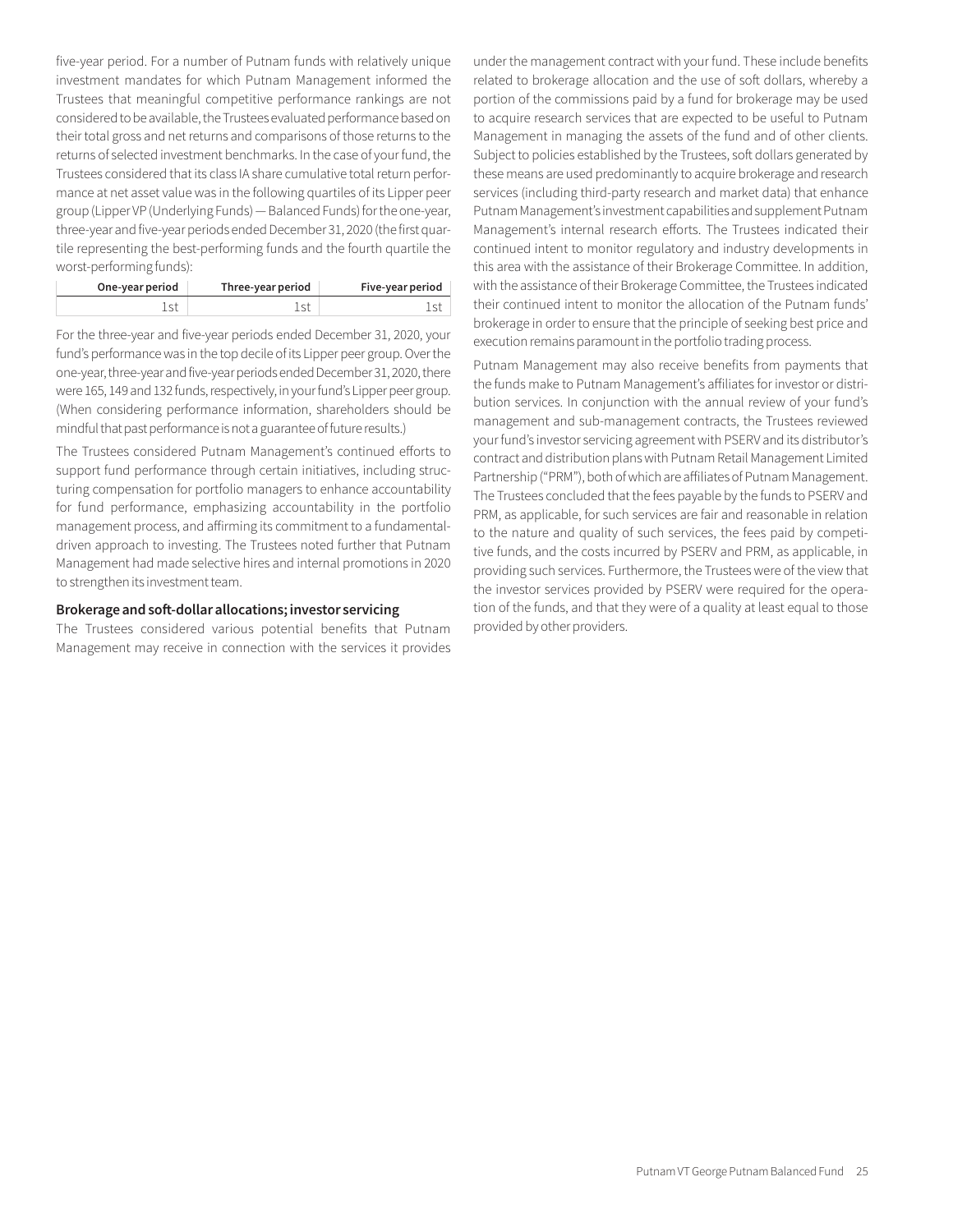five-year period. For a number of Putnam funds with relatively unique investment mandates for which Putnam Management informed the Trustees that meaningful competitive performance rankings are not considered to be available, the Trustees evaluated performance based on their total gross and net returns and comparisons of those returns to the returns of selected investment benchmarks. In the case of your fund, the Trustees considered that its class IA share cumulative total return performance at net asset value was in the following quartiles of its Lipper peer group (Lipper VP (Underlying Funds) — Balanced Funds) for the one-year, three-year and five-year periods ended December 31, 2020 (the first quartile representing the best-performing funds and the fourth quartile the worst-performing funds):

| One-year period | Three-year period | Five-year period |
|---|---|---|
| 1st | 1st | 1st |

For the three-year and five-year periods ended December 31, 2020, your fund's performance was in the top decile of its Lipper peer group. Over the one-year, three-year and five-year periods ended December 31, 2020, there were 165, 149 and 132 funds, respectively, in your fund's Lipper peer group. (When considering performance information, shareholders should be mindful that past performance is not a guarantee of future results.)

The Trustees considered Putnam Management's continued efforts to support fund performance through certain initiatives, including structuring compensation for portfolio managers to enhance accountability for fund performance, emphasizing accountability in the portfolio management process, and affirming its commitment to a fundamental-driven approach to investing. The Trustees noted further that Putnam Management had made selective hires and internal promotions in 2020 to strengthen its investment team.

### Brokerage and soft-dollar allocations; investor servicing

The Trustees considered various potential benefits that Putnam Management may receive in connection with the services it provides under the management contract with your fund. These include benefits related to brokerage allocation and the use of soft dollars, whereby a portion of the commissions paid by a fund for brokerage may be used to acquire research services that are expected to be useful to Putnam Management in managing the assets of the fund and of other clients. Subject to policies established by the Trustees, soft dollars generated by these means are used predominantly to acquire brokerage and research services (including third-party research and market data) that enhance Putnam Management's investment capabilities and supplement Putnam Management's internal research efforts. The Trustees indicated their continued intent to monitor regulatory and industry developments in this area with the assistance of their Brokerage Committee. In addition, with the assistance of their Brokerage Committee, the Trustees indicated their continued intent to monitor the allocation of the Putnam funds' brokerage in order to ensure that the principle of seeking best price and execution remains paramount in the portfolio trading process.

Putnam Management may also receive benefits from payments that the funds make to Putnam Management's affiliates for investor or distribution services. In conjunction with the annual review of your fund's management and sub-management contracts, the Trustees reviewed your fund's investor servicing agreement with PSERV and its distributor's contract and distribution plans with Putnam Retail Management Limited Partnership ("PRM"), both of which are affiliates of Putnam Management. The Trustees concluded that the fees payable by the funds to PSERV and PRM, as applicable, for such services are fair and reasonable in relation to the nature and quality of such services, the fees paid by competitive funds, and the costs incurred by PSERV and PRM, as applicable, in providing such services. Furthermore, the Trustees were of the view that the investor services provided by PSERV were required for the operation of the funds, and that they were of a quality at least equal to those provided by other providers.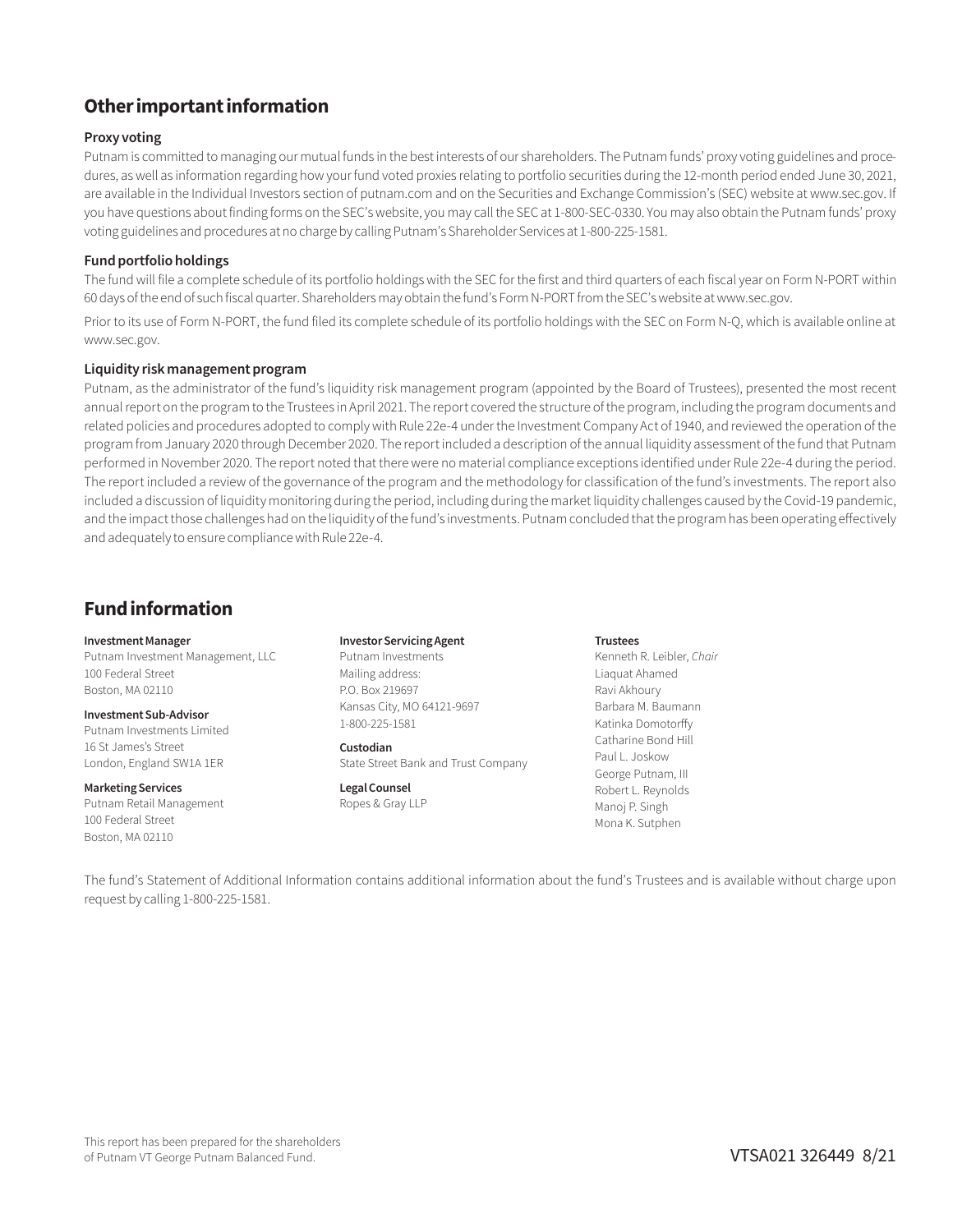# Other important information

### Proxy voting

Putnam is committed to managing our mutual funds in the best interests of our shareholders. The Putnam funds' proxy voting guidelines and procedures, as well as information regarding how your fund voted proxies relating to portfolio securities during the 12-month period ended June 30, 2021, are available in the Individual Investors section of putnam.com and on the Securities and Exchange Commission's (SEC) website at www.sec.gov. If you have questions about finding forms on the SEC's website, you may call the SEC at 1-800-SEC-0330. You may also obtain the Putnam funds' proxy voting guidelines and procedures at no charge by calling Putnam's Shareholder Services at 1-800-225-1581.

### Fund portfolio holdings

The fund will file a complete schedule of its portfolio holdings with the SEC for the first and third quarters of each fiscal year on Form N-PORT within 60 days of the end of such fiscal quarter. Shareholders may obtain the fund's Form N-PORT from the SEC's website at www.sec.gov.

Prior to its use of Form N-PORT, the fund filed its complete schedule of its portfolio holdings with the SEC on Form N-Q, which is available online at www.sec.gov.

### Liquidity risk management program

Putnam, as the administrator of the fund's liquidity risk management program (appointed by the Board of Trustees), presented the most recent annual report on the program to the Trustees in April 2021. The report covered the structure of the program, including the program documents and related policies and procedures adopted to comply with Rule 22e-4 under the Investment Company Act of 1940, and reviewed the operation of the program from January 2020 through December 2020. The report included a description of the annual liquidity assessment of the fund that Putnam performed in November 2020. The report noted that there were no material compliance exceptions identified under Rule 22e-4 during the period. The report included a review of the governance of the program and the methodology for classification of the fund's investments. The report also included a discussion of liquidity monitoring during the period, including during the market liquidity challenges caused by the Covid-19 pandemic, and the impact those challenges had on the liquidity of the fund's investments. Putnam concluded that the program has been operating effectively and adequately to ensure compliance with Rule 22e-4.

# Fund information

**Investment Manager**
Putnam Investment Management, LLC
100 Federal Street
Boston, MA 02110

**Investment Sub-Advisor**
Putnam Investments Limited
16 St James's Street
London, England SW1A 1ER

**Marketing Services**
Putnam Retail Management
100 Federal Street
Boston, MA 02110

**Investor Servicing Agent**
Putnam Investments
Mailing address:
P.O. Box 219697
Kansas City, MO 64121-9697
1-800-225-1581

**Custodian**
State Street Bank and Trust Company

**Legal Counsel**
Ropes & Gray LLP

**Trustees**
Kenneth R. Leibler, *Chair*
Liaquat Ahamed
Ravi Akhoury
Barbara M. Baumann
Katinka Domotorffy
Catharine Bond Hill
Paul L. Joskow
George Putnam, III
Robert L. Reynolds
Manoj P. Singh
Mona K. Sutphen

The fund's Statement of Additional Information contains additional information about the fund's Trustees and is available without charge upon request by calling 1-800-225-1581.

This report has been prepared for the shareholders of Putnam VT George Putnam Balanced Fund.

VTSA021 326449 8/21